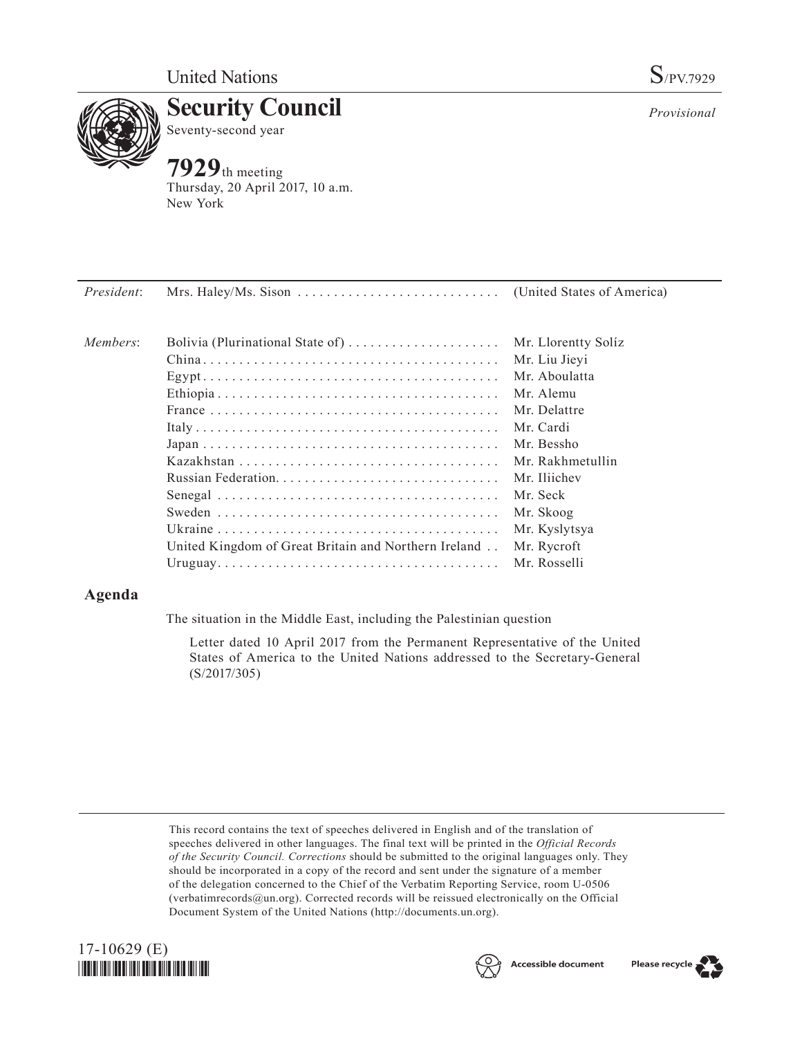United Nations S/PV.7929

# Security Council

Seventy-second year

*Provisional*

**7929**th meeting
Thursday, 20 April 2017, 10 a.m.
New York

| | | |
|---|---|---|
| *President*: | Mrs. Haley/Ms. Sison | (United States of America) |
| *Members*: | Bolivia (Plurinational State of) | Mr. Llorentty Solíz |
| | China | Mr. Liu Jieyi |
| | Egypt | Mr. Aboulatta |
| | Ethiopia | Mr. Alemu |
| | France | Mr. Delattre |
| | Italy | Mr. Cardi |
| | Japan | Mr. Bessho |
| | Kazakhstan | Mr. Rakhmetullin |
| | Russian Federation | Mr. Iliichev |
| | Senegal | Mr. Seck |
| | Sweden | Mr. Skoog |
| | Ukraine | Mr. Kyslytsya |
| | United Kingdom of Great Britain and Northern Ireland | Mr. Rycroft |
| | Uruguay | Mr. Rosselli |

## Agenda

The situation in the Middle East, including the Palestinian question

Letter dated 10 April 2017 from the Permanent Representative of the United States of America to the United Nations addressed to the Secretary-General (S/2017/305)

This record contains the text of speeches delivered in English and of the translation of speeches delivered in other languages. The final text will be printed in the *Official Records of the Security Council. Corrections* should be submitted to the original languages only. They should be incorporated in a copy of the record and sent under the signature of a member of the delegation concerned to the Chief of the Verbatim Reporting Service, room U-0506 (verbatimrecords@un.org). Corrected records will be reissued electronically on the Official Document System of the United Nations (http://documents.un.org).

17-10629 (E)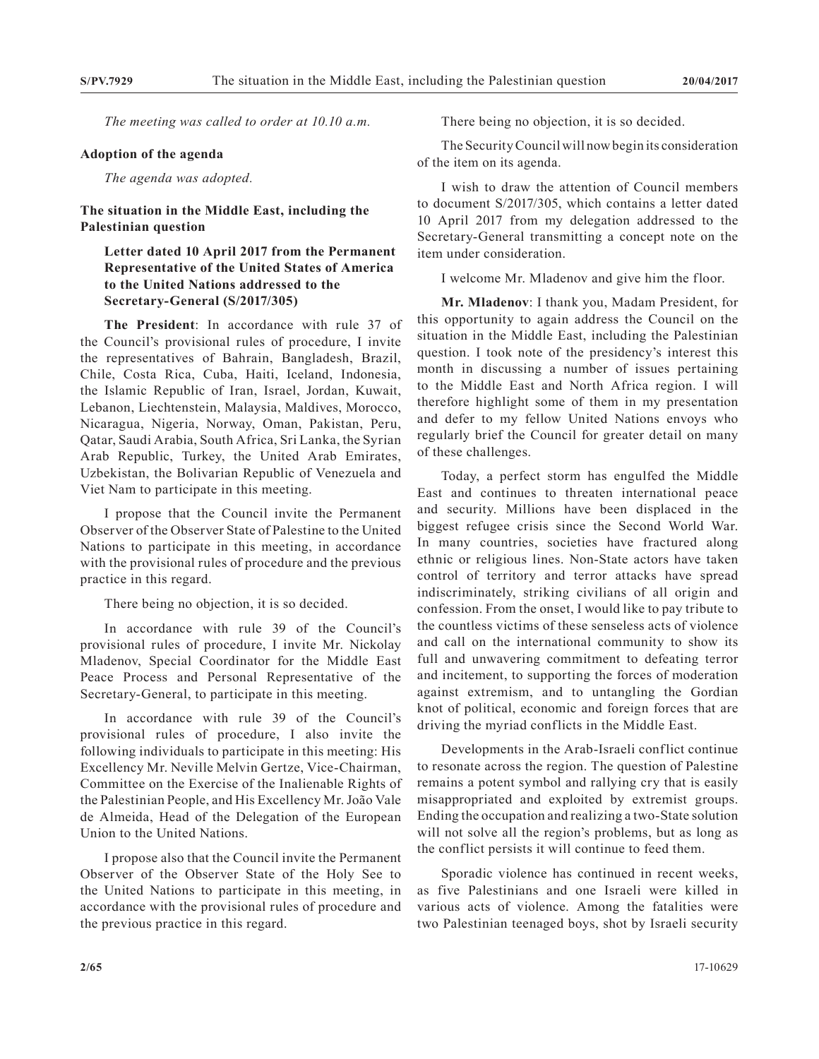*The meeting was called to order at 10.10 a.m.*

## Adoption of the agenda

*The agenda was adopted.*

## The situation in the Middle East, including the Palestinian question

### Letter dated 10 April 2017 from the Permanent Representative of the United States of America to the United Nations addressed to the Secretary-General (S/2017/305)

**The President**: In accordance with rule 37 of the Council's provisional rules of procedure, I invite the representatives of Bahrain, Bangladesh, Brazil, Chile, Costa Rica, Cuba, Haiti, Iceland, Indonesia, the Islamic Republic of Iran, Israel, Jordan, Kuwait, Lebanon, Liechtenstein, Malaysia, Maldives, Morocco, Nicaragua, Nigeria, Norway, Oman, Pakistan, Peru, Qatar, Saudi Arabia, South Africa, Sri Lanka, the Syrian Arab Republic, Turkey, the United Arab Emirates, Uzbekistan, the Bolivarian Republic of Venezuela and Viet Nam to participate in this meeting.

I propose that the Council invite the Permanent Observer of the Observer State of Palestine to the United Nations to participate in this meeting, in accordance with the provisional rules of procedure and the previous practice in this regard.

There being no objection, it is so decided.

In accordance with rule 39 of the Council's provisional rules of procedure, I invite Mr. Nickolay Mladenov, Special Coordinator for the Middle East Peace Process and Personal Representative of the Secretary-General, to participate in this meeting.

In accordance with rule 39 of the Council's provisional rules of procedure, I also invite the following individuals to participate in this meeting: His Excellency Mr. Neville Melvin Gertze, Vice-Chairman, Committee on the Exercise of the Inalienable Rights of the Palestinian People, and His Excellency Mr. João Vale de Almeida, Head of the Delegation of the European Union to the United Nations.

I propose also that the Council invite the Permanent Observer of the Observer State of the Holy See to the United Nations to participate in this meeting, in accordance with the provisional rules of procedure and the previous practice in this regard.

There being no objection, it is so decided.

The Security Council will now begin its consideration of the item on its agenda.

I wish to draw the attention of Council members to document S/2017/305, which contains a letter dated 10 April 2017 from my delegation addressed to the Secretary-General transmitting a concept note on the item under consideration.

I welcome Mr. Mladenov and give him the floor.

**Mr. Mladenov**: I thank you, Madam President, for this opportunity to again address the Council on the situation in the Middle East, including the Palestinian question. I took note of the presidency's interest this month in discussing a number of issues pertaining to the Middle East and North Africa region. I will therefore highlight some of them in my presentation and defer to my fellow United Nations envoys who regularly brief the Council for greater detail on many of these challenges.

Today, a perfect storm has engulfed the Middle East and continues to threaten international peace and security. Millions have been displaced in the biggest refugee crisis since the Second World War. In many countries, societies have fractured along ethnic or religious lines. Non-State actors have taken control of territory and terror attacks have spread indiscriminately, striking civilians of all origin and confession. From the onset, I would like to pay tribute to the countless victims of these senseless acts of violence and call on the international community to show its full and unwavering commitment to defeating terror and incitement, to supporting the forces of moderation against extremism, and to untangling the Gordian knot of political, economic and foreign forces that are driving the myriad conflicts in the Middle East.

Developments in the Arab-Israeli conflict continue to resonate across the region. The question of Palestine remains a potent symbol and rallying cry that is easily misappropriated and exploited by extremist groups. Ending the occupation and realizing a two-State solution will not solve all the region's problems, but as long as the conflict persists it will continue to feed them.

Sporadic violence has continued in recent weeks, as five Palestinians and one Israeli were killed in various acts of violence. Among the fatalities were two Palestinian teenaged boys, shot by Israeli security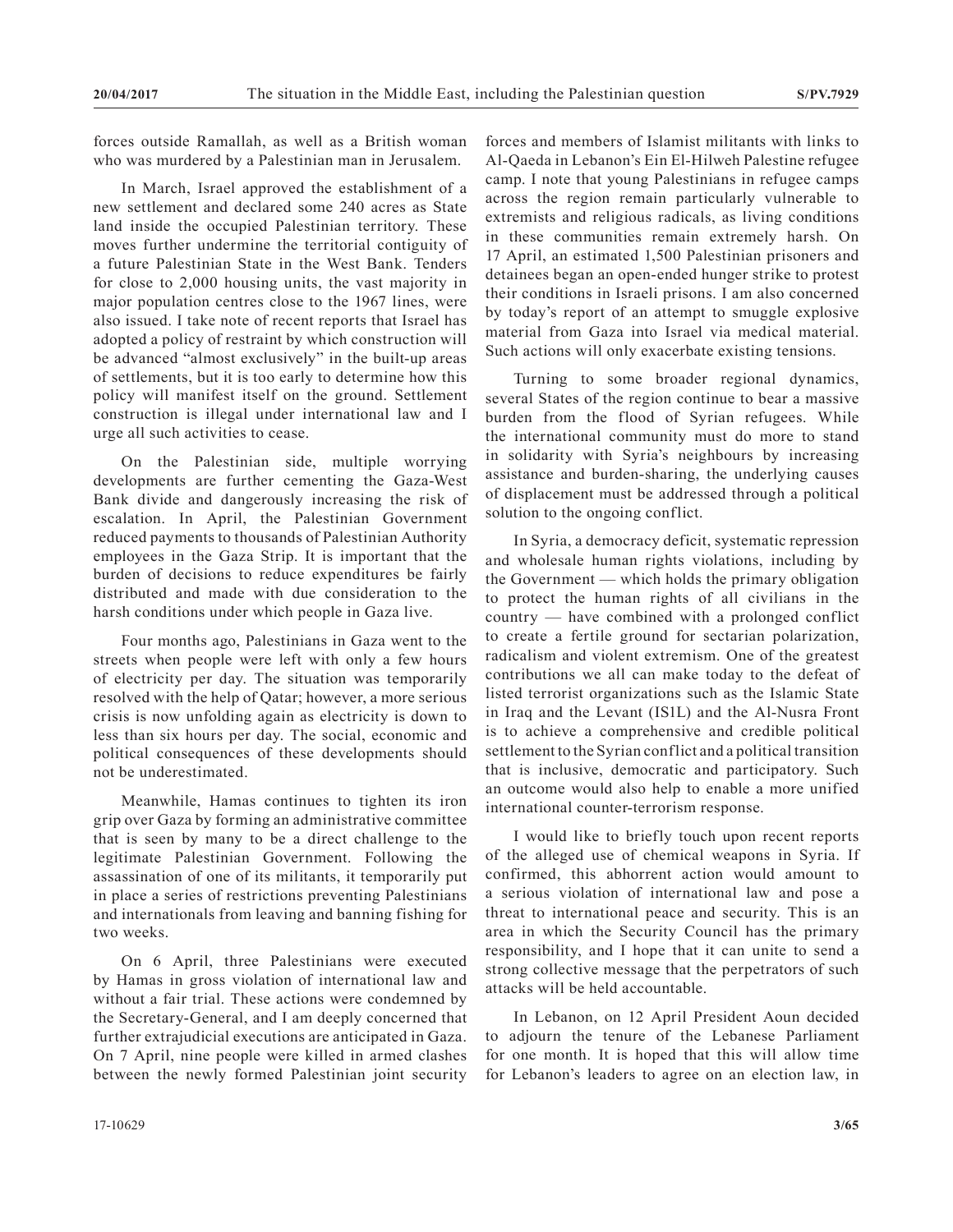forces outside Ramallah, as well as a British woman who was murdered by a Palestinian man in Jerusalem.

In March, Israel approved the establishment of a new settlement and declared some 240 acres as State land inside the occupied Palestinian territory. These moves further undermine the territorial contiguity of a future Palestinian State in the West Bank. Tenders for close to 2,000 housing units, the vast majority in major population centres close to the 1967 lines, were also issued. I take note of recent reports that Israel has adopted a policy of restraint by which construction will be advanced "almost exclusively" in the built-up areas of settlements, but it is too early to determine how this policy will manifest itself on the ground. Settlement construction is illegal under international law and I urge all such activities to cease.

On the Palestinian side, multiple worrying developments are further cementing the Gaza-West Bank divide and dangerously increasing the risk of escalation. In April, the Palestinian Government reduced payments to thousands of Palestinian Authority employees in the Gaza Strip. It is important that the burden of decisions to reduce expenditures be fairly distributed and made with due consideration to the harsh conditions under which people in Gaza live.

Four months ago, Palestinians in Gaza went to the streets when people were left with only a few hours of electricity per day. The situation was temporarily resolved with the help of Qatar; however, a more serious crisis is now unfolding again as electricity is down to less than six hours per day. The social, economic and political consequences of these developments should not be underestimated.

Meanwhile, Hamas continues to tighten its iron grip over Gaza by forming an administrative committee that is seen by many to be a direct challenge to the legitimate Palestinian Government. Following the assassination of one of its militants, it temporarily put in place a series of restrictions preventing Palestinians and internationals from leaving and banning fishing for two weeks.

On 6 April, three Palestinians were executed by Hamas in gross violation of international law and without a fair trial. These actions were condemned by the Secretary-General, and I am deeply concerned that further extrajudicial executions are anticipated in Gaza. On 7 April, nine people were killed in armed clashes between the newly formed Palestinian joint security forces and members of Islamist militants with links to Al-Qaeda in Lebanon's Ein El-Hilweh Palestine refugee camp. I note that young Palestinians in refugee camps across the region remain particularly vulnerable to extremists and religious radicals, as living conditions in these communities remain extremely harsh. On 17 April, an estimated 1,500 Palestinian prisoners and detainees began an open-ended hunger strike to protest their conditions in Israeli prisons. I am also concerned by today's report of an attempt to smuggle explosive material from Gaza into Israel via medical material. Such actions will only exacerbate existing tensions.

Turning to some broader regional dynamics, several States of the region continue to bear a massive burden from the flood of Syrian refugees. While the international community must do more to stand in solidarity with Syria's neighbours by increasing assistance and burden-sharing, the underlying causes of displacement must be addressed through a political solution to the ongoing conflict.

In Syria, a democracy deficit, systematic repression and wholesale human rights violations, including by the Government — which holds the primary obligation to protect the human rights of all civilians in the country — have combined with a prolonged conflict to create a fertile ground for sectarian polarization, radicalism and violent extremism. One of the greatest contributions we all can make today to the defeat of listed terrorist organizations such as the Islamic State in Iraq and the Levant (ISIL) and the Al-Nusra Front is to achieve a comprehensive and credible political settlement to the Syrian conflict and a political transition that is inclusive, democratic and participatory. Such an outcome would also help to enable a more unified international counter-terrorism response.

I would like to briefly touch upon recent reports of the alleged use of chemical weapons in Syria. If confirmed, this abhorrent action would amount to a serious violation of international law and pose a threat to international peace and security. This is an area in which the Security Council has the primary responsibility, and I hope that it can unite to send a strong collective message that the perpetrators of such attacks will be held accountable.

In Lebanon, on 12 April President Aoun decided to adjourn the tenure of the Lebanese Parliament for one month. It is hoped that this will allow time for Lebanon's leaders to agree on an election law, in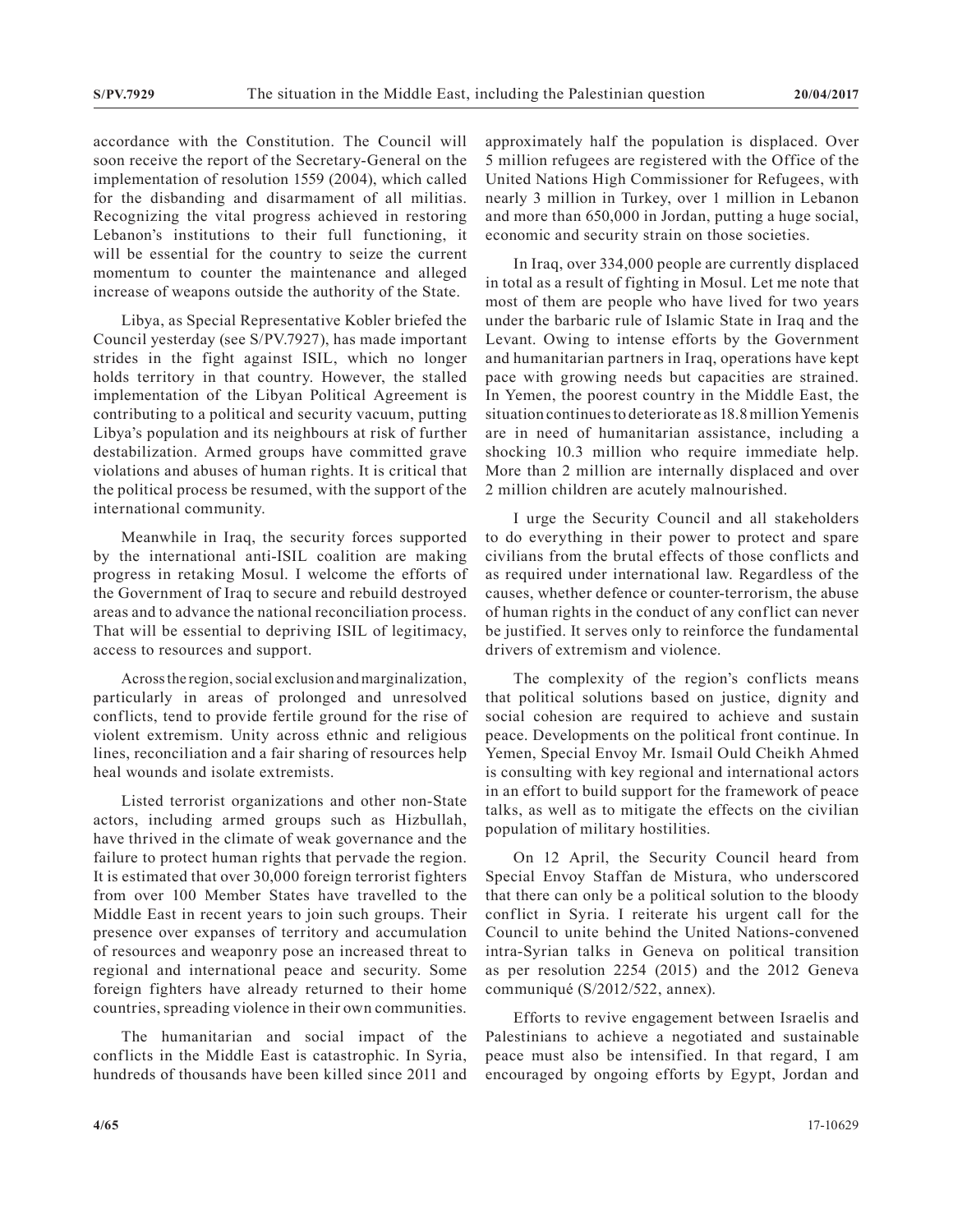accordance with the Constitution. The Council will soon receive the report of the Secretary-General on the implementation of resolution 1559 (2004), which called for the disbanding and disarmament of all militias. Recognizing the vital progress achieved in restoring Lebanon's institutions to their full functioning, it will be essential for the country to seize the current momentum to counter the maintenance and alleged increase of weapons outside the authority of the State.

Libya, as Special Representative Kobler briefed the Council yesterday (see S/PV.7927), has made important strides in the fight against ISIL, which no longer holds territory in that country. However, the stalled implementation of the Libyan Political Agreement is contributing to a political and security vacuum, putting Libya's population and its neighbours at risk of further destabilization. Armed groups have committed grave violations and abuses of human rights. It is critical that the political process be resumed, with the support of the international community.

Meanwhile in Iraq, the security forces supported by the international anti-ISIL coalition are making progress in retaking Mosul. I welcome the efforts of the Government of Iraq to secure and rebuild destroyed areas and to advance the national reconciliation process. That will be essential to depriving ISIL of legitimacy, access to resources and support.

Across the region, social exclusion and marginalization, particularly in areas of prolonged and unresolved conflicts, tend to provide fertile ground for the rise of violent extremism. Unity across ethnic and religious lines, reconciliation and a fair sharing of resources help heal wounds and isolate extremists.

Listed terrorist organizations and other non-State actors, including armed groups such as Hizbullah, have thrived in the climate of weak governance and the failure to protect human rights that pervade the region. It is estimated that over 30,000 foreign terrorist fighters from over 100 Member States have travelled to the Middle East in recent years to join such groups. Their presence over expanses of territory and accumulation of resources and weaponry pose an increased threat to regional and international peace and security. Some foreign fighters have already returned to their home countries, spreading violence in their own communities.

The humanitarian and social impact of the conflicts in the Middle East is catastrophic. In Syria, hundreds of thousands have been killed since 2011 and approximately half the population is displaced. Over 5 million refugees are registered with the Office of the United Nations High Commissioner for Refugees, with nearly 3 million in Turkey, over 1 million in Lebanon and more than 650,000 in Jordan, putting a huge social, economic and security strain on those societies.

In Iraq, over 334,000 people are currently displaced in total as a result of fighting in Mosul. Let me note that most of them are people who have lived for two years under the barbaric rule of Islamic State in Iraq and the Levant. Owing to intense efforts by the Government and humanitarian partners in Iraq, operations have kept pace with growing needs but capacities are strained. In Yemen, the poorest country in the Middle East, the situation continues to deteriorate as 18.8 million Yemenis are in need of humanitarian assistance, including a shocking 10.3 million who require immediate help. More than 2 million are internally displaced and over 2 million children are acutely malnourished.

I urge the Security Council and all stakeholders to do everything in their power to protect and spare civilians from the brutal effects of those conflicts and as required under international law. Regardless of the causes, whether defence or counter-terrorism, the abuse of human rights in the conduct of any conflict can never be justified. It serves only to reinforce the fundamental drivers of extremism and violence.

The complexity of the region's conflicts means that political solutions based on justice, dignity and social cohesion are required to achieve and sustain peace. Developments on the political front continue. In Yemen, Special Envoy Mr. Ismail Ould Cheikh Ahmed is consulting with key regional and international actors in an effort to build support for the framework of peace talks, as well as to mitigate the effects on the civilian population of military hostilities.

On 12 April, the Security Council heard from Special Envoy Staffan de Mistura, who underscored that there can only be a political solution to the bloody conflict in Syria. I reiterate his urgent call for the Council to unite behind the United Nations-convened intra-Syrian talks in Geneva on political transition as per resolution 2254 (2015) and the 2012 Geneva communiqué (S/2012/522, annex).

Efforts to revive engagement between Israelis and Palestinians to achieve a negotiated and sustainable peace must also be intensified. In that regard, I am encouraged by ongoing efforts by Egypt, Jordan and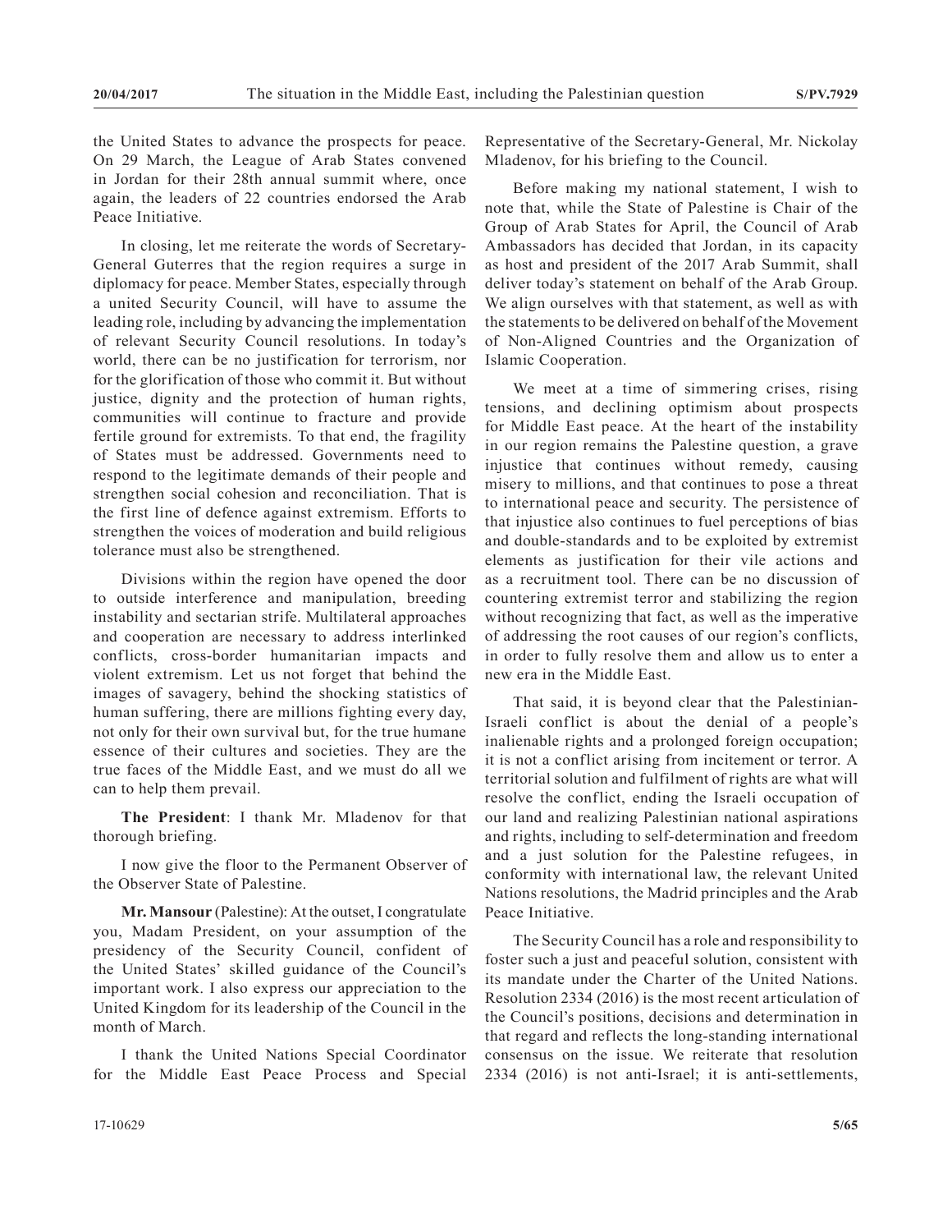the United States to advance the prospects for peace. On 29 March, the League of Arab States convened in Jordan for their 28th annual summit where, once again, the leaders of 22 countries endorsed the Arab Peace Initiative.

In closing, let me reiterate the words of Secretary-General Guterres that the region requires a surge in diplomacy for peace. Member States, especially through a united Security Council, will have to assume the leading role, including by advancing the implementation of relevant Security Council resolutions. In today's world, there can be no justification for terrorism, nor for the glorification of those who commit it. But without justice, dignity and the protection of human rights, communities will continue to fracture and provide fertile ground for extremists. To that end, the fragility of States must be addressed. Governments need to respond to the legitimate demands of their people and strengthen social cohesion and reconciliation. That is the first line of defence against extremism. Efforts to strengthen the voices of moderation and build religious tolerance must also be strengthened.

Divisions within the region have opened the door to outside interference and manipulation, breeding instability and sectarian strife. Multilateral approaches and cooperation are necessary to address interlinked conflicts, cross-border humanitarian impacts and violent extremism. Let us not forget that behind the images of savagery, behind the shocking statistics of human suffering, there are millions fighting every day, not only for their own survival but, for the true humane essence of their cultures and societies. They are the true faces of the Middle East, and we must do all we can to help them prevail.

**The President**: I thank Mr. Mladenov for that thorough briefing.

I now give the floor to the Permanent Observer of the Observer State of Palestine.

**Mr. Mansour** (Palestine): At the outset, I congratulate you, Madam President, on your assumption of the presidency of the Security Council, confident of the United States' skilled guidance of the Council's important work. I also express our appreciation to the United Kingdom for its leadership of the Council in the month of March.

I thank the United Nations Special Coordinator for the Middle East Peace Process and Special Representative of the Secretary-General, Mr. Nickolay Mladenov, for his briefing to the Council.

Before making my national statement, I wish to note that, while the State of Palestine is Chair of the Group of Arab States for April, the Council of Arab Ambassadors has decided that Jordan, in its capacity as host and president of the 2017 Arab Summit, shall deliver today's statement on behalf of the Arab Group. We align ourselves with that statement, as well as with the statements to be delivered on behalf of the Movement of Non-Aligned Countries and the Organization of Islamic Cooperation.

We meet at a time of simmering crises, rising tensions, and declining optimism about prospects for Middle East peace. At the heart of the instability in our region remains the Palestine question, a grave injustice that continues without remedy, causing misery to millions, and that continues to pose a threat to international peace and security. The persistence of that injustice also continues to fuel perceptions of bias and double-standards and to be exploited by extremist elements as justification for their vile actions and as a recruitment tool. There can be no discussion of countering extremist terror and stabilizing the region without recognizing that fact, as well as the imperative of addressing the root causes of our region's conflicts, in order to fully resolve them and allow us to enter a new era in the Middle East.

That said, it is beyond clear that the Palestinian-Israeli conflict is about the denial of a people's inalienable rights and a prolonged foreign occupation; it is not a conflict arising from incitement or terror. A territorial solution and fulfilment of rights are what will resolve the conflict, ending the Israeli occupation of our land and realizing Palestinian national aspirations and rights, including to self-determination and freedom and a just solution for the Palestine refugees, in conformity with international law, the relevant United Nations resolutions, the Madrid principles and the Arab Peace Initiative.

The Security Council has a role and responsibility to foster such a just and peaceful solution, consistent with its mandate under the Charter of the United Nations. Resolution 2334 (2016) is the most recent articulation of the Council's positions, decisions and determination in that regard and reflects the long-standing international consensus on the issue. We reiterate that resolution 2334 (2016) is not anti-Israel; it is anti-settlements,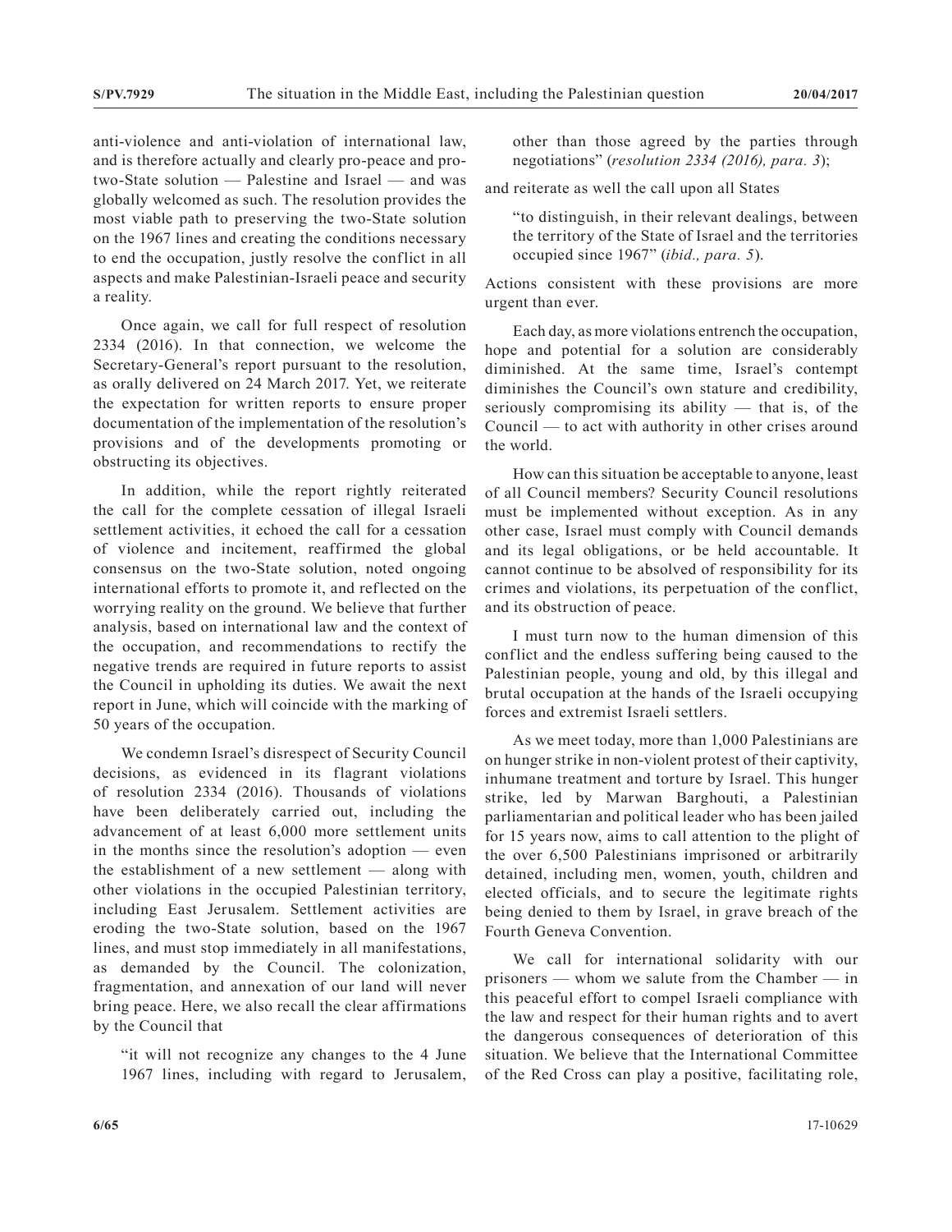anti-violence and anti-violation of international law, and is therefore actually and clearly pro-peace and pro-two-State solution — Palestine and Israel — and was globally welcomed as such. The resolution provides the most viable path to preserving the two-State solution on the 1967 lines and creating the conditions necessary to end the occupation, justly resolve the conflict in all aspects and make Palestinian-Israeli peace and security a reality.

Once again, we call for full respect of resolution 2334 (2016). In that connection, we welcome the Secretary-General's report pursuant to the resolution, as orally delivered on 24 March 2017. Yet, we reiterate the expectation for written reports to ensure proper documentation of the implementation of the resolution's provisions and of the developments promoting or obstructing its objectives.

In addition, while the report rightly reiterated the call for the complete cessation of illegal Israeli settlement activities, it echoed the call for a cessation of violence and incitement, reaffirmed the global consensus on the two-State solution, noted ongoing international efforts to promote it, and reflected on the worrying reality on the ground. We believe that further analysis, based on international law and the context of the occupation, and recommendations to rectify the negative trends are required in future reports to assist the Council in upholding its duties. We await the next report in June, which will coincide with the marking of 50 years of the occupation.

We condemn Israel's disrespect of Security Council decisions, as evidenced in its flagrant violations of resolution 2334 (2016). Thousands of violations have been deliberately carried out, including the advancement of at least 6,000 more settlement units in the months since the resolution's adoption — even the establishment of a new settlement — along with other violations in the occupied Palestinian territory, including East Jerusalem. Settlement activities are eroding the two-State solution, based on the 1967 lines, and must stop immediately in all manifestations, as demanded by the Council. The colonization, fragmentation, and annexation of our land will never bring peace. Here, we also recall the clear affirmations by the Council that

> "it will not recognize any changes to the 4 June 1967 lines, including with regard to Jerusalem, other than those agreed by the parties through negotiations" (*resolution 2334 (2016), para. 3*);

and reiterate as well the call upon all States

> "to distinguish, in their relevant dealings, between the territory of the State of Israel and the territories occupied since 1967" (*ibid., para. 5*).

Actions consistent with these provisions are more urgent than ever.

Each day, as more violations entrench the occupation, hope and potential for a solution are considerably diminished. At the same time, Israel's contempt diminishes the Council's own stature and credibility, seriously compromising its ability — that is, of the Council — to act with authority in other crises around the world.

How can this situation be acceptable to anyone, least of all Council members? Security Council resolutions must be implemented without exception. As in any other case, Israel must comply with Council demands and its legal obligations, or be held accountable. It cannot continue to be absolved of responsibility for its crimes and violations, its perpetuation of the conflict, and its obstruction of peace.

I must turn now to the human dimension of this conflict and the endless suffering being caused to the Palestinian people, young and old, by this illegal and brutal occupation at the hands of the Israeli occupying forces and extremist Israeli settlers.

As we meet today, more than 1,000 Palestinians are on hunger strike in non-violent protest of their captivity, inhumane treatment and torture by Israel. This hunger strike, led by Marwan Barghouti, a Palestinian parliamentarian and political leader who has been jailed for 15 years now, aims to call attention to the plight of the over 6,500 Palestinians imprisoned or arbitrarily detained, including men, women, youth, children and elected officials, and to secure the legitimate rights being denied to them by Israel, in grave breach of the Fourth Geneva Convention.

We call for international solidarity with our prisoners — whom we salute from the Chamber — in this peaceful effort to compel Israeli compliance with the law and respect for their human rights and to avert the dangerous consequences of deterioration of this situation. We believe that the International Committee of the Red Cross can play a positive, facilitating role,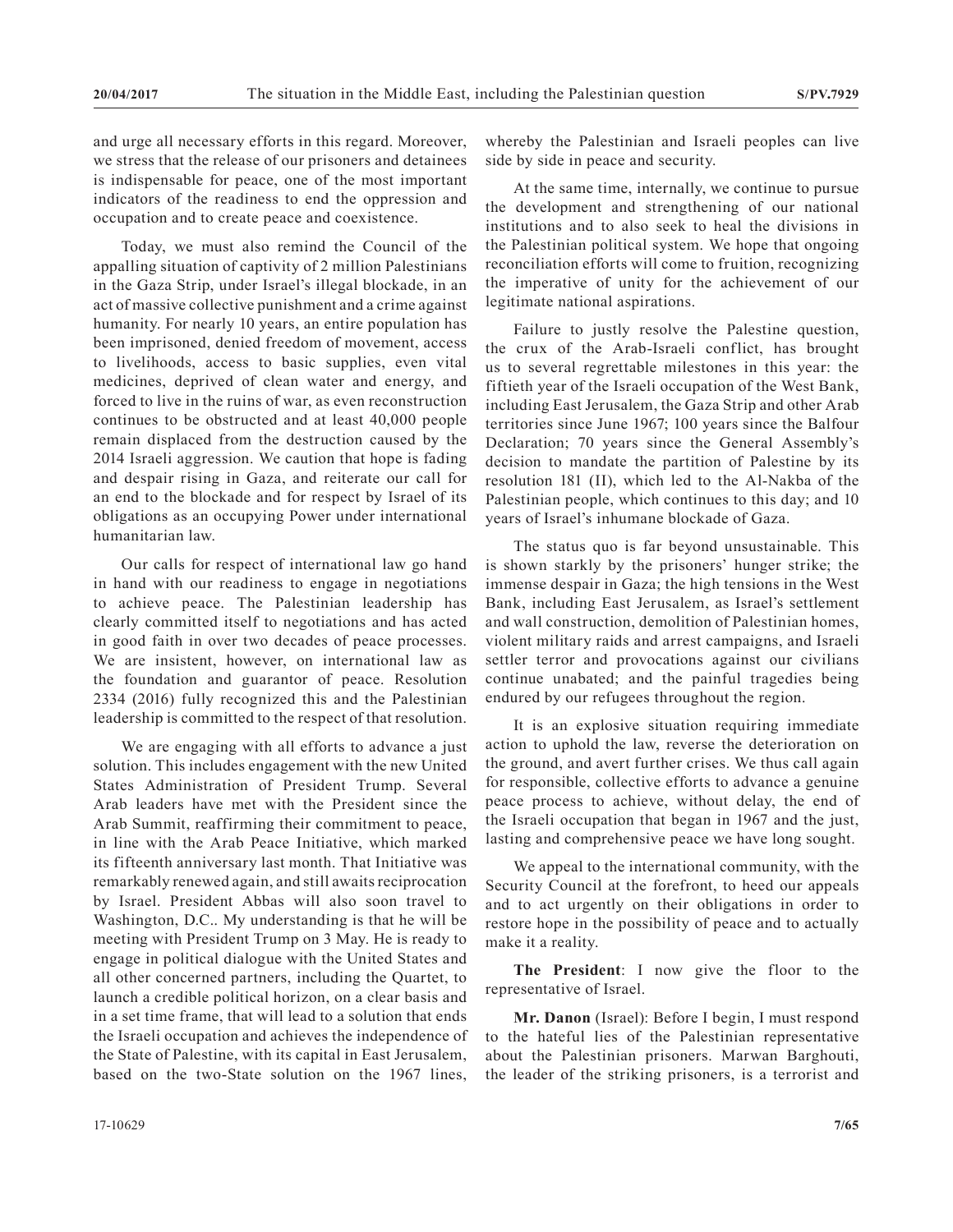and urge all necessary efforts in this regard. Moreover, we stress that the release of our prisoners and detainees is indispensable for peace, one of the most important indicators of the readiness to end the oppression and occupation and to create peace and coexistence.

Today, we must also remind the Council of the appalling situation of captivity of 2 million Palestinians in the Gaza Strip, under Israel's illegal blockade, in an act of massive collective punishment and a crime against humanity. For nearly 10 years, an entire population has been imprisoned, denied freedom of movement, access to livelihoods, access to basic supplies, even vital medicines, deprived of clean water and energy, and forced to live in the ruins of war, as even reconstruction continues to be obstructed and at least 40,000 people remain displaced from the destruction caused by the 2014 Israeli aggression. We caution that hope is fading and despair rising in Gaza, and reiterate our call for an end to the blockade and for respect by Israel of its obligations as an occupying Power under international humanitarian law.

Our calls for respect of international law go hand in hand with our readiness to engage in negotiations to achieve peace. The Palestinian leadership has clearly committed itself to negotiations and has acted in good faith in over two decades of peace processes. We are insistent, however, on international law as the foundation and guarantor of peace. Resolution 2334 (2016) fully recognized this and the Palestinian leadership is committed to the respect of that resolution.

We are engaging with all efforts to advance a just solution. This includes engagement with the new United States Administration of President Trump. Several Arab leaders have met with the President since the Arab Summit, reaffirming their commitment to peace, in line with the Arab Peace Initiative, which marked its fifteenth anniversary last month. That Initiative was remarkably renewed again, and still awaits reciprocation by Israel. President Abbas will also soon travel to Washington, D.C.. My understanding is that he will be meeting with President Trump on 3 May. He is ready to engage in political dialogue with the United States and all other concerned partners, including the Quartet, to launch a credible political horizon, on a clear basis and in a set time frame, that will lead to a solution that ends the Israeli occupation and achieves the independence of the State of Palestine, with its capital in East Jerusalem, based on the two-State solution on the 1967 lines, whereby the Palestinian and Israeli peoples can live side by side in peace and security.

At the same time, internally, we continue to pursue the development and strengthening of our national institutions and to also seek to heal the divisions in the Palestinian political system. We hope that ongoing reconciliation efforts will come to fruition, recognizing the imperative of unity for the achievement of our legitimate national aspirations.

Failure to justly resolve the Palestine question, the crux of the Arab-Israeli conflict, has brought us to several regrettable milestones in this year: the fiftieth year of the Israeli occupation of the West Bank, including East Jerusalem, the Gaza Strip and other Arab territories since June 1967; 100 years since the Balfour Declaration; 70 years since the General Assembly's decision to mandate the partition of Palestine by its resolution 181 (II), which led to the Al-Nakba of the Palestinian people, which continues to this day; and 10 years of Israel's inhumane blockade of Gaza.

The status quo is far beyond unsustainable. This is shown starkly by the prisoners' hunger strike; the immense despair in Gaza; the high tensions in the West Bank, including East Jerusalem, as Israel's settlement and wall construction, demolition of Palestinian homes, violent military raids and arrest campaigns, and Israeli settler terror and provocations against our civilians continue unabated; and the painful tragedies being endured by our refugees throughout the region.

It is an explosive situation requiring immediate action to uphold the law, reverse the deterioration on the ground, and avert further crises. We thus call again for responsible, collective efforts to advance a genuine peace process to achieve, without delay, the end of the Israeli occupation that began in 1967 and the just, lasting and comprehensive peace we have long sought.

We appeal to the international community, with the Security Council at the forefront, to heed our appeals and to act urgently on their obligations in order to restore hope in the possibility of peace and to actually make it a reality.

**The President**: I now give the floor to the representative of Israel.

**Mr. Danon** (Israel): Before I begin, I must respond to the hateful lies of the Palestinian representative about the Palestinian prisoners. Marwan Barghouti, the leader of the striking prisoners, is a terrorist and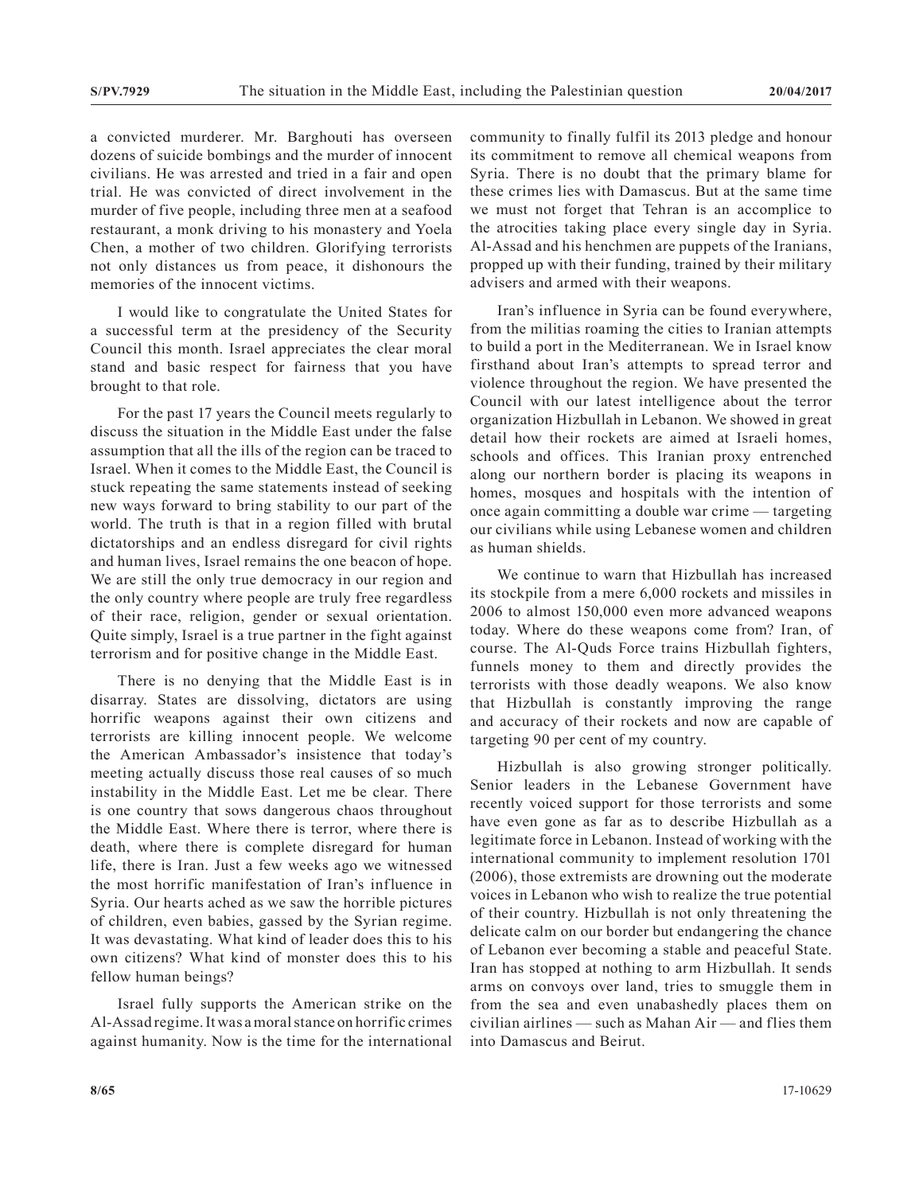a convicted murderer. Mr. Barghouti has overseen dozens of suicide bombings and the murder of innocent civilians. He was arrested and tried in a fair and open trial. He was convicted of direct involvement in the murder of five people, including three men at a seafood restaurant, a monk driving to his monastery and Yoela Chen, a mother of two children. Glorifying terrorists not only distances us from peace, it dishonours the memories of the innocent victims.

I would like to congratulate the United States for a successful term at the presidency of the Security Council this month. Israel appreciates the clear moral stand and basic respect for fairness that you have brought to that role.

For the past 17 years the Council meets regularly to discuss the situation in the Middle East under the false assumption that all the ills of the region can be traced to Israel. When it comes to the Middle East, the Council is stuck repeating the same statements instead of seeking new ways forward to bring stability to our part of the world. The truth is that in a region filled with brutal dictatorships and an endless disregard for civil rights and human lives, Israel remains the one beacon of hope. We are still the only true democracy in our region and the only country where people are truly free regardless of their race, religion, gender or sexual orientation. Quite simply, Israel is a true partner in the fight against terrorism and for positive change in the Middle East.

There is no denying that the Middle East is in disarray. States are dissolving, dictators are using horrific weapons against their own citizens and terrorists are killing innocent people. We welcome the American Ambassador's insistence that today's meeting actually discuss those real causes of so much instability in the Middle East. Let me be clear. There is one country that sows dangerous chaos throughout the Middle East. Where there is terror, where there is death, where there is complete disregard for human life, there is Iran. Just a few weeks ago we witnessed the most horrific manifestation of Iran's influence in Syria. Our hearts ached as we saw the horrible pictures of children, even babies, gassed by the Syrian regime. It was devastating. What kind of leader does this to his own citizens? What kind of monster does this to his fellow human beings?

Israel fully supports the American strike on the Al-Assad regime. It was a moral stance on horrific crimes against humanity. Now is the time for the international community to finally fulfil its 2013 pledge and honour its commitment to remove all chemical weapons from Syria. There is no doubt that the primary blame for these crimes lies with Damascus. But at the same time we must not forget that Tehran is an accomplice to the atrocities taking place every single day in Syria. Al-Assad and his henchmen are puppets of the Iranians, propped up with their funding, trained by their military advisers and armed with their weapons.

Iran's influence in Syria can be found everywhere, from the militias roaming the cities to Iranian attempts to build a port in the Mediterranean. We in Israel know firsthand about Iran's attempts to spread terror and violence throughout the region. We have presented the Council with our latest intelligence about the terror organization Hizbullah in Lebanon. We showed in great detail how their rockets are aimed at Israeli homes, schools and offices. This Iranian proxy entrenched along our northern border is placing its weapons in homes, mosques and hospitals with the intention of once again committing a double war crime — targeting our civilians while using Lebanese women and children as human shields.

We continue to warn that Hizbullah has increased its stockpile from a mere 6,000 rockets and missiles in 2006 to almost 150,000 even more advanced weapons today. Where do these weapons come from? Iran, of course. The Al-Quds Force trains Hizbullah fighters, funnels money to them and directly provides the terrorists with those deadly weapons. We also know that Hizbullah is constantly improving the range and accuracy of their rockets and now are capable of targeting 90 per cent of my country.

Hizbullah is also growing stronger politically. Senior leaders in the Lebanese Government have recently voiced support for those terrorists and some have even gone as far as to describe Hizbullah as a legitimate force in Lebanon. Instead of working with the international community to implement resolution 1701 (2006), those extremists are drowning out the moderate voices in Lebanon who wish to realize the true potential of their country. Hizbullah is not only threatening the delicate calm on our border but endangering the chance of Lebanon ever becoming a stable and peaceful State. Iran has stopped at nothing to arm Hizbullah. It sends arms on convoys over land, tries to smuggle them in from the sea and even unabashedly places them on civilian airlines — such as Mahan Air — and flies them into Damascus and Beirut.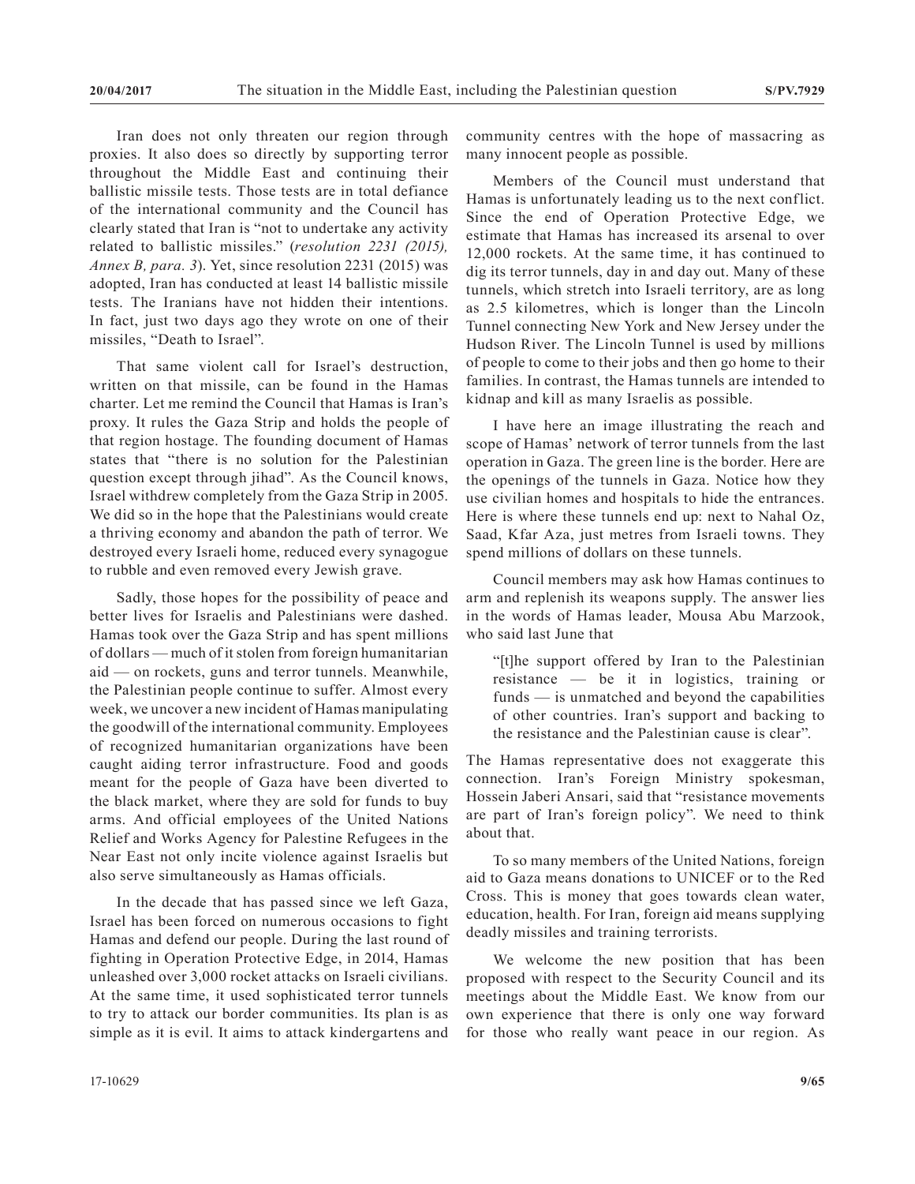Iran does not only threaten our region through proxies. It also does so directly by supporting terror throughout the Middle East and continuing their ballistic missile tests. Those tests are in total defiance of the international community and the Council has clearly stated that Iran is "not to undertake any activity related to ballistic missiles." (*resolution 2231 (2015), Annex B, para. 3*). Yet, since resolution 2231 (2015) was adopted, Iran has conducted at least 14 ballistic missile tests. The Iranians have not hidden their intentions. In fact, just two days ago they wrote on one of their missiles, "Death to Israel".

That same violent call for Israel's destruction, written on that missile, can be found in the Hamas charter. Let me remind the Council that Hamas is Iran's proxy. It rules the Gaza Strip and holds the people of that region hostage. The founding document of Hamas states that "there is no solution for the Palestinian question except through jihad". As the Council knows, Israel withdrew completely from the Gaza Strip in 2005. We did so in the hope that the Palestinians would create a thriving economy and abandon the path of terror. We destroyed every Israeli home, reduced every synagogue to rubble and even removed every Jewish grave.

Sadly, those hopes for the possibility of peace and better lives for Israelis and Palestinians were dashed. Hamas took over the Gaza Strip and has spent millions of dollars — much of it stolen from foreign humanitarian aid — on rockets, guns and terror tunnels. Meanwhile, the Palestinian people continue to suffer. Almost every week, we uncover a new incident of Hamas manipulating the goodwill of the international community. Employees of recognized humanitarian organizations have been caught aiding terror infrastructure. Food and goods meant for the people of Gaza have been diverted to the black market, where they are sold for funds to buy arms. And official employees of the United Nations Relief and Works Agency for Palestine Refugees in the Near East not only incite violence against Israelis but also serve simultaneously as Hamas officials.

In the decade that has passed since we left Gaza, Israel has been forced on numerous occasions to fight Hamas and defend our people. During the last round of fighting in Operation Protective Edge, in 2014, Hamas unleashed over 3,000 rocket attacks on Israeli civilians. At the same time, it used sophisticated terror tunnels to try to attack our border communities. Its plan is as simple as it is evil. It aims to attack kindergartens and community centres with the hope of massacring as many innocent people as possible.

Members of the Council must understand that Hamas is unfortunately leading us to the next conflict. Since the end of Operation Protective Edge, we estimate that Hamas has increased its arsenal to over 12,000 rockets. At the same time, it has continued to dig its terror tunnels, day in and day out. Many of these tunnels, which stretch into Israeli territory, are as long as 2.5 kilometres, which is longer than the Lincoln Tunnel connecting New York and New Jersey under the Hudson River. The Lincoln Tunnel is used by millions of people to come to their jobs and then go home to their families. In contrast, the Hamas tunnels are intended to kidnap and kill as many Israelis as possible.

I have here an image illustrating the reach and scope of Hamas' network of terror tunnels from the last operation in Gaza. The green line is the border. Here are the openings of the tunnels in Gaza. Notice how they use civilian homes and hospitals to hide the entrances. Here is where these tunnels end up: next to Nahal Oz, Saad, Kfar Aza, just metres from Israeli towns. They spend millions of dollars on these tunnels.

Council members may ask how Hamas continues to arm and replenish its weapons supply. The answer lies in the words of Hamas leader, Mousa Abu Marzook, who said last June that

> "[t]he support offered by Iran to the Palestinian resistance — be it in logistics, training or funds — is unmatched and beyond the capabilities of other countries. Iran's support and backing to the resistance and the Palestinian cause is clear".

The Hamas representative does not exaggerate this connection. Iran's Foreign Ministry spokesman, Hossein Jaberi Ansari, said that "resistance movements are part of Iran's foreign policy". We need to think about that.

To so many members of the United Nations, foreign aid to Gaza means donations to UNICEF or to the Red Cross. This is money that goes towards clean water, education, health. For Iran, foreign aid means supplying deadly missiles and training terrorists.

We welcome the new position that has been proposed with respect to the Security Council and its meetings about the Middle East. We know from our own experience that there is only one way forward for those who really want peace in our region. As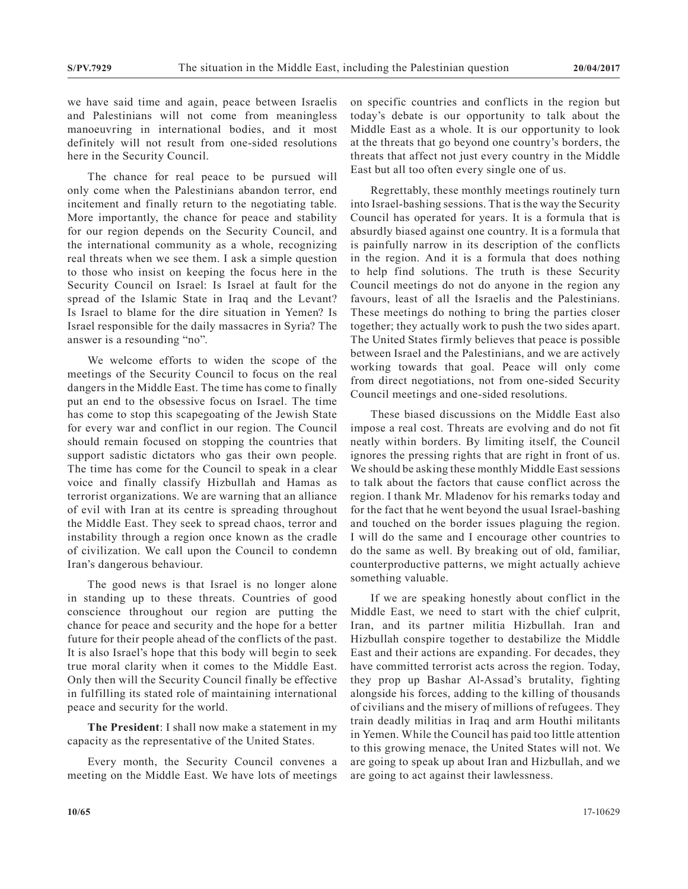we have said time and again, peace between Israelis and Palestinians will not come from meaningless manoeuvring in international bodies, and it most definitely will not result from one-sided resolutions here in the Security Council.

The chance for real peace to be pursued will only come when the Palestinians abandon terror, end incitement and finally return to the negotiating table. More importantly, the chance for peace and stability for our region depends on the Security Council, and the international community as a whole, recognizing real threats when we see them. I ask a simple question to those who insist on keeping the focus here in the Security Council on Israel: Is Israel at fault for the spread of the Islamic State in Iraq and the Levant? Is Israel to blame for the dire situation in Yemen? Is Israel responsible for the daily massacres in Syria? The answer is a resounding "no".

We welcome efforts to widen the scope of the meetings of the Security Council to focus on the real dangers in the Middle East. The time has come to finally put an end to the obsessive focus on Israel. The time has come to stop this scapegoating of the Jewish State for every war and conflict in our region. The Council should remain focused on stopping the countries that support sadistic dictators who gas their own people. The time has come for the Council to speak in a clear voice and finally classify Hizbullah and Hamas as terrorist organizations. We are warning that an alliance of evil with Iran at its centre is spreading throughout the Middle East. They seek to spread chaos, terror and instability through a region once known as the cradle of civilization. We call upon the Council to condemn Iran's dangerous behaviour.

The good news is that Israel is no longer alone in standing up to these threats. Countries of good conscience throughout our region are putting the chance for peace and security and the hope for a better future for their people ahead of the conflicts of the past. It is also Israel's hope that this body will begin to seek true moral clarity when it comes to the Middle East. Only then will the Security Council finally be effective in fulfilling its stated role of maintaining international peace and security for the world.

**The President**: I shall now make a statement in my capacity as the representative of the United States.

Every month, the Security Council convenes a meeting on the Middle East. We have lots of meetings on specific countries and conflicts in the region but today's debate is our opportunity to talk about the Middle East as a whole. It is our opportunity to look at the threats that go beyond one country's borders, the threats that affect not just every country in the Middle East but all too often every single one of us.

Regrettably, these monthly meetings routinely turn into Israel-bashing sessions. That is the way the Security Council has operated for years. It is a formula that is absurdly biased against one country. It is a formula that is painfully narrow in its description of the conflicts in the region. And it is a formula that does nothing to help find solutions. The truth is these Security Council meetings do not do anyone in the region any favours, least of all the Israelis and the Palestinians. These meetings do nothing to bring the parties closer together; they actually work to push the two sides apart. The United States firmly believes that peace is possible between Israel and the Palestinians, and we are actively working towards that goal. Peace will only come from direct negotiations, not from one-sided Security Council meetings and one-sided resolutions.

These biased discussions on the Middle East also impose a real cost. Threats are evolving and do not fit neatly within borders. By limiting itself, the Council ignores the pressing rights that are right in front of us. We should be asking these monthly Middle East sessions to talk about the factors that cause conflict across the region. I thank Mr. Mladenov for his remarks today and for the fact that he went beyond the usual Israel-bashing and touched on the border issues plaguing the region. I will do the same and I encourage other countries to do the same as well. By breaking out of old, familiar, counterproductive patterns, we might actually achieve something valuable.

If we are speaking honestly about conflict in the Middle East, we need to start with the chief culprit, Iran, and its partner militia Hizbullah. Iran and Hizbullah conspire together to destabilize the Middle East and their actions are expanding. For decades, they have committed terrorist acts across the region. Today, they prop up Bashar Al-Assad's brutality, fighting alongside his forces, adding to the killing of thousands of civilians and the misery of millions of refugees. They train deadly militias in Iraq and arm Houthi militants in Yemen. While the Council has paid too little attention to this growing menace, the United States will not. We are going to speak up about Iran and Hizbullah, and we are going to act against their lawlessness.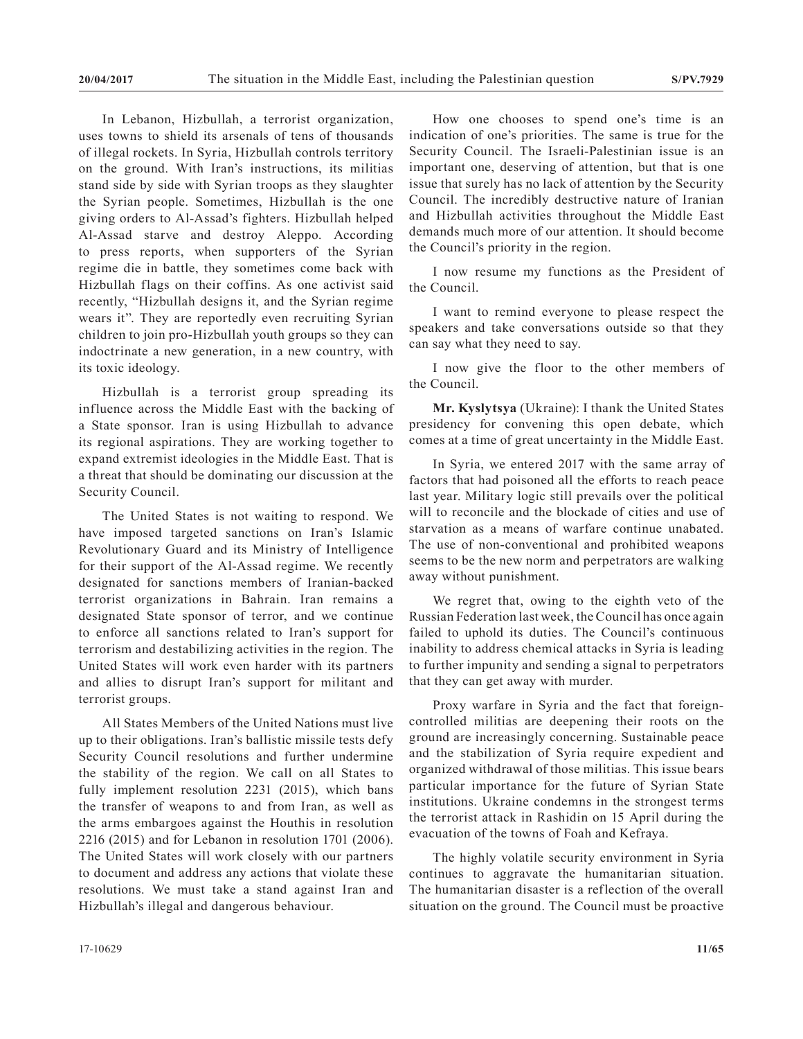In Lebanon, Hizbullah, a terrorist organization, uses towns to shield its arsenals of tens of thousands of illegal rockets. In Syria, Hizbullah controls territory on the ground. With Iran's instructions, its militias stand side by side with Syrian troops as they slaughter the Syrian people. Sometimes, Hizbullah is the one giving orders to Al-Assad's fighters. Hizbullah helped Al-Assad starve and destroy Aleppo. According to press reports, when supporters of the Syrian regime die in battle, they sometimes come back with Hizbullah flags on their coffins. As one activist said recently, "Hizbullah designs it, and the Syrian regime wears it". They are reportedly even recruiting Syrian children to join pro-Hizbullah youth groups so they can indoctrinate a new generation, in a new country, with its toxic ideology.

Hizbullah is a terrorist group spreading its influence across the Middle East with the backing of a State sponsor. Iran is using Hizbullah to advance its regional aspirations. They are working together to expand extremist ideologies in the Middle East. That is a threat that should be dominating our discussion at the Security Council.

The United States is not waiting to respond. We have imposed targeted sanctions on Iran's Islamic Revolutionary Guard and its Ministry of Intelligence for their support of the Al-Assad regime. We recently designated for sanctions members of Iranian-backed terrorist organizations in Bahrain. Iran remains a designated State sponsor of terror, and we continue to enforce all sanctions related to Iran's support for terrorism and destabilizing activities in the region. The United States will work even harder with its partners and allies to disrupt Iran's support for militant and terrorist groups.

All States Members of the United Nations must live up to their obligations. Iran's ballistic missile tests defy Security Council resolutions and further undermine the stability of the region. We call on all States to fully implement resolution 2231 (2015), which bans the transfer of weapons to and from Iran, as well as the arms embargoes against the Houthis in resolution 2216 (2015) and for Lebanon in resolution 1701 (2006). The United States will work closely with our partners to document and address any actions that violate these resolutions. We must take a stand against Iran and Hizbullah's illegal and dangerous behaviour.

How one chooses to spend one's time is an indication of one's priorities. The same is true for the Security Council. The Israeli-Palestinian issue is an important one, deserving of attention, but that is one issue that surely has no lack of attention by the Security Council. The incredibly destructive nature of Iranian and Hizbullah activities throughout the Middle East demands much more of our attention. It should become the Council's priority in the region.

I now resume my functions as the President of the Council.

I want to remind everyone to please respect the speakers and take conversations outside so that they can say what they need to say.

I now give the floor to the other members of the Council.

**Mr. Kyslytsya** (Ukraine): I thank the United States presidency for convening this open debate, which comes at a time of great uncertainty in the Middle East.

In Syria, we entered 2017 with the same array of factors that had poisoned all the efforts to reach peace last year. Military logic still prevails over the political will to reconcile and the blockade of cities and use of starvation as a means of warfare continue unabated. The use of non-conventional and prohibited weapons seems to be the new norm and perpetrators are walking away without punishment.

We regret that, owing to the eighth veto of the Russian Federation last week, the Council has once again failed to uphold its duties. The Council's continuous inability to address chemical attacks in Syria is leading to further impunity and sending a signal to perpetrators that they can get away with murder.

Proxy warfare in Syria and the fact that foreign-controlled militias are deepening their roots on the ground are increasingly concerning. Sustainable peace and the stabilization of Syria require expedient and organized withdrawal of those militias. This issue bears particular importance for the future of Syrian State institutions. Ukraine condemns in the strongest terms the terrorist attack in Rashidin on 15 April during the evacuation of the towns of Foah and Kefraya.

The highly volatile security environment in Syria continues to aggravate the humanitarian situation. The humanitarian disaster is a reflection of the overall situation on the ground. The Council must be proactive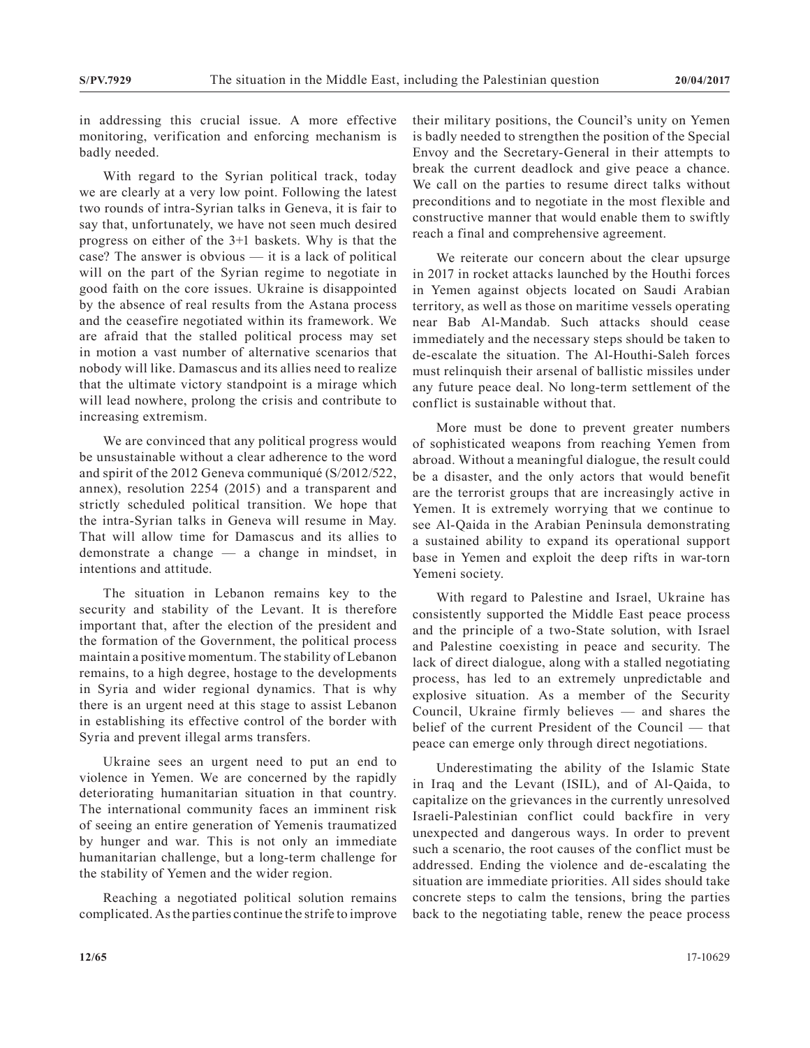in addressing this crucial issue. A more effective monitoring, verification and enforcing mechanism is badly needed.

With regard to the Syrian political track, today we are clearly at a very low point. Following the latest two rounds of intra-Syrian talks in Geneva, it is fair to say that, unfortunately, we have not seen much desired progress on either of the 3+1 baskets. Why is that the case? The answer is obvious — it is a lack of political will on the part of the Syrian regime to negotiate in good faith on the core issues. Ukraine is disappointed by the absence of real results from the Astana process and the ceasefire negotiated within its framework. We are afraid that the stalled political process may set in motion a vast number of alternative scenarios that nobody will like. Damascus and its allies need to realize that the ultimate victory standpoint is a mirage which will lead nowhere, prolong the crisis and contribute to increasing extremism.

We are convinced that any political progress would be unsustainable without a clear adherence to the word and spirit of the 2012 Geneva communiqué (S/2012/522, annex), resolution 2254 (2015) and a transparent and strictly scheduled political transition. We hope that the intra-Syrian talks in Geneva will resume in May. That will allow time for Damascus and its allies to demonstrate a change — a change in mindset, in intentions and attitude.

The situation in Lebanon remains key to the security and stability of the Levant. It is therefore important that, after the election of the president and the formation of the Government, the political process maintain a positive momentum. The stability of Lebanon remains, to a high degree, hostage to the developments in Syria and wider regional dynamics. That is why there is an urgent need at this stage to assist Lebanon in establishing its effective control of the border with Syria and prevent illegal arms transfers.

Ukraine sees an urgent need to put an end to violence in Yemen. We are concerned by the rapidly deteriorating humanitarian situation in that country. The international community faces an imminent risk of seeing an entire generation of Yemenis traumatized by hunger and war. This is not only an immediate humanitarian challenge, but a long-term challenge for the stability of Yemen and the wider region.

Reaching a negotiated political solution remains complicated. As the parties continue the strife to improve their military positions, the Council's unity on Yemen is badly needed to strengthen the position of the Special Envoy and the Secretary-General in their attempts to break the current deadlock and give peace a chance. We call on the parties to resume direct talks without preconditions and to negotiate in the most flexible and constructive manner that would enable them to swiftly reach a final and comprehensive agreement.

We reiterate our concern about the clear upsurge in 2017 in rocket attacks launched by the Houthi forces in Yemen against objects located on Saudi Arabian territory, as well as those on maritime vessels operating near Bab Al-Mandab. Such attacks should cease immediately and the necessary steps should be taken to de-escalate the situation. The Al-Houthi-Saleh forces must relinquish their arsenal of ballistic missiles under any future peace deal. No long-term settlement of the conflict is sustainable without that.

More must be done to prevent greater numbers of sophisticated weapons from reaching Yemen from abroad. Without a meaningful dialogue, the result could be a disaster, and the only actors that would benefit are the terrorist groups that are increasingly active in Yemen. It is extremely worrying that we continue to see Al-Qaida in the Arabian Peninsula demonstrating a sustained ability to expand its operational support base in Yemen and exploit the deep rifts in war-torn Yemeni society.

With regard to Palestine and Israel, Ukraine has consistently supported the Middle East peace process and the principle of a two-State solution, with Israel and Palestine coexisting in peace and security. The lack of direct dialogue, along with a stalled negotiating process, has led to an extremely unpredictable and explosive situation. As a member of the Security Council, Ukraine firmly believes — and shares the belief of the current President of the Council — that peace can emerge only through direct negotiations.

Underestimating the ability of the Islamic State in Iraq and the Levant (ISIL), and of Al-Qaida, to capitalize on the grievances in the currently unresolved Israeli-Palestinian conflict could backfire in very unexpected and dangerous ways. In order to prevent such a scenario, the root causes of the conflict must be addressed. Ending the violence and de-escalating the situation are immediate priorities. All sides should take concrete steps to calm the tensions, bring the parties back to the negotiating table, renew the peace process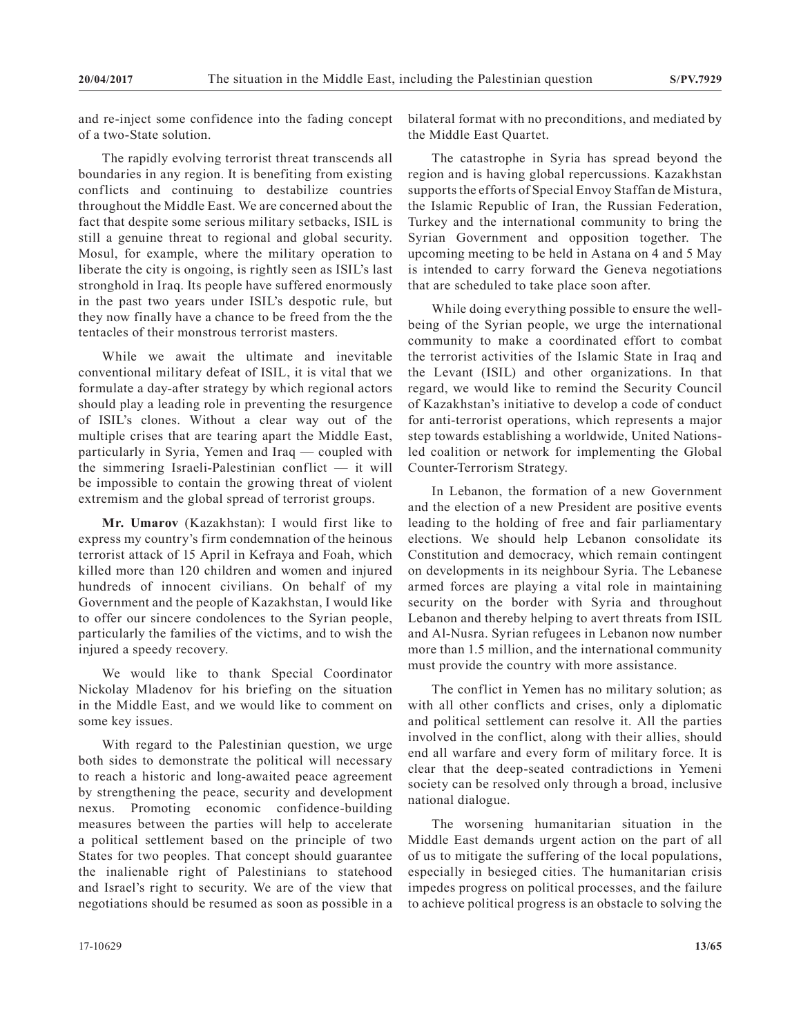and re-inject some confidence into the fading concept of a two-State solution.

The rapidly evolving terrorist threat transcends all boundaries in any region. It is benefiting from existing conflicts and continuing to destabilize countries throughout the Middle East. We are concerned about the fact that despite some serious military setbacks, ISIL is still a genuine threat to regional and global security. Mosul, for example, where the military operation to liberate the city is ongoing, is rightly seen as ISIL's last stronghold in Iraq. Its people have suffered enormously in the past two years under ISIL's despotic rule, but they now finally have a chance to be freed from the the tentacles of their monstrous terrorist masters.

While we await the ultimate and inevitable conventional military defeat of ISIL, it is vital that we formulate a day-after strategy by which regional actors should play a leading role in preventing the resurgence of ISIL's clones. Without a clear way out of the multiple crises that are tearing apart the Middle East, particularly in Syria, Yemen and Iraq — coupled with the simmering Israeli-Palestinian conflict — it will be impossible to contain the growing threat of violent extremism and the global spread of terrorist groups.

**Mr. Umarov** (Kazakhstan): I would first like to express my country's firm condemnation of the heinous terrorist attack of 15 April in Kefraya and Foah, which killed more than 120 children and women and injured hundreds of innocent civilians. On behalf of my Government and the people of Kazakhstan, I would like to offer our sincere condolences to the Syrian people, particularly the families of the victims, and to wish the injured a speedy recovery.

We would like to thank Special Coordinator Nickolay Mladenov for his briefing on the situation in the Middle East, and we would like to comment on some key issues.

With regard to the Palestinian question, we urge both sides to demonstrate the political will necessary to reach a historic and long-awaited peace agreement by strengthening the peace, security and development nexus. Promoting economic confidence-building measures between the parties will help to accelerate a political settlement based on the principle of two States for two peoples. That concept should guarantee the inalienable right of Palestinians to statehood and Israel's right to security. We are of the view that negotiations should be resumed as soon as possible in a bilateral format with no preconditions, and mediated by the Middle East Quartet.

The catastrophe in Syria has spread beyond the region and is having global repercussions. Kazakhstan supports the efforts of Special Envoy Staffan de Mistura, the Islamic Republic of Iran, the Russian Federation, Turkey and the international community to bring the Syrian Government and opposition together. The upcoming meeting to be held in Astana on 4 and 5 May is intended to carry forward the Geneva negotiations that are scheduled to take place soon after.

While doing everything possible to ensure the well-being of the Syrian people, we urge the international community to make a coordinated effort to combat the terrorist activities of the Islamic State in Iraq and the Levant (ISIL) and other organizations. In that regard, we would like to remind the Security Council of Kazakhstan's initiative to develop a code of conduct for anti-terrorist operations, which represents a major step towards establishing a worldwide, United Nations-led coalition or network for implementing the Global Counter-Terrorism Strategy.

In Lebanon, the formation of a new Government and the election of a new President are positive events leading to the holding of free and fair parliamentary elections. We should help Lebanon consolidate its Constitution and democracy, which remain contingent on developments in its neighbour Syria. The Lebanese armed forces are playing a vital role in maintaining security on the border with Syria and throughout Lebanon and thereby helping to avert threats from ISIL and Al-Nusra. Syrian refugees in Lebanon now number more than 1.5 million, and the international community must provide the country with more assistance.

The conflict in Yemen has no military solution; as with all other conflicts and crises, only a diplomatic and political settlement can resolve it. All the parties involved in the conflict, along with their allies, should end all warfare and every form of military force. It is clear that the deep-seated contradictions in Yemeni society can be resolved only through a broad, inclusive national dialogue.

The worsening humanitarian situation in the Middle East demands urgent action on the part of all of us to mitigate the suffering of the local populations, especially in besieged cities. The humanitarian crisis impedes progress on political processes, and the failure to achieve political progress is an obstacle to solving the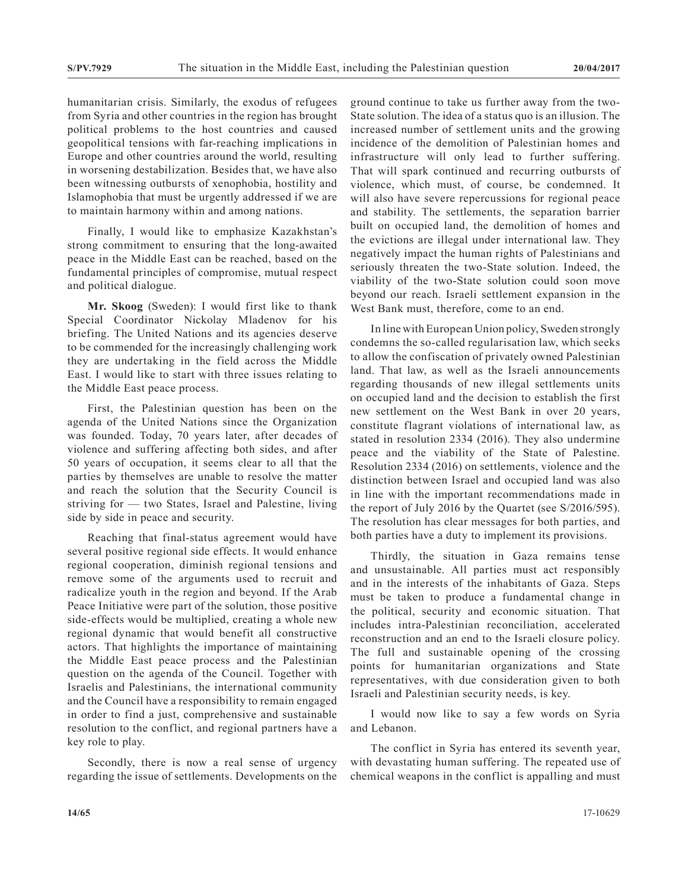humanitarian crisis. Similarly, the exodus of refugees from Syria and other countries in the region has brought political problems to the host countries and caused geopolitical tensions with far-reaching implications in Europe and other countries around the world, resulting in worsening destabilization. Besides that, we have also been witnessing outbursts of xenophobia, hostility and Islamophobia that must be urgently addressed if we are to maintain harmony within and among nations.

Finally, I would like to emphasize Kazakhstan's strong commitment to ensuring that the long-awaited peace in the Middle East can be reached, based on the fundamental principles of compromise, mutual respect and political dialogue.

**Mr. Skoog** (Sweden): I would first like to thank Special Coordinator Nickolay Mladenov for his briefing. The United Nations and its agencies deserve to be commended for the increasingly challenging work they are undertaking in the field across the Middle East. I would like to start with three issues relating to the Middle East peace process.

First, the Palestinian question has been on the agenda of the United Nations since the Organization was founded. Today, 70 years later, after decades of violence and suffering affecting both sides, and after 50 years of occupation, it seems clear to all that the parties by themselves are unable to resolve the matter and reach the solution that the Security Council is striving for — two States, Israel and Palestine, living side by side in peace and security.

Reaching that final-status agreement would have several positive regional side effects. It would enhance regional cooperation, diminish regional tensions and remove some of the arguments used to recruit and radicalize youth in the region and beyond. If the Arab Peace Initiative were part of the solution, those positive side-effects would be multiplied, creating a whole new regional dynamic that would benefit all constructive actors. That highlights the importance of maintaining the Middle East peace process and the Palestinian question on the agenda of the Council. Together with Israelis and Palestinians, the international community and the Council have a responsibility to remain engaged in order to find a just, comprehensive and sustainable resolution to the conflict, and regional partners have a key role to play.

Secondly, there is now a real sense of urgency regarding the issue of settlements. Developments on the ground continue to take us further away from the two-State solution. The idea of a status quo is an illusion. The increased number of settlement units and the growing incidence of the demolition of Palestinian homes and infrastructure will only lead to further suffering. That will spark continued and recurring outbursts of violence, which must, of course, be condemned. It will also have severe repercussions for regional peace and stability. The settlements, the separation barrier built on occupied land, the demolition of homes and the evictions are illegal under international law. They negatively impact the human rights of Palestinians and seriously threaten the two-State solution. Indeed, the viability of the two-State solution could soon move beyond our reach. Israeli settlement expansion in the West Bank must, therefore, come to an end.

In line with European Union policy, Sweden strongly condemns the so-called regularisation law, which seeks to allow the confiscation of privately owned Palestinian land. That law, as well as the Israeli announcements regarding thousands of new illegal settlements units on occupied land and the decision to establish the first new settlement on the West Bank in over 20 years, constitute flagrant violations of international law, as stated in resolution 2334 (2016). They also undermine peace and the viability of the State of Palestine. Resolution 2334 (2016) on settlements, violence and the distinction between Israel and occupied land was also in line with the important recommendations made in the report of July 2016 by the Quartet (see S/2016/595). The resolution has clear messages for both parties, and both parties have a duty to implement its provisions.

Thirdly, the situation in Gaza remains tense and unsustainable. All parties must act responsibly and in the interests of the inhabitants of Gaza. Steps must be taken to produce a fundamental change in the political, security and economic situation. That includes intra-Palestinian reconciliation, accelerated reconstruction and an end to the Israeli closure policy. The full and sustainable opening of the crossing points for humanitarian organizations and State representatives, with due consideration given to both Israeli and Palestinian security needs, is key.

I would now like to say a few words on Syria and Lebanon.

The conflict in Syria has entered its seventh year, with devastating human suffering. The repeated use of chemical weapons in the conflict is appalling and must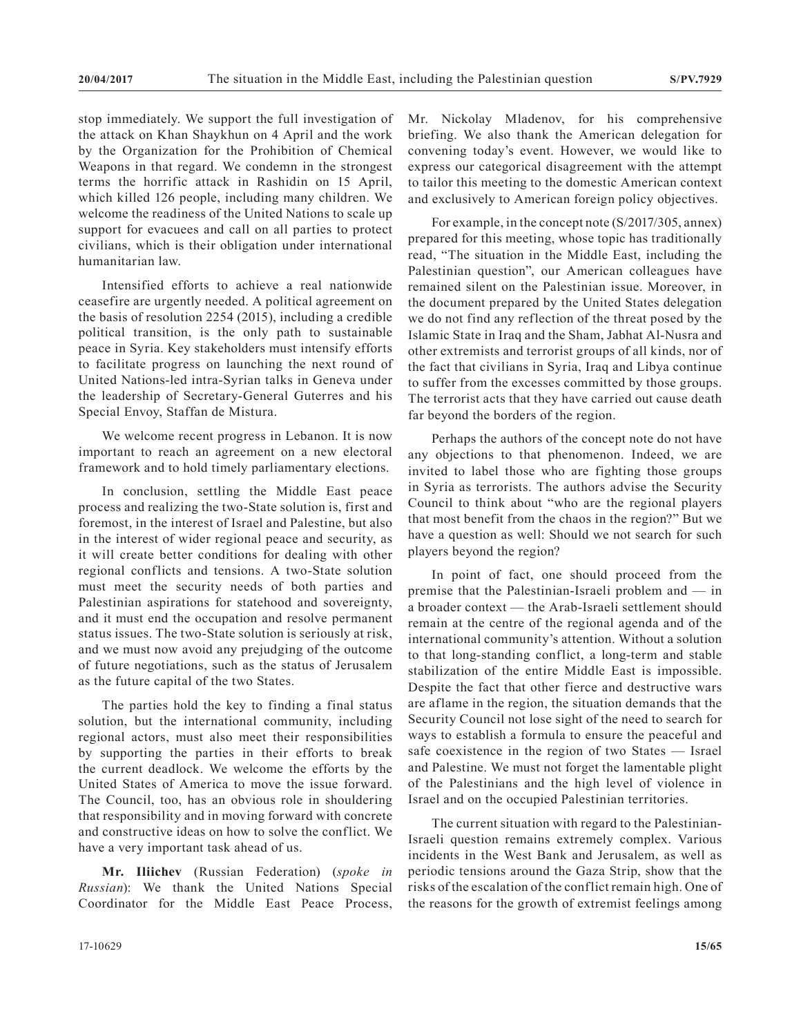stop immediately. We support the full investigation of the attack on Khan Shaykhun on 4 April and the work by the Organization for the Prohibition of Chemical Weapons in that regard. We condemn in the strongest terms the horrific attack in Rashidin on 15 April, which killed 126 people, including many children. We welcome the readiness of the United Nations to scale up support for evacuees and call on all parties to protect civilians, which is their obligation under international humanitarian law.

Intensified efforts to achieve a real nationwide ceasefire are urgently needed. A political agreement on the basis of resolution 2254 (2015), including a credible political transition, is the only path to sustainable peace in Syria. Key stakeholders must intensify efforts to facilitate progress on launching the next round of United Nations-led intra-Syrian talks in Geneva under the leadership of Secretary-General Guterres and his Special Envoy, Staffan de Mistura.

We welcome recent progress in Lebanon. It is now important to reach an agreement on a new electoral framework and to hold timely parliamentary elections.

In conclusion, settling the Middle East peace process and realizing the two-State solution is, first and foremost, in the interest of Israel and Palestine, but also in the interest of wider regional peace and security, as it will create better conditions for dealing with other regional conflicts and tensions. A two-State solution must meet the security needs of both parties and Palestinian aspirations for statehood and sovereignty, and it must end the occupation and resolve permanent status issues. The two-State solution is seriously at risk, and we must now avoid any prejudging of the outcome of future negotiations, such as the status of Jerusalem as the future capital of the two States.

The parties hold the key to finding a final status solution, but the international community, including regional actors, must also meet their responsibilities by supporting the parties in their efforts to break the current deadlock. We welcome the efforts by the United States of America to move the issue forward. The Council, too, has an obvious role in shouldering that responsibility and in moving forward with concrete and constructive ideas on how to solve the conflict. We have a very important task ahead of us.

**Mr. Iliichev** (Russian Federation) (*spoke in Russian*): We thank the United Nations Special Coordinator for the Middle East Peace Process, Mr. Nickolay Mladenov, for his comprehensive briefing. We also thank the American delegation for convening today's event. However, we would like to express our categorical disagreement with the attempt to tailor this meeting to the domestic American context and exclusively to American foreign policy objectives.

For example, in the concept note (S/2017/305, annex) prepared for this meeting, whose topic has traditionally read, "The situation in the Middle East, including the Palestinian question", our American colleagues have remained silent on the Palestinian issue. Moreover, in the document prepared by the United States delegation we do not find any reflection of the threat posed by the Islamic State in Iraq and the Sham, Jabhat Al-Nusra and other extremists and terrorist groups of all kinds, nor of the fact that civilians in Syria, Iraq and Libya continue to suffer from the excesses committed by those groups. The terrorist acts that they have carried out cause death far beyond the borders of the region.

Perhaps the authors of the concept note do not have any objections to that phenomenon. Indeed, we are invited to label those who are fighting those groups in Syria as terrorists. The authors advise the Security Council to think about "who are the regional players that most benefit from the chaos in the region?" But we have a question as well: Should we not search for such players beyond the region?

In point of fact, one should proceed from the premise that the Palestinian-Israeli problem and — in a broader context — the Arab-Israeli settlement should remain at the centre of the regional agenda and of the international community's attention. Without a solution to that long-standing conflict, a long-term and stable stabilization of the entire Middle East is impossible. Despite the fact that other fierce and destructive wars are aflame in the region, the situation demands that the Security Council not lose sight of the need to search for ways to establish a formula to ensure the peaceful and safe coexistence in the region of two States — Israel and Palestine. We must not forget the lamentable plight of the Palestinians and the high level of violence in Israel and on the occupied Palestinian territories.

The current situation with regard to the Palestinian-Israeli question remains extremely complex. Various incidents in the West Bank and Jerusalem, as well as periodic tensions around the Gaza Strip, show that the risks of the escalation of the conflict remain high. One of the reasons for the growth of extremist feelings among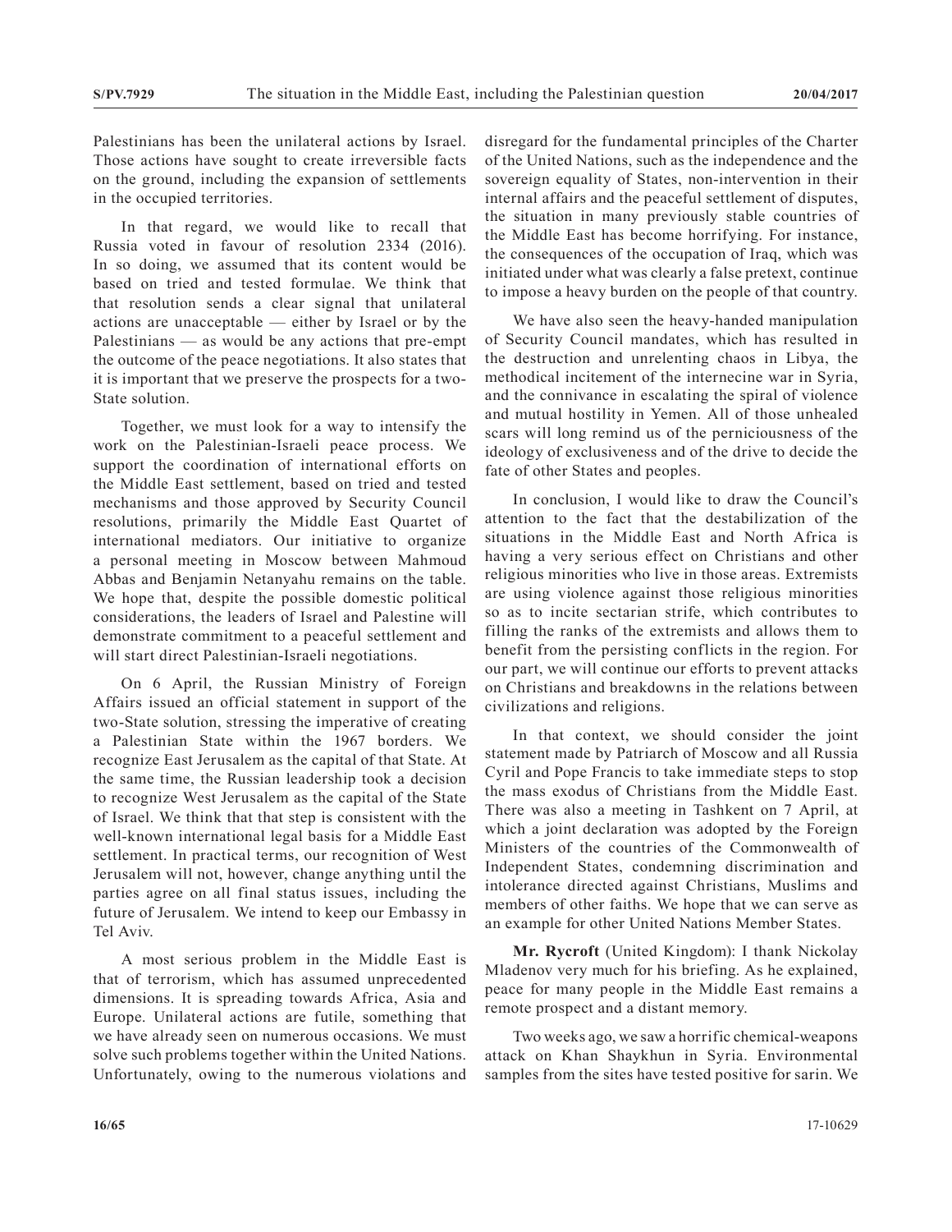Palestinians has been the unilateral actions by Israel. Those actions have sought to create irreversible facts on the ground, including the expansion of settlements in the occupied territories.

In that regard, we would like to recall that Russia voted in favour of resolution 2334 (2016). In so doing, we assumed that its content would be based on tried and tested formulae. We think that that resolution sends a clear signal that unilateral actions are unacceptable — either by Israel or by the Palestinians — as would be any actions that pre-empt the outcome of the peace negotiations. It also states that it is important that we preserve the prospects for a two-State solution.

Together, we must look for a way to intensify the work on the Palestinian-Israeli peace process. We support the coordination of international efforts on the Middle East settlement, based on tried and tested mechanisms and those approved by Security Council resolutions, primarily the Middle East Quartet of international mediators. Our initiative to organize a personal meeting in Moscow between Mahmoud Abbas and Benjamin Netanyahu remains on the table. We hope that, despite the possible domestic political considerations, the leaders of Israel and Palestine will demonstrate commitment to a peaceful settlement and will start direct Palestinian-Israeli negotiations.

On 6 April, the Russian Ministry of Foreign Affairs issued an official statement in support of the two-State solution, stressing the imperative of creating a Palestinian State within the 1967 borders. We recognize East Jerusalem as the capital of that State. At the same time, the Russian leadership took a decision to recognize West Jerusalem as the capital of the State of Israel. We think that that step is consistent with the well-known international legal basis for a Middle East settlement. In practical terms, our recognition of West Jerusalem will not, however, change anything until the parties agree on all final status issues, including the future of Jerusalem. We intend to keep our Embassy in Tel Aviv.

A most serious problem in the Middle East is that of terrorism, which has assumed unprecedented dimensions. It is spreading towards Africa, Asia and Europe. Unilateral actions are futile, something that we have already seen on numerous occasions. We must solve such problems together within the United Nations. Unfortunately, owing to the numerous violations and disregard for the fundamental principles of the Charter of the United Nations, such as the independence and the sovereign equality of States, non-intervention in their internal affairs and the peaceful settlement of disputes, the situation in many previously stable countries of the Middle East has become horrifying. For instance, the consequences of the occupation of Iraq, which was initiated under what was clearly a false pretext, continue to impose a heavy burden on the people of that country.

We have also seen the heavy-handed manipulation of Security Council mandates, which has resulted in the destruction and unrelenting chaos in Libya, the methodical incitement of the internecine war in Syria, and the connivance in escalating the spiral of violence and mutual hostility in Yemen. All of those unhealed scars will long remind us of the perniciousness of the ideology of exclusiveness and of the drive to decide the fate of other States and peoples.

In conclusion, I would like to draw the Council's attention to the fact that the destabilization of the situations in the Middle East and North Africa is having a very serious effect on Christians and other religious minorities who live in those areas. Extremists are using violence against those religious minorities so as to incite sectarian strife, which contributes to filling the ranks of the extremists and allows them to benefit from the persisting conflicts in the region. For our part, we will continue our efforts to prevent attacks on Christians and breakdowns in the relations between civilizations and religions.

In that context, we should consider the joint statement made by Patriarch of Moscow and all Russia Cyril and Pope Francis to take immediate steps to stop the mass exodus of Christians from the Middle East. There was also a meeting in Tashkent on 7 April, at which a joint declaration was adopted by the Foreign Ministers of the countries of the Commonwealth of Independent States, condemning discrimination and intolerance directed against Christians, Muslims and members of other faiths. We hope that we can serve as an example for other United Nations Member States.

**Mr. Rycroft** (United Kingdom): I thank Nickolay Mladenov very much for his briefing. As he explained, peace for many people in the Middle East remains a remote prospect and a distant memory.

Two weeks ago, we saw a horrific chemical-weapons attack on Khan Shaykhun in Syria. Environmental samples from the sites have tested positive for sarin. We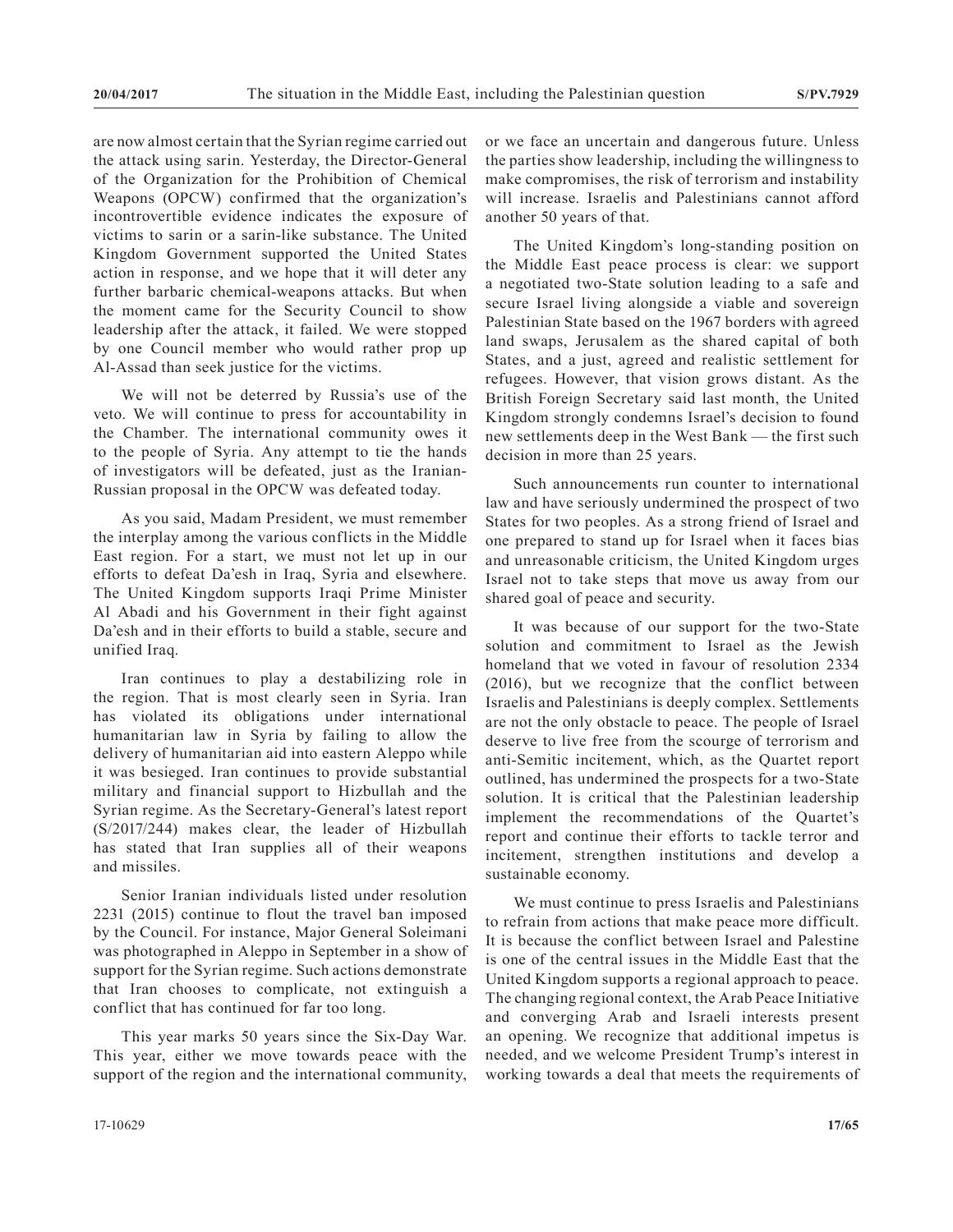are now almost certain that the Syrian regime carried out the attack using sarin. Yesterday, the Director-General of the Organization for the Prohibition of Chemical Weapons (OPCW) confirmed that the organization's incontrovertible evidence indicates the exposure of victims to sarin or a sarin-like substance. The United Kingdom Government supported the United States action in response, and we hope that it will deter any further barbaric chemical-weapons attacks. But when the moment came for the Security Council to show leadership after the attack, it failed. We were stopped by one Council member who would rather prop up Al-Assad than seek justice for the victims.

We will not be deterred by Russia's use of the veto. We will continue to press for accountability in the Chamber. The international community owes it to the people of Syria. Any attempt to tie the hands of investigators will be defeated, just as the Iranian-Russian proposal in the OPCW was defeated today.

As you said, Madam President, we must remember the interplay among the various conflicts in the Middle East region. For a start, we must not let up in our efforts to defeat Da'esh in Iraq, Syria and elsewhere. The United Kingdom supports Iraqi Prime Minister Al Abadi and his Government in their fight against Da'esh and in their efforts to build a stable, secure and unified Iraq.

Iran continues to play a destabilizing role in the region. That is most clearly seen in Syria. Iran has violated its obligations under international humanitarian law in Syria by failing to allow the delivery of humanitarian aid into eastern Aleppo while it was besieged. Iran continues to provide substantial military and financial support to Hizbullah and the Syrian regime. As the Secretary-General's latest report (S/2017/244) makes clear, the leader of Hizbullah has stated that Iran supplies all of their weapons and missiles.

Senior Iranian individuals listed under resolution 2231 (2015) continue to flout the travel ban imposed by the Council. For instance, Major General Soleimani was photographed in Aleppo in September in a show of support for the Syrian regime. Such actions demonstrate that Iran chooses to complicate, not extinguish a conflict that has continued for far too long.

This year marks 50 years since the Six-Day War. This year, either we move towards peace with the support of the region and the international community, or we face an uncertain and dangerous future. Unless the parties show leadership, including the willingness to make compromises, the risk of terrorism and instability will increase. Israelis and Palestinians cannot afford another 50 years of that.

The United Kingdom's long-standing position on the Middle East peace process is clear: we support a negotiated two-State solution leading to a safe and secure Israel living alongside a viable and sovereign Palestinian State based on the 1967 borders with agreed land swaps, Jerusalem as the shared capital of both States, and a just, agreed and realistic settlement for refugees. However, that vision grows distant. As the British Foreign Secretary said last month, the United Kingdom strongly condemns Israel's decision to found new settlements deep in the West Bank — the first such decision in more than 25 years.

Such announcements run counter to international law and have seriously undermined the prospect of two States for two peoples. As a strong friend of Israel and one prepared to stand up for Israel when it faces bias and unreasonable criticism, the United Kingdom urges Israel not to take steps that move us away from our shared goal of peace and security.

It was because of our support for the two-State solution and commitment to Israel as the Jewish homeland that we voted in favour of resolution 2334 (2016), but we recognize that the conflict between Israelis and Palestinians is deeply complex. Settlements are not the only obstacle to peace. The people of Israel deserve to live free from the scourge of terrorism and anti-Semitic incitement, which, as the Quartet report outlined, has undermined the prospects for a two-State solution. It is critical that the Palestinian leadership implement the recommendations of the Quartet's report and continue their efforts to tackle terror and incitement, strengthen institutions and develop a sustainable economy.

We must continue to press Israelis and Palestinians to refrain from actions that make peace more difficult. It is because the conflict between Israel and Palestine is one of the central issues in the Middle East that the United Kingdom supports a regional approach to peace. The changing regional context, the Arab Peace Initiative and converging Arab and Israeli interests present an opening. We recognize that additional impetus is needed, and we welcome President Trump's interest in working towards a deal that meets the requirements of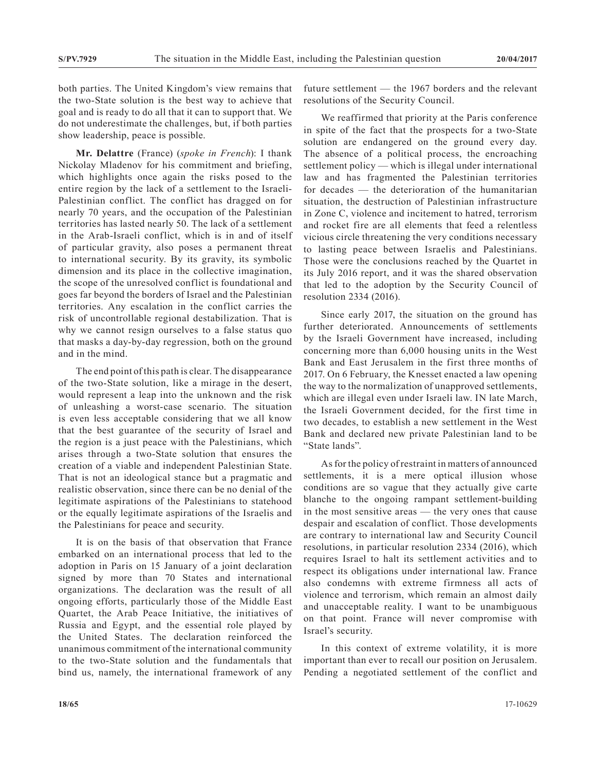both parties. The United Kingdom's view remains that the two-State solution is the best way to achieve that goal and is ready to do all that it can to support that. We do not underestimate the challenges, but, if both parties show leadership, peace is possible.

**Mr. Delattre** (France) (*spoke in French*): I thank Nickolay Mladenov for his commitment and briefing, which highlights once again the risks posed to the entire region by the lack of a settlement to the Israeli-Palestinian conflict. The conflict has dragged on for nearly 70 years, and the occupation of the Palestinian territories has lasted nearly 50. The lack of a settlement in the Arab-Israeli conflict, which is in and of itself of particular gravity, also poses a permanent threat to international security. By its gravity, its symbolic dimension and its place in the collective imagination, the scope of the unresolved conflict is foundational and goes far beyond the borders of Israel and the Palestinian territories. Any escalation in the conflict carries the risk of uncontrollable regional destabilization. That is why we cannot resign ourselves to a false status quo that masks a day-by-day regression, both on the ground and in the mind.

The end point of this path is clear. The disappearance of the two-State solution, like a mirage in the desert, would represent a leap into the unknown and the risk of unleashing a worst-case scenario. The situation is even less acceptable considering that we all know that the best guarantee of the security of Israel and the region is a just peace with the Palestinians, which arises through a two-State solution that ensures the creation of a viable and independent Palestinian State. That is not an ideological stance but a pragmatic and realistic observation, since there can be no denial of the legitimate aspirations of the Palestinians to statehood or the equally legitimate aspirations of the Israelis and the Palestinians for peace and security.

It is on the basis of that observation that France embarked on an international process that led to the adoption in Paris on 15 January of a joint declaration signed by more than 70 States and international organizations. The declaration was the result of all ongoing efforts, particularly those of the Middle East Quartet, the Arab Peace Initiative, the initiatives of Russia and Egypt, and the essential role played by the United States. The declaration reinforced the unanimous commitment of the international community to the two-State solution and the fundamentals that bind us, namely, the international framework of any future settlement — the 1967 borders and the relevant resolutions of the Security Council.

We reaffirmed that priority at the Paris conference in spite of the fact that the prospects for a two-State solution are endangered on the ground every day. The absence of a political process, the encroaching settlement policy — which is illegal under international law and has fragmented the Palestinian territories for decades — the deterioration of the humanitarian situation, the destruction of Palestinian infrastructure in Zone C, violence and incitement to hatred, terrorism and rocket fire are all elements that feed a relentless vicious circle threatening the very conditions necessary to lasting peace between Israelis and Palestinians. Those were the conclusions reached by the Quartet in its July 2016 report, and it was the shared observation that led to the adoption by the Security Council of resolution 2334 (2016).

Since early 2017, the situation on the ground has further deteriorated. Announcements of settlements by the Israeli Government have increased, including concerning more than 6,000 housing units in the West Bank and East Jerusalem in the first three months of 2017. On 6 February, the Knesset enacted a law opening the way to the normalization of unapproved settlements, which are illegal even under Israeli law. IN late March, the Israeli Government decided, for the first time in two decades, to establish a new settlement in the West Bank and declared new private Palestinian land to be "State lands".

As for the policy of restraint in matters of announced settlements, it is a mere optical illusion whose conditions are so vague that they actually give carte blanche to the ongoing rampant settlement-building in the most sensitive areas — the very ones that cause despair and escalation of conflict. Those developments are contrary to international law and Security Council resolutions, in particular resolution 2334 (2016), which requires Israel to halt its settlement activities and to respect its obligations under international law. France also condemns with extreme firmness all acts of violence and terrorism, which remain an almost daily and unacceptable reality. I want to be unambiguous on that point. France will never compromise with Israel's security.

In this context of extreme volatility, it is more important than ever to recall our position on Jerusalem. Pending a negotiated settlement of the conflict and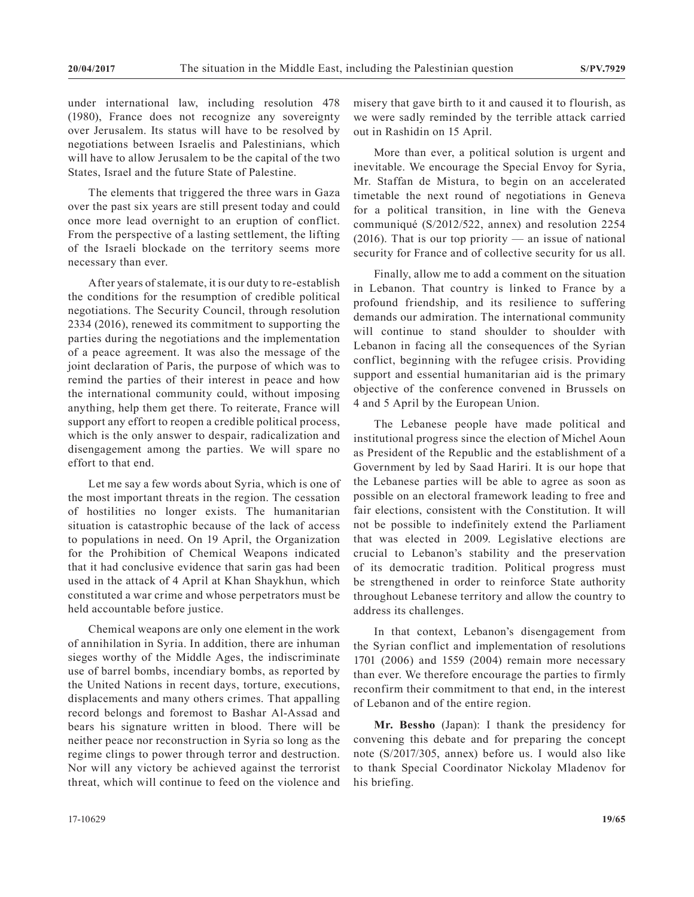under international law, including resolution 478 (1980), France does not recognize any sovereignty over Jerusalem. Its status will have to be resolved by negotiations between Israelis and Palestinians, which will have to allow Jerusalem to be the capital of the two States, Israel and the future State of Palestine.

The elements that triggered the three wars in Gaza over the past six years are still present today and could once more lead overnight to an eruption of conflict. From the perspective of a lasting settlement, the lifting of the Israeli blockade on the territory seems more necessary than ever.

After years of stalemate, it is our duty to re-establish the conditions for the resumption of credible political negotiations. The Security Council, through resolution 2334 (2016), renewed its commitment to supporting the parties during the negotiations and the implementation of a peace agreement. It was also the message of the joint declaration of Paris, the purpose of which was to remind the parties of their interest in peace and how the international community could, without imposing anything, help them get there. To reiterate, France will support any effort to reopen a credible political process, which is the only answer to despair, radicalization and disengagement among the parties. We will spare no effort to that end.

Let me say a few words about Syria, which is one of the most important threats in the region. The cessation of hostilities no longer exists. The humanitarian situation is catastrophic because of the lack of access to populations in need. On 19 April, the Organization for the Prohibition of Chemical Weapons indicated that it had conclusive evidence that sarin gas had been used in the attack of 4 April at Khan Shaykhun, which constituted a war crime and whose perpetrators must be held accountable before justice.

Chemical weapons are only one element in the work of annihilation in Syria. In addition, there are inhuman sieges worthy of the Middle Ages, the indiscriminate use of barrel bombs, incendiary bombs, as reported by the United Nations in recent days, torture, executions, displacements and many others crimes. That appalling record belongs and foremost to Bashar Al-Assad and bears his signature written in blood. There will be neither peace nor reconstruction in Syria so long as the regime clings to power through terror and destruction. Nor will any victory be achieved against the terrorist threat, which will continue to feed on the violence and misery that gave birth to it and caused it to flourish, as we were sadly reminded by the terrible attack carried out in Rashidin on 15 April.

More than ever, a political solution is urgent and inevitable. We encourage the Special Envoy for Syria, Mr. Staffan de Mistura, to begin on an accelerated timetable the next round of negotiations in Geneva for a political transition, in line with the Geneva communiqué (S/2012/522, annex) and resolution 2254 (2016). That is our top priority — an issue of national security for France and of collective security for us all.

Finally, allow me to add a comment on the situation in Lebanon. That country is linked to France by a profound friendship, and its resilience to suffering demands our admiration. The international community will continue to stand shoulder to shoulder with Lebanon in facing all the consequences of the Syrian conflict, beginning with the refugee crisis. Providing support and essential humanitarian aid is the primary objective of the conference convened in Brussels on 4 and 5 April by the European Union.

The Lebanese people have made political and institutional progress since the election of Michel Aoun as President of the Republic and the establishment of a Government by led by Saad Hariri. It is our hope that the Lebanese parties will be able to agree as soon as possible on an electoral framework leading to free and fair elections, consistent with the Constitution. It will not be possible to indefinitely extend the Parliament that was elected in 2009. Legislative elections are crucial to Lebanon's stability and the preservation of its democratic tradition. Political progress must be strengthened in order to reinforce State authority throughout Lebanese territory and allow the country to address its challenges.

In that context, Lebanon's disengagement from the Syrian conflict and implementation of resolutions 1701 (2006) and 1559 (2004) remain more necessary than ever. We therefore encourage the parties to firmly reconfirm their commitment to that end, in the interest of Lebanon and of the entire region.

**Mr. Bessho** (Japan): I thank the presidency for convening this debate and for preparing the concept note (S/2017/305, annex) before us. I would also like to thank Special Coordinator Nickolay Mladenov for his briefing.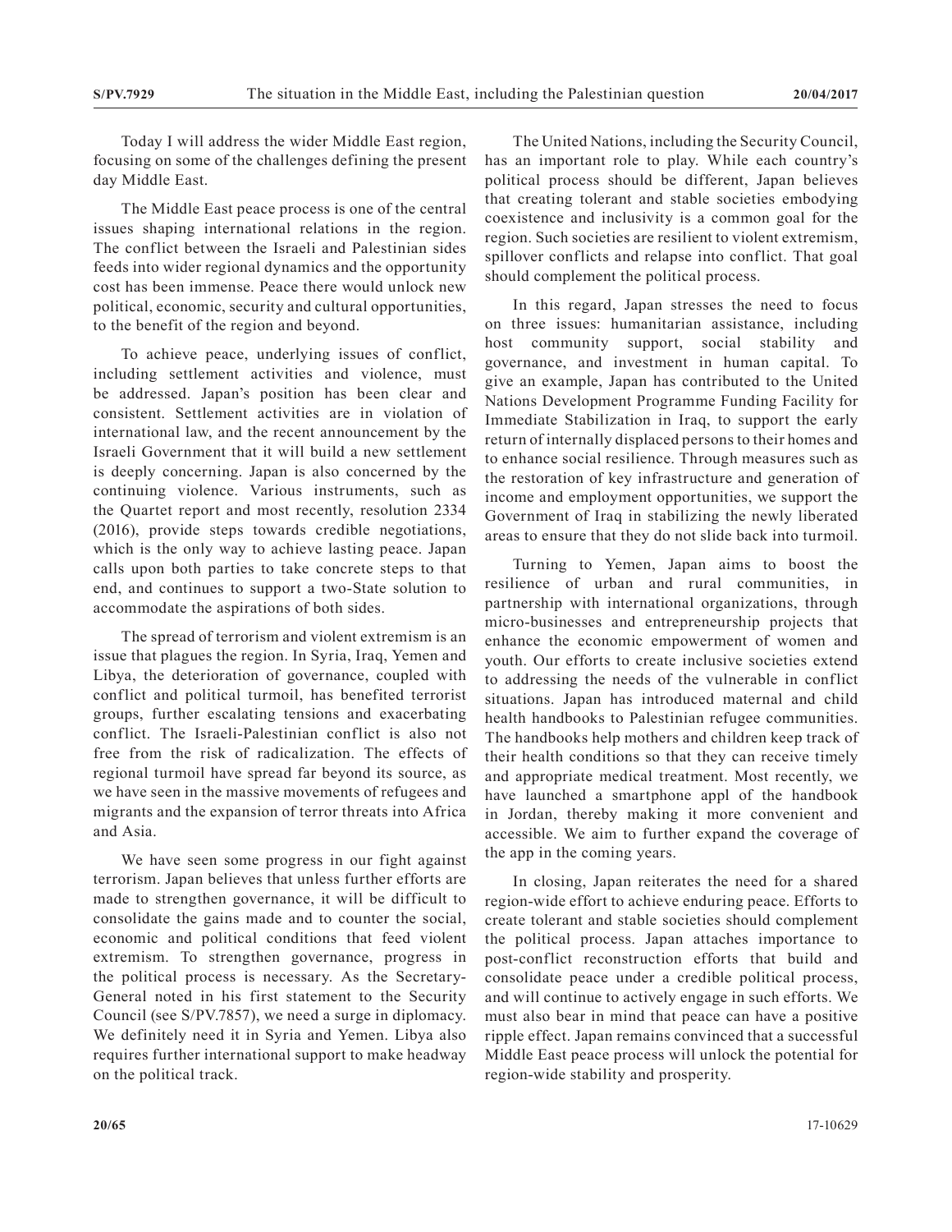Today I will address the wider Middle East region, focusing on some of the challenges defining the present day Middle East.

The Middle East peace process is one of the central issues shaping international relations in the region. The conflict between the Israeli and Palestinian sides feeds into wider regional dynamics and the opportunity cost has been immense. Peace there would unlock new political, economic, security and cultural opportunities, to the benefit of the region and beyond.

To achieve peace, underlying issues of conflict, including settlement activities and violence, must be addressed. Japan's position has been clear and consistent. Settlement activities are in violation of international law, and the recent announcement by the Israeli Government that it will build a new settlement is deeply concerning. Japan is also concerned by the continuing violence. Various instruments, such as the Quartet report and most recently, resolution 2334 (2016), provide steps towards credible negotiations, which is the only way to achieve lasting peace. Japan calls upon both parties to take concrete steps to that end, and continues to support a two-State solution to accommodate the aspirations of both sides.

The spread of terrorism and violent extremism is an issue that plagues the region. In Syria, Iraq, Yemen and Libya, the deterioration of governance, coupled with conflict and political turmoil, has benefited terrorist groups, further escalating tensions and exacerbating conflict. The Israeli-Palestinian conflict is also not free from the risk of radicalization. The effects of regional turmoil have spread far beyond its source, as we have seen in the massive movements of refugees and migrants and the expansion of terror threats into Africa and Asia.

We have seen some progress in our fight against terrorism. Japan believes that unless further efforts are made to strengthen governance, it will be difficult to consolidate the gains made and to counter the social, economic and political conditions that feed violent extremism. To strengthen governance, progress in the political process is necessary. As the Secretary-General noted in his first statement to the Security Council (see S/PV.7857), we need a surge in diplomacy. We definitely need it in Syria and Yemen. Libya also requires further international support to make headway on the political track.

The United Nations, including the Security Council, has an important role to play. While each country's political process should be different, Japan believes that creating tolerant and stable societies embodying coexistence and inclusivity is a common goal for the region. Such societies are resilient to violent extremism, spillover conflicts and relapse into conflict. That goal should complement the political process.

In this regard, Japan stresses the need to focus on three issues: humanitarian assistance, including host community support, social stability and governance, and investment in human capital. To give an example, Japan has contributed to the United Nations Development Programme Funding Facility for Immediate Stabilization in Iraq, to support the early return of internally displaced persons to their homes and to enhance social resilience. Through measures such as the restoration of key infrastructure and generation of income and employment opportunities, we support the Government of Iraq in stabilizing the newly liberated areas to ensure that they do not slide back into turmoil.

Turning to Yemen, Japan aims to boost the resilience of urban and rural communities, in partnership with international organizations, through micro-businesses and entrepreneurship projects that enhance the economic empowerment of women and youth. Our efforts to create inclusive societies extend to addressing the needs of the vulnerable in conflict situations. Japan has introduced maternal and child health handbooks to Palestinian refugee communities. The handbooks help mothers and children keep track of their health conditions so that they can receive timely and appropriate medical treatment. Most recently, we have launched a smartphone appl of the handbook in Jordan, thereby making it more convenient and accessible. We aim to further expand the coverage of the app in the coming years.

In closing, Japan reiterates the need for a shared region-wide effort to achieve enduring peace. Efforts to create tolerant and stable societies should complement the political process. Japan attaches importance to post-conflict reconstruction efforts that build and consolidate peace under a credible political process, and will continue to actively engage in such efforts. We must also bear in mind that peace can have a positive ripple effect. Japan remains convinced that a successful Middle East peace process will unlock the potential for region-wide stability and prosperity.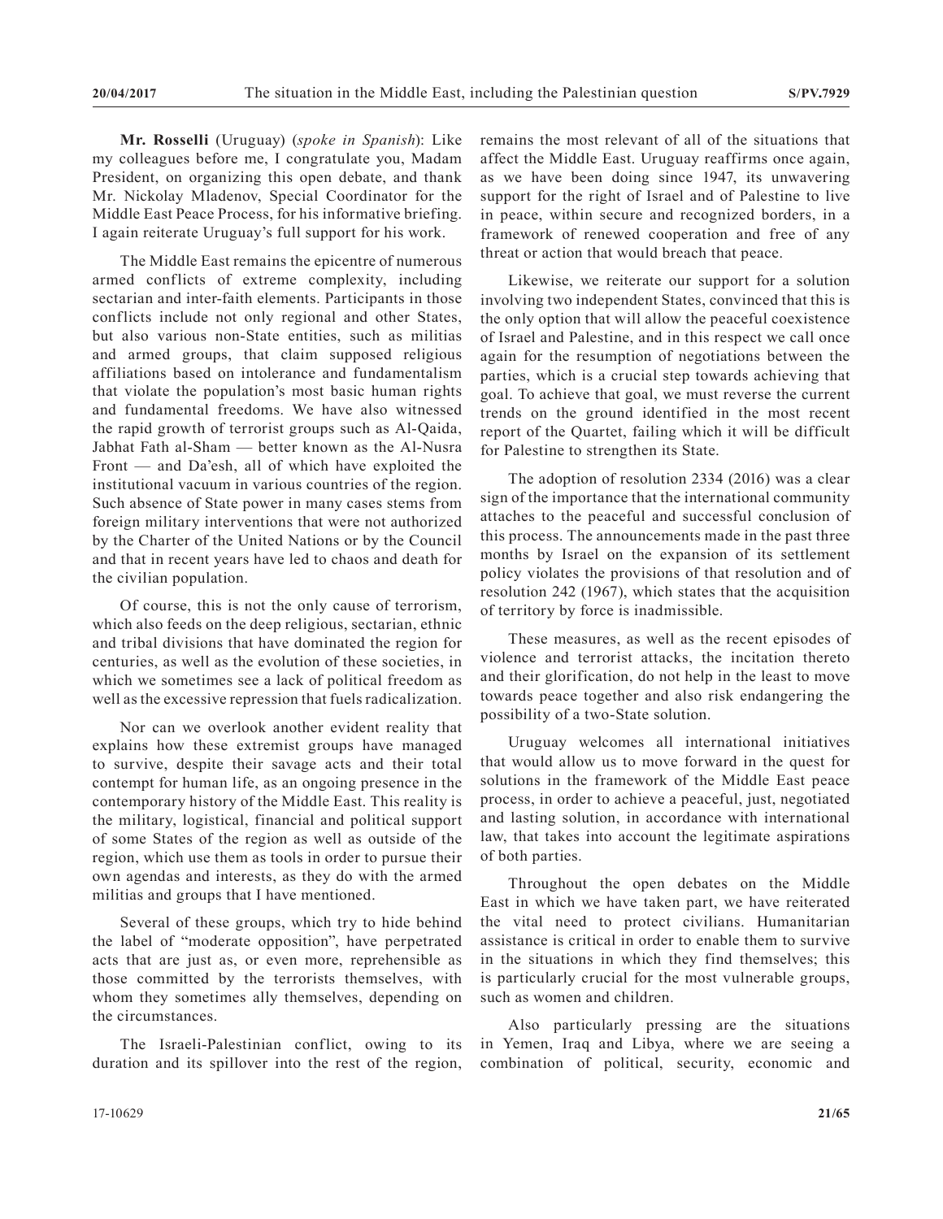**Mr. Rosselli** (Uruguay) (*spoke in Spanish*): Like my colleagues before me, I congratulate you, Madam President, on organizing this open debate, and thank Mr. Nickolay Mladenov, Special Coordinator for the Middle East Peace Process, for his informative briefing. I again reiterate Uruguay's full support for his work.

The Middle East remains the epicentre of numerous armed conflicts of extreme complexity, including sectarian and inter-faith elements. Participants in those conflicts include not only regional and other States, but also various non-State entities, such as militias and armed groups, that claim supposed religious affiliations based on intolerance and fundamentalism that violate the population's most basic human rights and fundamental freedoms. We have also witnessed the rapid growth of terrorist groups such as Al-Qaida, Jabhat Fath al-Sham — better known as the Al-Nusra Front — and Da'esh, all of which have exploited the institutional vacuum in various countries of the region. Such absence of State power in many cases stems from foreign military interventions that were not authorized by the Charter of the United Nations or by the Council and that in recent years have led to chaos and death for the civilian population.

Of course, this is not the only cause of terrorism, which also feeds on the deep religious, sectarian, ethnic and tribal divisions that have dominated the region for centuries, as well as the evolution of these societies, in which we sometimes see a lack of political freedom as well as the excessive repression that fuels radicalization.

Nor can we overlook another evident reality that explains how these extremist groups have managed to survive, despite their savage acts and their total contempt for human life, as an ongoing presence in the contemporary history of the Middle East. This reality is the military, logistical, financial and political support of some States of the region as well as outside of the region, which use them as tools in order to pursue their own agendas and interests, as they do with the armed militias and groups that I have mentioned.

Several of these groups, which try to hide behind the label of "moderate opposition", have perpetrated acts that are just as, or even more, reprehensible as those committed by the terrorists themselves, with whom they sometimes ally themselves, depending on the circumstances.

The Israeli-Palestinian conflict, owing to its duration and its spillover into the rest of the region, remains the most relevant of all of the situations that affect the Middle East. Uruguay reaffirms once again, as we have been doing since 1947, its unwavering support for the right of Israel and of Palestine to live in peace, within secure and recognized borders, in a framework of renewed cooperation and free of any threat or action that would breach that peace.

Likewise, we reiterate our support for a solution involving two independent States, convinced that this is the only option that will allow the peaceful coexistence of Israel and Palestine, and in this respect we call once again for the resumption of negotiations between the parties, which is a crucial step towards achieving that goal. To achieve that goal, we must reverse the current trends on the ground identified in the most recent report of the Quartet, failing which it will be difficult for Palestine to strengthen its State.

The adoption of resolution 2334 (2016) was a clear sign of the importance that the international community attaches to the peaceful and successful conclusion of this process. The announcements made in the past three months by Israel on the expansion of its settlement policy violates the provisions of that resolution and of resolution 242 (1967), which states that the acquisition of territory by force is inadmissible.

These measures, as well as the recent episodes of violence and terrorist attacks, the incitation thereto and their glorification, do not help in the least to move towards peace together and also risk endangering the possibility of a two-State solution.

Uruguay welcomes all international initiatives that would allow us to move forward in the quest for solutions in the framework of the Middle East peace process, in order to achieve a peaceful, just, negotiated and lasting solution, in accordance with international law, that takes into account the legitimate aspirations of both parties.

Throughout the open debates on the Middle East in which we have taken part, we have reiterated the vital need to protect civilians. Humanitarian assistance is critical in order to enable them to survive in the situations in which they find themselves; this is particularly crucial for the most vulnerable groups, such as women and children.

Also particularly pressing are the situations in Yemen, Iraq and Libya, where we are seeing a combination of political, security, economic and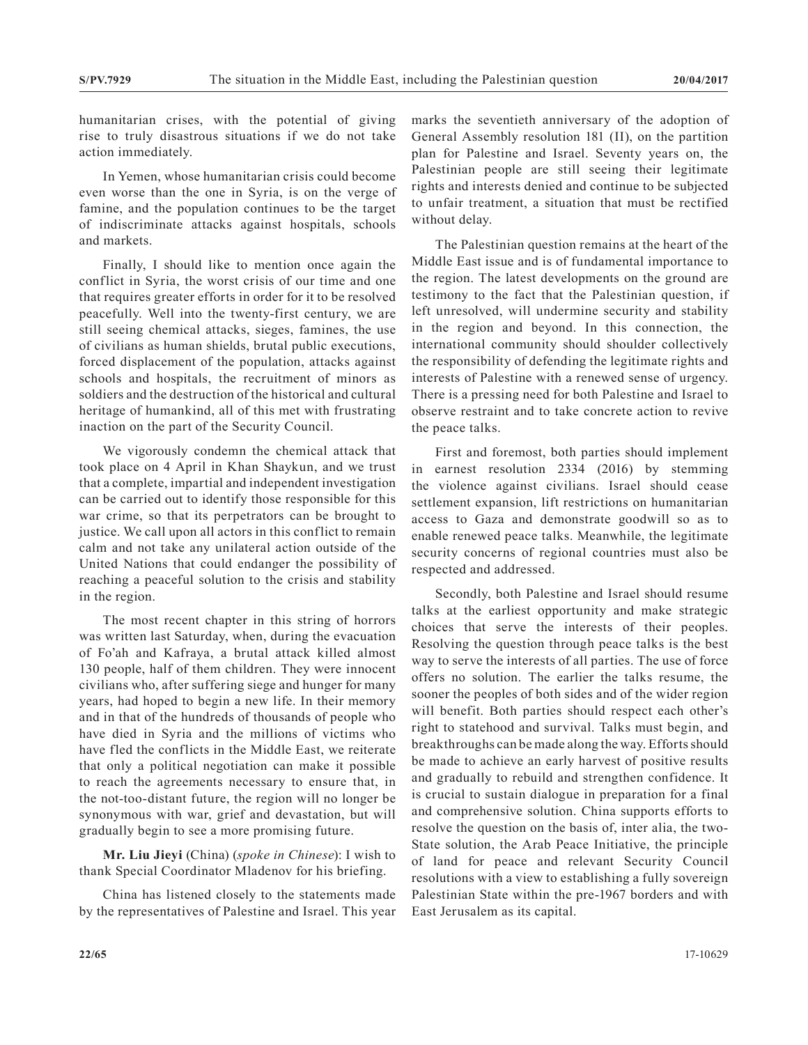humanitarian crises, with the potential of giving rise to truly disastrous situations if we do not take action immediately.

In Yemen, whose humanitarian crisis could become even worse than the one in Syria, is on the verge of famine, and the population continues to be the target of indiscriminate attacks against hospitals, schools and markets.

Finally, I should like to mention once again the conflict in Syria, the worst crisis of our time and one that requires greater efforts in order for it to be resolved peacefully. Well into the twenty-first century, we are still seeing chemical attacks, sieges, famines, the use of civilians as human shields, brutal public executions, forced displacement of the population, attacks against schools and hospitals, the recruitment of minors as soldiers and the destruction of the historical and cultural heritage of humankind, all of this met with frustrating inaction on the part of the Security Council.

We vigorously condemn the chemical attack that took place on 4 April in Khan Shaykun, and we trust that a complete, impartial and independent investigation can be carried out to identify those responsible for this war crime, so that its perpetrators can be brought to justice. We call upon all actors in this conflict to remain calm and not take any unilateral action outside of the United Nations that could endanger the possibility of reaching a peaceful solution to the crisis and stability in the region.

The most recent chapter in this string of horrors was written last Saturday, when, during the evacuation of Fo'ah and Kafraya, a brutal attack killed almost 130 people, half of them children. They were innocent civilians who, after suffering siege and hunger for many years, had hoped to begin a new life. In their memory and in that of the hundreds of thousands of people who have died in Syria and the millions of victims who have fled the conflicts in the Middle East, we reiterate that only a political negotiation can make it possible to reach the agreements necessary to ensure that, in the not-too-distant future, the region will no longer be synonymous with war, grief and devastation, but will gradually begin to see a more promising future.

**Mr. Liu Jieyi** (China) (*spoke in Chinese*): I wish to thank Special Coordinator Mladenov for his briefing.

China has listened closely to the statements made by the representatives of Palestine and Israel. This year marks the seventieth anniversary of the adoption of General Assembly resolution 181 (II), on the partition plan for Palestine and Israel. Seventy years on, the Palestinian people are still seeing their legitimate rights and interests denied and continue to be subjected to unfair treatment, a situation that must be rectified without delay.

The Palestinian question remains at the heart of the Middle East issue and is of fundamental importance to the region. The latest developments on the ground are testimony to the fact that the Palestinian question, if left unresolved, will undermine security and stability in the region and beyond. In this connection, the international community should shoulder collectively the responsibility of defending the legitimate rights and interests of Palestine with a renewed sense of urgency. There is a pressing need for both Palestine and Israel to observe restraint and to take concrete action to revive the peace talks.

First and foremost, both parties should implement in earnest resolution 2334 (2016) by stemming the violence against civilians. Israel should cease settlement expansion, lift restrictions on humanitarian access to Gaza and demonstrate goodwill so as to enable renewed peace talks. Meanwhile, the legitimate security concerns of regional countries must also be respected and addressed.

Secondly, both Palestine and Israel should resume talks at the earliest opportunity and make strategic choices that serve the interests of their peoples. Resolving the question through peace talks is the best way to serve the interests of all parties. The use of force offers no solution. The earlier the talks resume, the sooner the peoples of both sides and of the wider region will benefit. Both parties should respect each other's right to statehood and survival. Talks must begin, and breakthroughs can be made along the way. Efforts should be made to achieve an early harvest of positive results and gradually to rebuild and strengthen confidence. It is crucial to sustain dialogue in preparation for a final and comprehensive solution. China supports efforts to resolve the question on the basis of, inter alia, the two-State solution, the Arab Peace Initiative, the principle of land for peace and relevant Security Council resolutions with a view to establishing a fully sovereign Palestinian State within the pre-1967 borders and with East Jerusalem as its capital.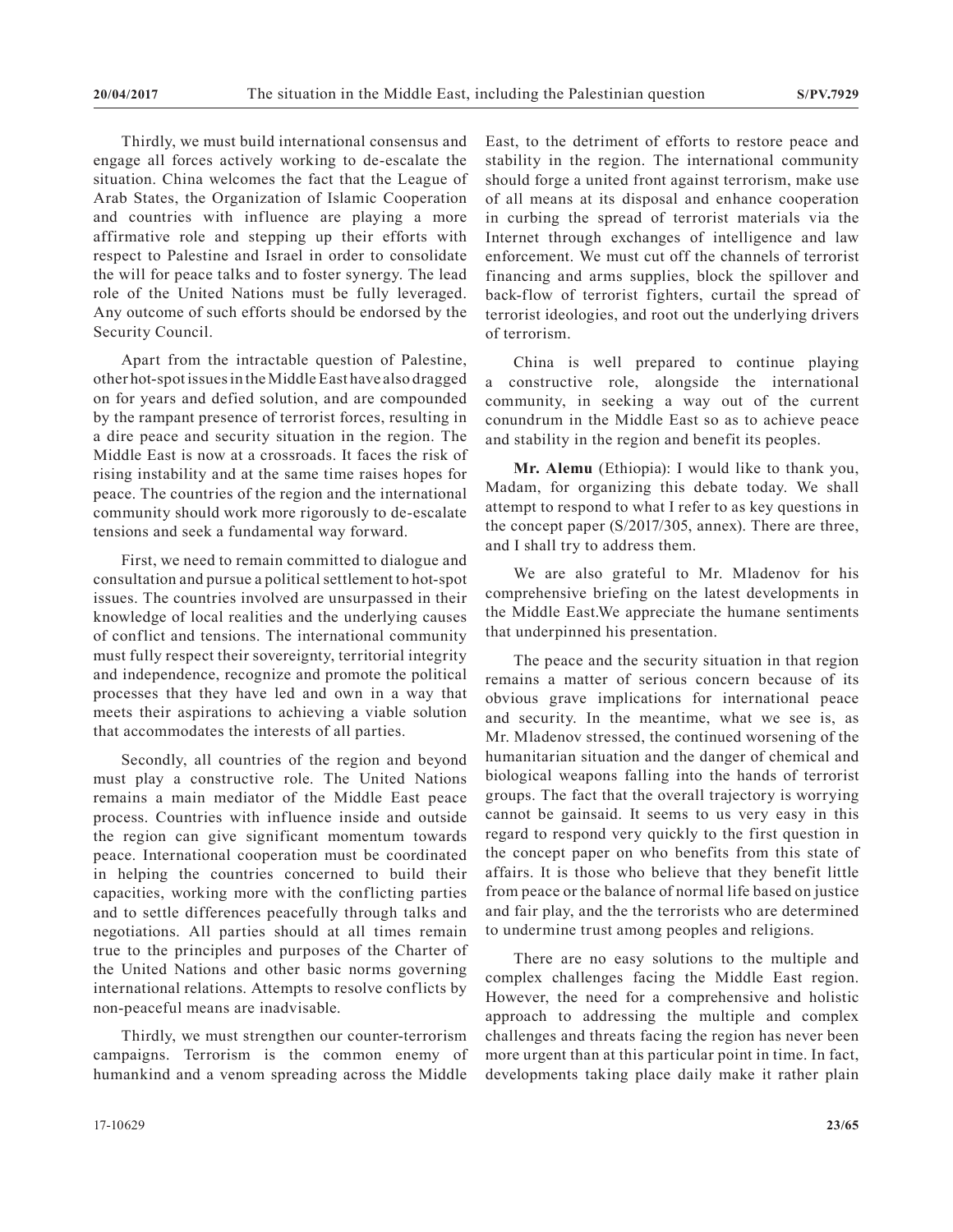Thirdly, we must build international consensus and engage all forces actively working to de-escalate the situation. China welcomes the fact that the League of Arab States, the Organization of Islamic Cooperation and countries with influence are playing a more affirmative role and stepping up their efforts with respect to Palestine and Israel in order to consolidate the will for peace talks and to foster synergy. The lead role of the United Nations must be fully leveraged. Any outcome of such efforts should be endorsed by the Security Council.

Apart from the intractable question of Palestine, other hot-spot issues in the Middle East have also dragged on for years and defied solution, and are compounded by the rampant presence of terrorist forces, resulting in a dire peace and security situation in the region. The Middle East is now at a crossroads. It faces the risk of rising instability and at the same time raises hopes for peace. The countries of the region and the international community should work more rigorously to de-escalate tensions and seek a fundamental way forward.

First, we need to remain committed to dialogue and consultation and pursue a political settlement to hot-spot issues. The countries involved are unsurpassed in their knowledge of local realities and the underlying causes of conflict and tensions. The international community must fully respect their sovereignty, territorial integrity and independence, recognize and promote the political processes that they have led and own in a way that meets their aspirations to achieving a viable solution that accommodates the interests of all parties.

Secondly, all countries of the region and beyond must play a constructive role. The United Nations remains a main mediator of the Middle East peace process. Countries with influence inside and outside the region can give significant momentum towards peace. International cooperation must be coordinated in helping the countries concerned to build their capacities, working more with the conflicting parties and to settle differences peacefully through talks and negotiations. All parties should at all times remain true to the principles and purposes of the Charter of the United Nations and other basic norms governing international relations. Attempts to resolve conflicts by non-peaceful means are inadvisable.

Thirdly, we must strengthen our counter-terrorism campaigns. Terrorism is the common enemy of humankind and a venom spreading across the Middle East, to the detriment of efforts to restore peace and stability in the region. The international community should forge a united front against terrorism, make use of all means at its disposal and enhance cooperation in curbing the spread of terrorist materials via the Internet through exchanges of intelligence and law enforcement. We must cut off the channels of terrorist financing and arms supplies, block the spillover and back-flow of terrorist fighters, curtail the spread of terrorist ideologies, and root out the underlying drivers of terrorism.

China is well prepared to continue playing a constructive role, alongside the international community, in seeking a way out of the current conundrum in the Middle East so as to achieve peace and stability in the region and benefit its peoples.

**Mr. Alemu** (Ethiopia): I would like to thank you, Madam, for organizing this debate today. We shall attempt to respond to what I refer to as key questions in the concept paper (S/2017/305, annex). There are three, and I shall try to address them.

We are also grateful to Mr. Mladenov for his comprehensive briefing on the latest developments in the Middle East.We appreciate the humane sentiments that underpinned his presentation.

The peace and the security situation in that region remains a matter of serious concern because of its obvious grave implications for international peace and security. In the meantime, what we see is, as Mr. Mladenov stressed, the continued worsening of the humanitarian situation and the danger of chemical and biological weapons falling into the hands of terrorist groups. The fact that the overall trajectory is worrying cannot be gainsaid. It seems to us very easy in this regard to respond very quickly to the first question in the concept paper on who benefits from this state of affairs. It is those who believe that they benefit little from peace or the balance of normal life based on justice and fair play, and the the terrorists who are determined to undermine trust among peoples and religions.

There are no easy solutions to the multiple and complex challenges facing the Middle East region. However, the need for a comprehensive and holistic approach to addressing the multiple and complex challenges and threats facing the region has never been more urgent than at this particular point in time. In fact, developments taking place daily make it rather plain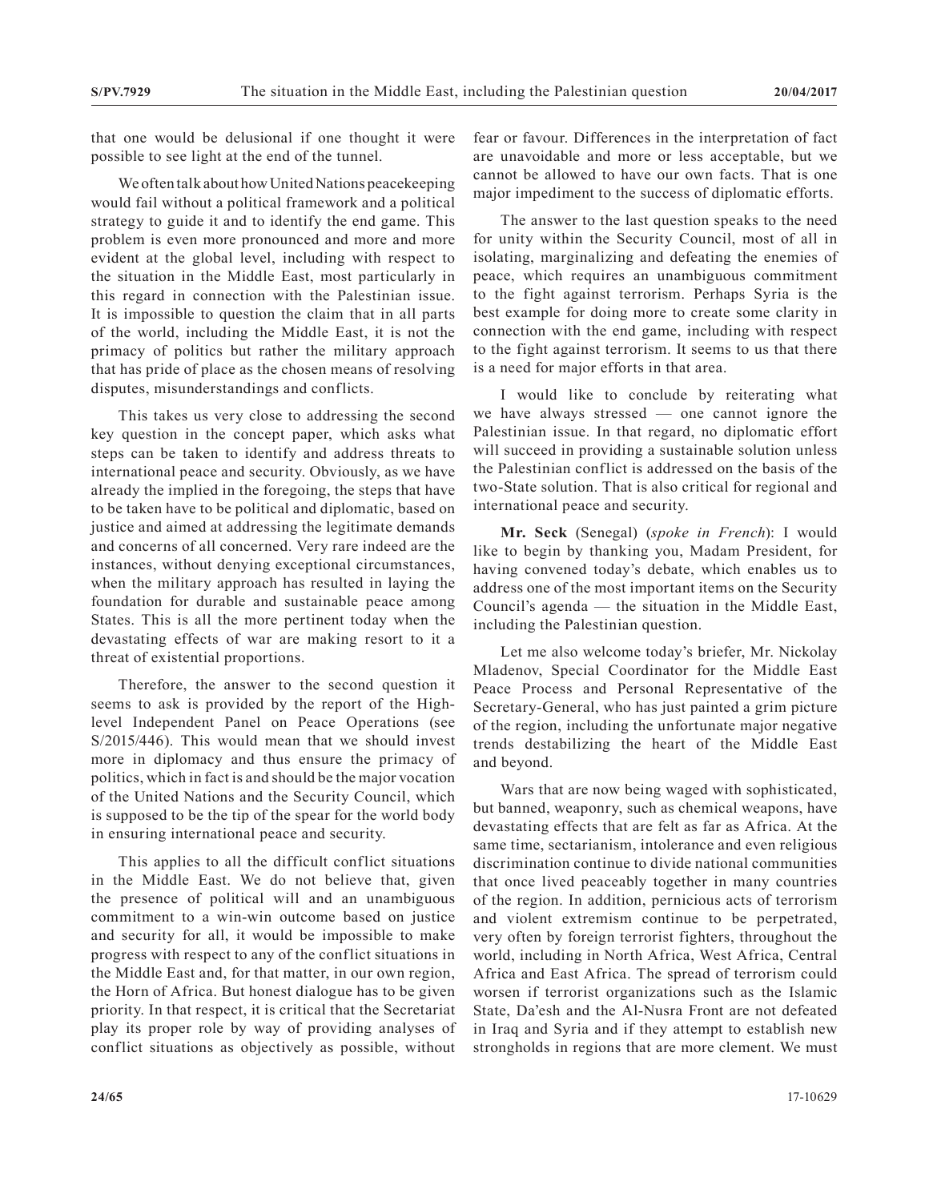that one would be delusional if one thought it were possible to see light at the end of the tunnel.

We often talk about how United Nations peacekeeping would fail without a political framework and a political strategy to guide it and to identify the end game. This problem is even more pronounced and more and more evident at the global level, including with respect to the situation in the Middle East, most particularly in this regard in connection with the Palestinian issue. It is impossible to question the claim that in all parts of the world, including the Middle East, it is not the primacy of politics but rather the military approach that has pride of place as the chosen means of resolving disputes, misunderstandings and conflicts.

This takes us very close to addressing the second key question in the concept paper, which asks what steps can be taken to identify and address threats to international peace and security. Obviously, as we have already the implied in the foregoing, the steps that have to be taken have to be political and diplomatic, based on justice and aimed at addressing the legitimate demands and concerns of all concerned. Very rare indeed are the instances, without denying exceptional circumstances, when the military approach has resulted in laying the foundation for durable and sustainable peace among States. This is all the more pertinent today when the devastating effects of war are making resort to it a threat of existential proportions.

Therefore, the answer to the second question it seems to ask is provided by the report of the High-level Independent Panel on Peace Operations (see S/2015/446). This would mean that we should invest more in diplomacy and thus ensure the primacy of politics, which in fact is and should be the major vocation of the United Nations and the Security Council, which is supposed to be the tip of the spear for the world body in ensuring international peace and security.

This applies to all the difficult conflict situations in the Middle East. We do not believe that, given the presence of political will and an unambiguous commitment to a win-win outcome based on justice and security for all, it would be impossible to make progress with respect to any of the conflict situations in the Middle East and, for that matter, in our own region, the Horn of Africa. But honest dialogue has to be given priority. In that respect, it is critical that the Secretariat play its proper role by way of providing analyses of conflict situations as objectively as possible, without fear or favour. Differences in the interpretation of fact are unavoidable and more or less acceptable, but we cannot be allowed to have our own facts. That is one major impediment to the success of diplomatic efforts.

The answer to the last question speaks to the need for unity within the Security Council, most of all in isolating, marginalizing and defeating the enemies of peace, which requires an unambiguous commitment to the fight against terrorism. Perhaps Syria is the best example for doing more to create some clarity in connection with the end game, including with respect to the fight against terrorism. It seems to us that there is a need for major efforts in that area.

I would like to conclude by reiterating what we have always stressed — one cannot ignore the Palestinian issue. In that regard, no diplomatic effort will succeed in providing a sustainable solution unless the Palestinian conflict is addressed on the basis of the two-State solution. That is also critical for regional and international peace and security.

**Mr. Seck** (Senegal) (*spoke in French*): I would like to begin by thanking you, Madam President, for having convened today's debate, which enables us to address one of the most important items on the Security Council's agenda — the situation in the Middle East, including the Palestinian question.

Let me also welcome today's briefer, Mr. Nickolay Mladenov, Special Coordinator for the Middle East Peace Process and Personal Representative of the Secretary-General, who has just painted a grim picture of the region, including the unfortunate major negative trends destabilizing the heart of the Middle East and beyond.

Wars that are now being waged with sophisticated, but banned, weaponry, such as chemical weapons, have devastating effects that are felt as far as Africa. At the same time, sectarianism, intolerance and even religious discrimination continue to divide national communities that once lived peaceably together in many countries of the region. In addition, pernicious acts of terrorism and violent extremism continue to be perpetrated, very often by foreign terrorist fighters, throughout the world, including in North Africa, West Africa, Central Africa and East Africa. The spread of terrorism could worsen if terrorist organizations such as the Islamic State, Da'esh and the Al-Nusra Front are not defeated in Iraq and Syria and if they attempt to establish new strongholds in regions that are more clement. We must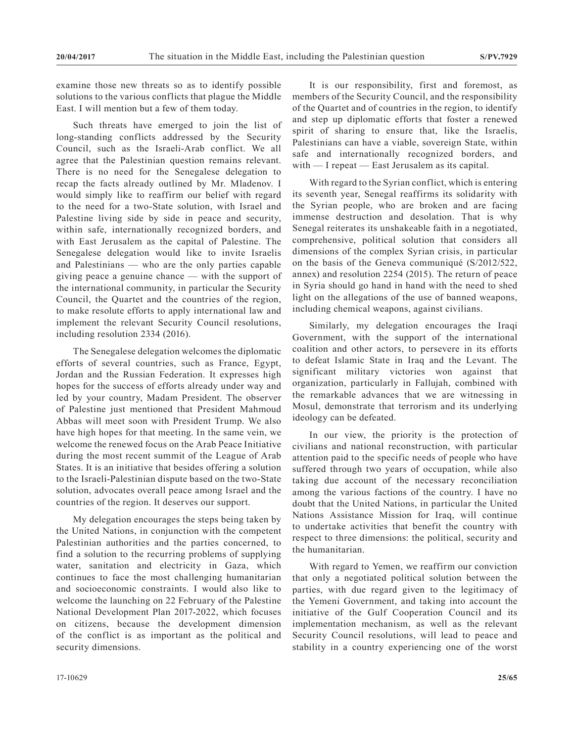examine those new threats so as to identify possible solutions to the various conflicts that plague the Middle East. I will mention but a few of them today.

Such threats have emerged to join the list of long-standing conflicts addressed by the Security Council, such as the Israeli-Arab conflict. We all agree that the Palestinian question remains relevant. There is no need for the Senegalese delegation to recap the facts already outlined by Mr. Mladenov. I would simply like to reaffirm our belief with regard to the need for a two-State solution, with Israel and Palestine living side by side in peace and security, within safe, internationally recognized borders, and with East Jerusalem as the capital of Palestine. The Senegalese delegation would like to invite Israelis and Palestinians — who are the only parties capable giving peace a genuine chance — with the support of the international community, in particular the Security Council, the Quartet and the countries of the region, to make resolute efforts to apply international law and implement the relevant Security Council resolutions, including resolution 2334 (2016).

The Senegalese delegation welcomes the diplomatic efforts of several countries, such as France, Egypt, Jordan and the Russian Federation. It expresses high hopes for the success of efforts already under way and led by your country, Madam President. The observer of Palestine just mentioned that President Mahmoud Abbas will meet soon with President Trump. We also have high hopes for that meeting. In the same vein, we welcome the renewed focus on the Arab Peace Initiative during the most recent summit of the League of Arab States. It is an initiative that besides offering a solution to the Israeli-Palestinian dispute based on the two-State solution, advocates overall peace among Israel and the countries of the region. It deserves our support.

My delegation encourages the steps being taken by the United Nations, in conjunction with the competent Palestinian authorities and the parties concerned, to find a solution to the recurring problems of supplying water, sanitation and electricity in Gaza, which continues to face the most challenging humanitarian and socioeconomic constraints. I would also like to welcome the launching on 22 February of the Palestine National Development Plan 2017-2022, which focuses on citizens, because the development dimension of the conflict is as important as the political and security dimensions.

It is our responsibility, first and foremost, as members of the Security Council, and the responsibility of the Quartet and of countries in the region, to identify and step up diplomatic efforts that foster a renewed spirit of sharing to ensure that, like the Israelis, Palestinians can have a viable, sovereign State, within safe and internationally recognized borders, and with — I repeat — East Jerusalem as its capital.

With regard to the Syrian conflict, which is entering its seventh year, Senegal reaffirms its solidarity with the Syrian people, who are broken and are facing immense destruction and desolation. That is why Senegal reiterates its unshakeable faith in a negotiated, comprehensive, political solution that considers all dimensions of the complex Syrian crisis, in particular on the basis of the Geneva communiqué (S/2012/522, annex) and resolution 2254 (2015). The return of peace in Syria should go hand in hand with the need to shed light on the allegations of the use of banned weapons, including chemical weapons, against civilians.

Similarly, my delegation encourages the Iraqi Government, with the support of the international coalition and other actors, to persevere in its efforts to defeat Islamic State in Iraq and the Levant. The significant military victories won against that organization, particularly in Fallujah, combined with the remarkable advances that we are witnessing in Mosul, demonstrate that terrorism and its underlying ideology can be defeated.

In our view, the priority is the protection of civilians and national reconstruction, with particular attention paid to the specific needs of people who have suffered through two years of occupation, while also taking due account of the necessary reconciliation among the various factions of the country. I have no doubt that the United Nations, in particular the United Nations Assistance Mission for Iraq, will continue to undertake activities that benefit the country with respect to three dimensions: the political, security and the humanitarian.

With regard to Yemen, we reaffirm our conviction that only a negotiated political solution between the parties, with due regard given to the legitimacy of the Yemeni Government, and taking into account the initiative of the Gulf Cooperation Council and its implementation mechanism, as well as the relevant Security Council resolutions, will lead to peace and stability in a country experiencing one of the worst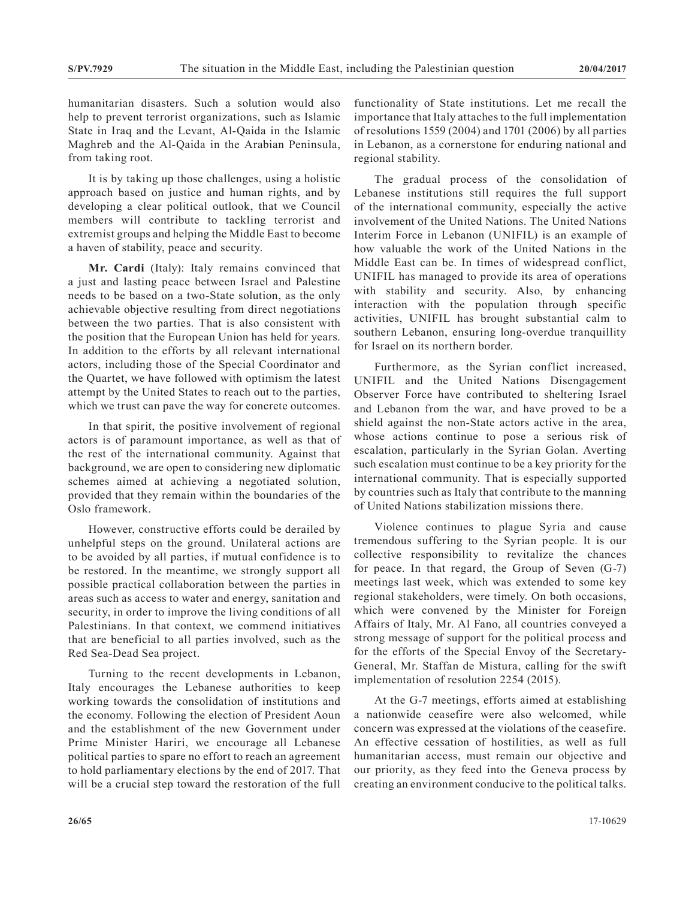humanitarian disasters. Such a solution would also help to prevent terrorist organizations, such as Islamic State in Iraq and the Levant, Al-Qaida in the Islamic Maghreb and the Al-Qaida in the Arabian Peninsula, from taking root.

It is by taking up those challenges, using a holistic approach based on justice and human rights, and by developing a clear political outlook, that we Council members will contribute to tackling terrorist and extremist groups and helping the Middle East to become a haven of stability, peace and security.

**Mr. Cardi** (Italy): Italy remains convinced that a just and lasting peace between Israel and Palestine needs to be based on a two-State solution, as the only achievable objective resulting from direct negotiations between the two parties. That is also consistent with the position that the European Union has held for years. In addition to the efforts by all relevant international actors, including those of the Special Coordinator and the Quartet, we have followed with optimism the latest attempt by the United States to reach out to the parties, which we trust can pave the way for concrete outcomes.

In that spirit, the positive involvement of regional actors is of paramount importance, as well as that of the rest of the international community. Against that background, we are open to considering new diplomatic schemes aimed at achieving a negotiated solution, provided that they remain within the boundaries of the Oslo framework.

However, constructive efforts could be derailed by unhelpful steps on the ground. Unilateral actions are to be avoided by all parties, if mutual confidence is to be restored. In the meantime, we strongly support all possible practical collaboration between the parties in areas such as access to water and energy, sanitation and security, in order to improve the living conditions of all Palestinians. In that context, we commend initiatives that are beneficial to all parties involved, such as the Red Sea-Dead Sea project.

Turning to the recent developments in Lebanon, Italy encourages the Lebanese authorities to keep working towards the consolidation of institutions and the economy. Following the election of President Aoun and the establishment of the new Government under Prime Minister Hariri, we encourage all Lebanese political parties to spare no effort to reach an agreement to hold parliamentary elections by the end of 2017. That will be a crucial step toward the restoration of the full functionality of State institutions. Let me recall the importance that Italy attaches to the full implementation of resolutions 1559 (2004) and 1701 (2006) by all parties in Lebanon, as a cornerstone for enduring national and regional stability.

The gradual process of the consolidation of Lebanese institutions still requires the full support of the international community, especially the active involvement of the United Nations. The United Nations Interim Force in Lebanon (UNIFIL) is an example of how valuable the work of the United Nations in the Middle East can be. In times of widespread conflict, UNIFIL has managed to provide its area of operations with stability and security. Also, by enhancing interaction with the population through specific activities, UNIFIL has brought substantial calm to southern Lebanon, ensuring long-overdue tranquillity for Israel on its northern border.

Furthermore, as the Syrian conflict increased, UNIFIL and the United Nations Disengagement Observer Force have contributed to sheltering Israel and Lebanon from the war, and have proved to be a shield against the non-State actors active in the area, whose actions continue to pose a serious risk of escalation, particularly in the Syrian Golan. Averting such escalation must continue to be a key priority for the international community. That is especially supported by countries such as Italy that contribute to the manning of United Nations stabilization missions there.

Violence continues to plague Syria and cause tremendous suffering to the Syrian people. It is our collective responsibility to revitalize the chances for peace. In that regard, the Group of Seven (G-7) meetings last week, which was extended to some key regional stakeholders, were timely. On both occasions, which were convened by the Minister for Foreign Affairs of Italy, Mr. Al Fano, all countries conveyed a strong message of support for the political process and for the efforts of the Special Envoy of the Secretary-General, Mr. Staffan de Mistura, calling for the swift implementation of resolution 2254 (2015).

At the G-7 meetings, efforts aimed at establishing a nationwide ceasefire were also welcomed, while concern was expressed at the violations of the ceasefire. An effective cessation of hostilities, as well as full humanitarian access, must remain our objective and our priority, as they feed into the Geneva process by creating an environment conducive to the political talks.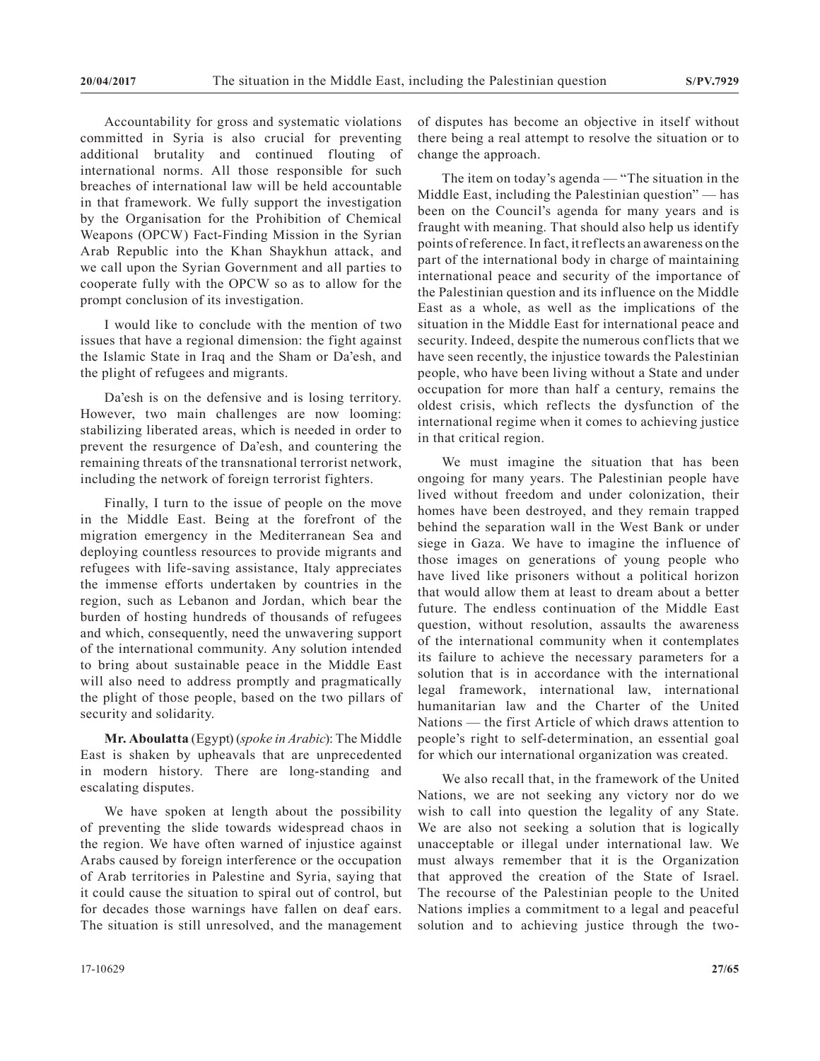Accountability for gross and systematic violations committed in Syria is also crucial for preventing additional brutality and continued flouting of international norms. All those responsible for such breaches of international law will be held accountable in that framework. We fully support the investigation by the Organisation for the Prohibition of Chemical Weapons (OPCW) Fact-Finding Mission in the Syrian Arab Republic into the Khan Shaykhun attack, and we call upon the Syrian Government and all parties to cooperate fully with the OPCW so as to allow for the prompt conclusion of its investigation.

I would like to conclude with the mention of two issues that have a regional dimension: the fight against the Islamic State in Iraq and the Sham or Da'esh, and the plight of refugees and migrants.

Da'esh is on the defensive and is losing territory. However, two main challenges are now looming: stabilizing liberated areas, which is needed in order to prevent the resurgence of Da'esh, and countering the remaining threats of the transnational terrorist network, including the network of foreign terrorist fighters.

Finally, I turn to the issue of people on the move in the Middle East. Being at the forefront of the migration emergency in the Mediterranean Sea and deploying countless resources to provide migrants and refugees with life-saving assistance, Italy appreciates the immense efforts undertaken by countries in the region, such as Lebanon and Jordan, which bear the burden of hosting hundreds of thousands of refugees and which, consequently, need the unwavering support of the international community. Any solution intended to bring about sustainable peace in the Middle East will also need to address promptly and pragmatically the plight of those people, based on the two pillars of security and solidarity.

**Mr. Aboulatta** (Egypt) (*spoke in Arabic*): The Middle East is shaken by upheavals that are unprecedented in modern history. There are long-standing and escalating disputes.

We have spoken at length about the possibility of preventing the slide towards widespread chaos in the region. We have often warned of injustice against Arabs caused by foreign interference or the occupation of Arab territories in Palestine and Syria, saying that it could cause the situation to spiral out of control, but for decades those warnings have fallen on deaf ears. The situation is still unresolved, and the management of disputes has become an objective in itself without there being a real attempt to resolve the situation or to change the approach.

The item on today's agenda — "The situation in the Middle East, including the Palestinian question" — has been on the Council's agenda for many years and is fraught with meaning. That should also help us identify points of reference. In fact, it reflects an awareness on the part of the international body in charge of maintaining international peace and security of the importance of the Palestinian question and its influence on the Middle East as a whole, as well as the implications of the situation in the Middle East for international peace and security. Indeed, despite the numerous conflicts that we have seen recently, the injustice towards the Palestinian people, who have been living without a State and under occupation for more than half a century, remains the oldest crisis, which reflects the dysfunction of the international regime when it comes to achieving justice in that critical region.

We must imagine the situation that has been ongoing for many years. The Palestinian people have lived without freedom and under colonization, their homes have been destroyed, and they remain trapped behind the separation wall in the West Bank or under siege in Gaza. We have to imagine the influence of those images on generations of young people who have lived like prisoners without a political horizon that would allow them at least to dream about a better future. The endless continuation of the Middle East question, without resolution, assaults the awareness of the international community when it contemplates its failure to achieve the necessary parameters for a solution that is in accordance with the international legal framework, international law, international humanitarian law and the Charter of the United Nations — the first Article of which draws attention to people's right to self-determination, an essential goal for which our international organization was created.

We also recall that, in the framework of the United Nations, we are not seeking any victory nor do we wish to call into question the legality of any State. We are also not seeking a solution that is logically unacceptable or illegal under international law. We must always remember that it is the Organization that approved the creation of the State of Israel. The recourse of the Palestinian people to the United Nations implies a commitment to a legal and peaceful solution and to achieving justice through the two-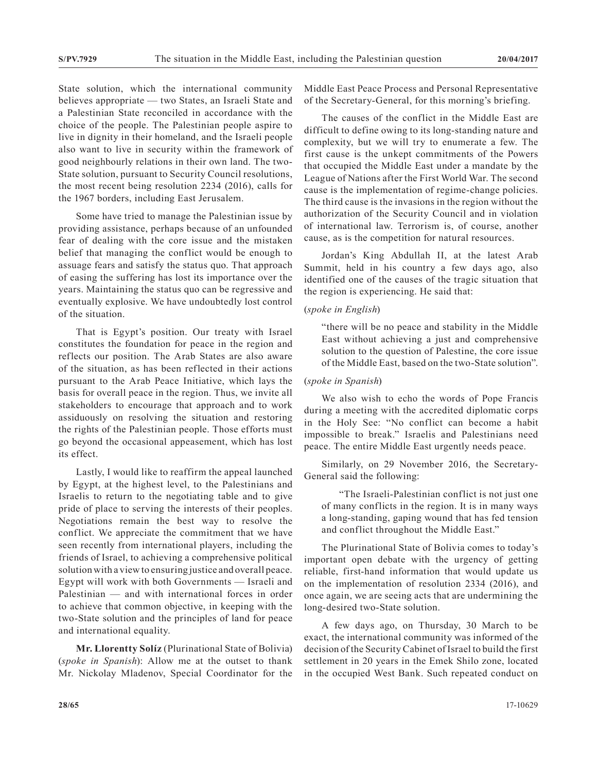State solution, which the international community believes appropriate — two States, an Israeli State and a Palestinian State reconciled in accordance with the choice of the people. The Palestinian people aspire to live in dignity in their homeland, and the Israeli people also want to live in security within the framework of good neighbourly relations in their own land. The two-State solution, pursuant to Security Council resolutions, the most recent being resolution 2234 (2016), calls for the 1967 borders, including East Jerusalem.

Some have tried to manage the Palestinian issue by providing assistance, perhaps because of an unfounded fear of dealing with the core issue and the mistaken belief that managing the conflict would be enough to assuage fears and satisfy the status quo. That approach of easing the suffering has lost its importance over the years. Maintaining the status quo can be regressive and eventually explosive. We have undoubtedly lost control of the situation.

That is Egypt's position. Our treaty with Israel constitutes the foundation for peace in the region and reflects our position. The Arab States are also aware of the situation, as has been reflected in their actions pursuant to the Arab Peace Initiative, which lays the basis for overall peace in the region. Thus, we invite all stakeholders to encourage that approach and to work assiduously on resolving the situation and restoring the rights of the Palestinian people. Those efforts must go beyond the occasional appeasement, which has lost its effect.

Lastly, I would like to reaffirm the appeal launched by Egypt, at the highest level, to the Palestinians and Israelis to return to the negotiating table and to give pride of place to serving the interests of their peoples. Negotiations remain the best way to resolve the conflict. We appreciate the commitment that we have seen recently from international players, including the friends of Israel, to achieving a comprehensive political solution with a view to ensuring justice and overall peace. Egypt will work with both Governments — Israeli and Palestinian — and with international forces in order to achieve that common objective, in keeping with the two-State solution and the principles of land for peace and international equality.

**Mr. Llorentty Solíz** (Plurinational State of Bolivia) (*spoke in Spanish*): Allow me at the outset to thank Mr. Nickolay Mladenov, Special Coordinator for the Middle East Peace Process and Personal Representative of the Secretary-General, for this morning's briefing.

The causes of the conflict in the Middle East are difficult to define owing to its long-standing nature and complexity, but we will try to enumerate a few. The first cause is the unkept commitments of the Powers that occupied the Middle East under a mandate by the League of Nations after the First World War. The second cause is the implementation of regime-change policies. The third cause is the invasions in the region without the authorization of the Security Council and in violation of international law. Terrorism is, of course, another cause, as is the competition for natural resources.

Jordan's King Abdullah II, at the latest Arab Summit, held in his country a few days ago, also identified one of the causes of the tragic situation that the region is experiencing. He said that:

(*spoke in English*)

"there will be no peace and stability in the Middle East without achieving a just and comprehensive solution to the question of Palestine, the core issue of the Middle East, based on the two-State solution".

(*spoke in Spanish*)

We also wish to echo the words of Pope Francis during a meeting with the accredited diplomatic corps in the Holy See: "No conflict can become a habit impossible to break." Israelis and Palestinians need peace. The entire Middle East urgently needs peace.

Similarly, on 29 November 2016, the Secretary-General said the following:

"The Israeli-Palestinian conflict is not just one of many conflicts in the region. It is in many ways a long-standing, gaping wound that has fed tension and conflict throughout the Middle East."

The Plurinational State of Bolivia comes to today's important open debate with the urgency of getting reliable, first-hand information that would update us on the implementation of resolution 2334 (2016), and once again, we are seeing acts that are undermining the long-desired two-State solution.

A few days ago, on Thursday, 30 March to be exact, the international community was informed of the decision of the Security Cabinet of Israel to build the first settlement in 20 years in the Emek Shilo zone, located in the occupied West Bank. Such repeated conduct on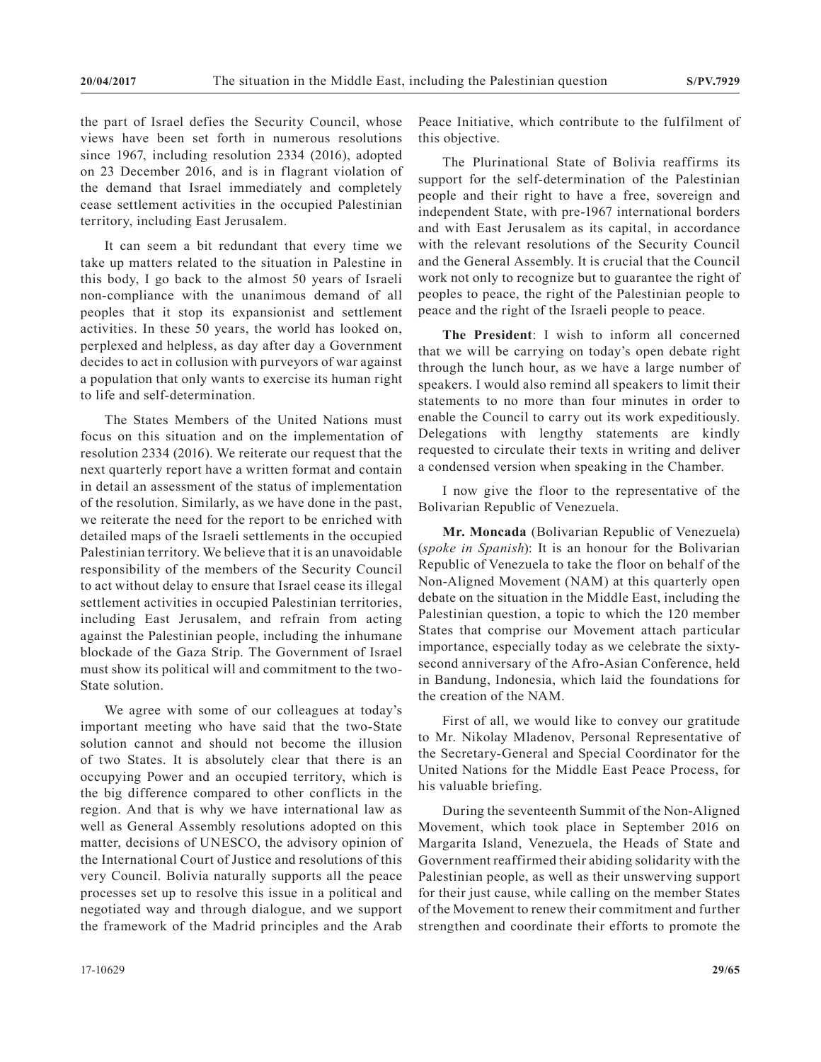the part of Israel defies the Security Council, whose views have been set forth in numerous resolutions since 1967, including resolution 2334 (2016), adopted on 23 December 2016, and is in flagrant violation of the demand that Israel immediately and completely cease settlement activities in the occupied Palestinian territory, including East Jerusalem.

It can seem a bit redundant that every time we take up matters related to the situation in Palestine in this body, I go back to the almost 50 years of Israeli non-compliance with the unanimous demand of all peoples that it stop its expansionist and settlement activities. In these 50 years, the world has looked on, perplexed and helpless, as day after day a Government decides to act in collusion with purveyors of war against a population that only wants to exercise its human right to life and self-determination.

The States Members of the United Nations must focus on this situation and on the implementation of resolution 2334 (2016). We reiterate our request that the next quarterly report have a written format and contain in detail an assessment of the status of implementation of the resolution. Similarly, as we have done in the past, we reiterate the need for the report to be enriched with detailed maps of the Israeli settlements in the occupied Palestinian territory. We believe that it is an unavoidable responsibility of the members of the Security Council to act without delay to ensure that Israel cease its illegal settlement activities in occupied Palestinian territories, including East Jerusalem, and refrain from acting against the Palestinian people, including the inhumane blockade of the Gaza Strip. The Government of Israel must show its political will and commitment to the two-State solution.

We agree with some of our colleagues at today's important meeting who have said that the two-State solution cannot and should not become the illusion of two States. It is absolutely clear that there is an occupying Power and an occupied territory, which is the big difference compared to other conflicts in the region. And that is why we have international law as well as General Assembly resolutions adopted on this matter, decisions of UNESCO, the advisory opinion of the International Court of Justice and resolutions of this very Council. Bolivia naturally supports all the peace processes set up to resolve this issue in a political and negotiated way and through dialogue, and we support the framework of the Madrid principles and the Arab Peace Initiative, which contribute to the fulfilment of this objective.

The Plurinational State of Bolivia reaffirms its support for the self-determination of the Palestinian people and their right to have a free, sovereign and independent State, with pre-1967 international borders and with East Jerusalem as its capital, in accordance with the relevant resolutions of the Security Council and the General Assembly. It is crucial that the Council work not only to recognize but to guarantee the right of peoples to peace, the right of the Palestinian people to peace and the right of the Israeli people to peace.

**The President**: I wish to inform all concerned that we will be carrying on today's open debate right through the lunch hour, as we have a large number of speakers. I would also remind all speakers to limit their statements to no more than four minutes in order to enable the Council to carry out its work expeditiously. Delegations with lengthy statements are kindly requested to circulate their texts in writing and deliver a condensed version when speaking in the Chamber.

I now give the floor to the representative of the Bolivarian Republic of Venezuela.

**Mr. Moncada** (Bolivarian Republic of Venezuela) (*spoke in Spanish*): It is an honour for the Bolivarian Republic of Venezuela to take the floor on behalf of the Non-Aligned Movement (NAM) at this quarterly open debate on the situation in the Middle East, including the Palestinian question, a topic to which the 120 member States that comprise our Movement attach particular importance, especially today as we celebrate the sixty-second anniversary of the Afro-Asian Conference, held in Bandung, Indonesia, which laid the foundations for the creation of the NAM.

First of all, we would like to convey our gratitude to Mr. Nikolay Mladenov, Personal Representative of the Secretary-General and Special Coordinator for the United Nations for the Middle East Peace Process, for his valuable briefing.

During the seventeenth Summit of the Non-Aligned Movement, which took place in September 2016 on Margarita Island, Venezuela, the Heads of State and Government reaffirmed their abiding solidarity with the Palestinian people, as well as their unswerving support for their just cause, while calling on the member States of the Movement to renew their commitment and further strengthen and coordinate their efforts to promote the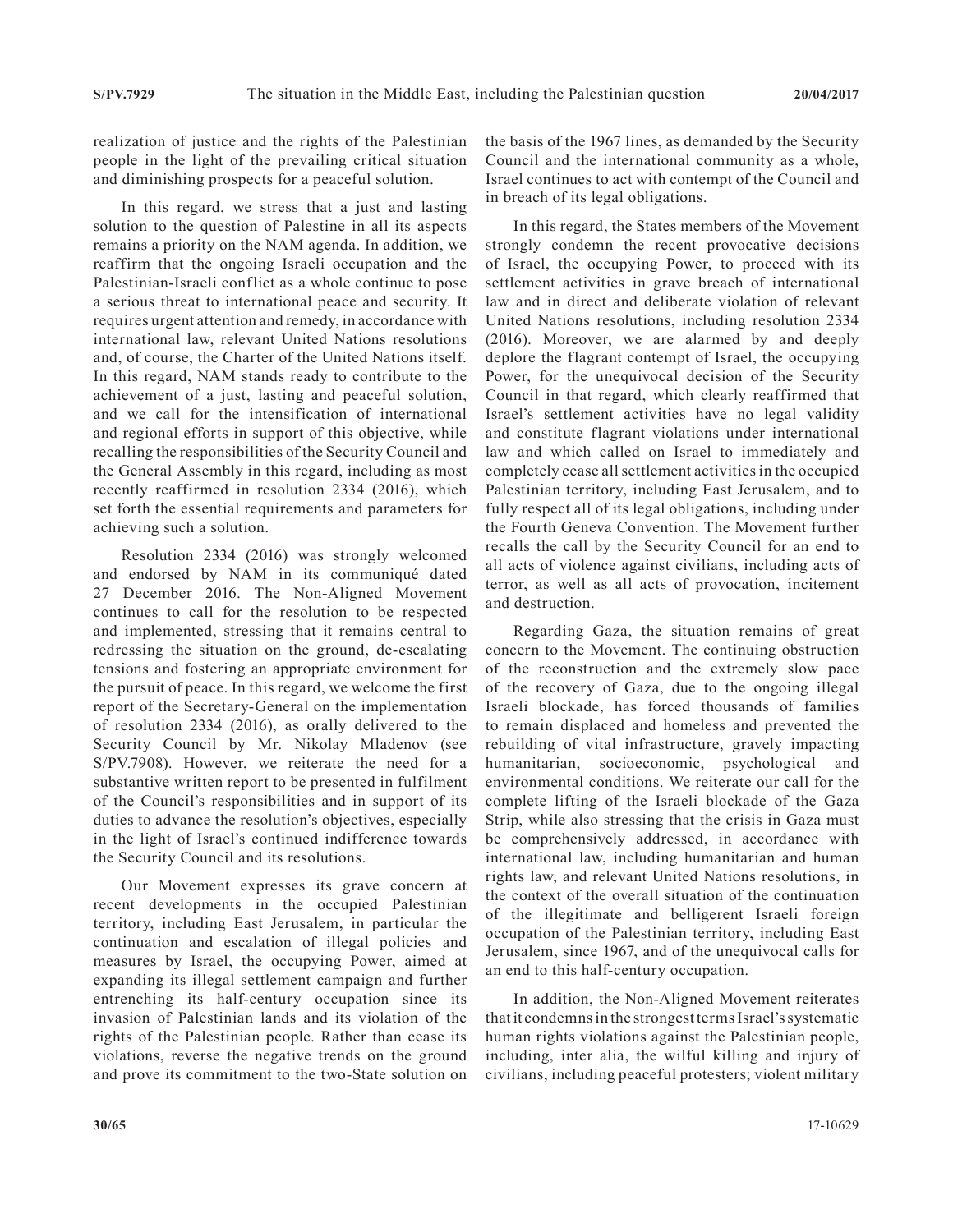realization of justice and the rights of the Palestinian people in the light of the prevailing critical situation and diminishing prospects for a peaceful solution.

In this regard, we stress that a just and lasting solution to the question of Palestine in all its aspects remains a priority on the NAM agenda. In addition, we reaffirm that the ongoing Israeli occupation and the Palestinian-Israeli conflict as a whole continue to pose a serious threat to international peace and security. It requires urgent attention and remedy, in accordance with international law, relevant United Nations resolutions and, of course, the Charter of the United Nations itself. In this regard, NAM stands ready to contribute to the achievement of a just, lasting and peaceful solution, and we call for the intensification of international and regional efforts in support of this objective, while recalling the responsibilities of the Security Council and the General Assembly in this regard, including as most recently reaffirmed in resolution 2334 (2016), which set forth the essential requirements and parameters for achieving such a solution.

Resolution 2334 (2016) was strongly welcomed and endorsed by NAM in its communiqué dated 27 December 2016. The Non-Aligned Movement continues to call for the resolution to be respected and implemented, stressing that it remains central to redressing the situation on the ground, de-escalating tensions and fostering an appropriate environment for the pursuit of peace. In this regard, we welcome the first report of the Secretary-General on the implementation of resolution 2334 (2016), as orally delivered to the Security Council by Mr. Nikolay Mladenov (see S/PV.7908). However, we reiterate the need for a substantive written report to be presented in fulfilment of the Council's responsibilities and in support of its duties to advance the resolution's objectives, especially in the light of Israel's continued indifference towards the Security Council and its resolutions.

Our Movement expresses its grave concern at recent developments in the occupied Palestinian territory, including East Jerusalem, in particular the continuation and escalation of illegal policies and measures by Israel, the occupying Power, aimed at expanding its illegal settlement campaign and further entrenching its half-century occupation since its invasion of Palestinian lands and its violation of the rights of the Palestinian people. Rather than cease its violations, reverse the negative trends on the ground and prove its commitment to the two-State solution on the basis of the 1967 lines, as demanded by the Security Council and the international community as a whole, Israel continues to act with contempt of the Council and in breach of its legal obligations.

In this regard, the States members of the Movement strongly condemn the recent provocative decisions of Israel, the occupying Power, to proceed with its settlement activities in grave breach of international law and in direct and deliberate violation of relevant United Nations resolutions, including resolution 2334 (2016). Moreover, we are alarmed by and deeply deplore the flagrant contempt of Israel, the occupying Power, for the unequivocal decision of the Security Council in that regard, which clearly reaffirmed that Israel's settlement activities have no legal validity and constitute flagrant violations under international law and which called on Israel to immediately and completely cease all settlement activities in the occupied Palestinian territory, including East Jerusalem, and to fully respect all of its legal obligations, including under the Fourth Geneva Convention. The Movement further recalls the call by the Security Council for an end to all acts of violence against civilians, including acts of terror, as well as all acts of provocation, incitement and destruction.

Regarding Gaza, the situation remains of great concern to the Movement. The continuing obstruction of the reconstruction and the extremely slow pace of the recovery of Gaza, due to the ongoing illegal Israeli blockade, has forced thousands of families to remain displaced and homeless and prevented the rebuilding of vital infrastructure, gravely impacting humanitarian, socioeconomic, psychological and environmental conditions. We reiterate our call for the complete lifting of the Israeli blockade of the Gaza Strip, while also stressing that the crisis in Gaza must be comprehensively addressed, in accordance with international law, including humanitarian and human rights law, and relevant United Nations resolutions, in the context of the overall situation of the continuation of the illegitimate and belligerent Israeli foreign occupation of the Palestinian territory, including East Jerusalem, since 1967, and of the unequivocal calls for an end to this half-century occupation.

In addition, the Non-Aligned Movement reiterates that it condemns in the strongest terms Israel's systematic human rights violations against the Palestinian people, including, inter alia, the wilful killing and injury of civilians, including peaceful protesters; violent military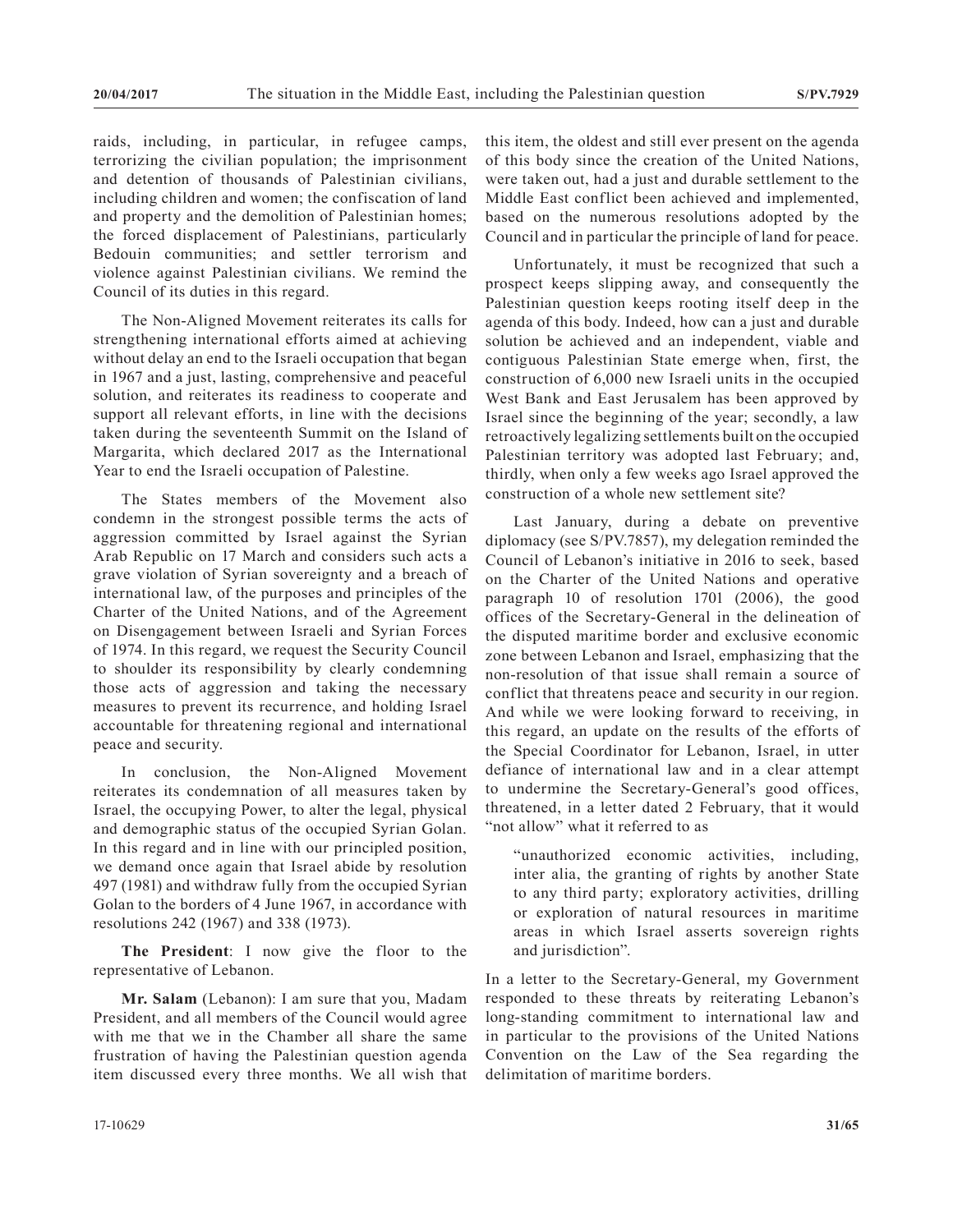raids, including, in particular, in refugee camps, terrorizing the civilian population; the imprisonment and detention of thousands of Palestinian civilians, including children and women; the confiscation of land and property and the demolition of Palestinian homes; the forced displacement of Palestinians, particularly Bedouin communities; and settler terrorism and violence against Palestinian civilians. We remind the Council of its duties in this regard.

The Non-Aligned Movement reiterates its calls for strengthening international efforts aimed at achieving without delay an end to the Israeli occupation that began in 1967 and a just, lasting, comprehensive and peaceful solution, and reiterates its readiness to cooperate and support all relevant efforts, in line with the decisions taken during the seventeenth Summit on the Island of Margarita, which declared 2017 as the International Year to end the Israeli occupation of Palestine.

The States members of the Movement also condemn in the strongest possible terms the acts of aggression committed by Israel against the Syrian Arab Republic on 17 March and considers such acts a grave violation of Syrian sovereignty and a breach of international law, of the purposes and principles of the Charter of the United Nations, and of the Agreement on Disengagement between Israeli and Syrian Forces of 1974. In this regard, we request the Security Council to shoulder its responsibility by clearly condemning those acts of aggression and taking the necessary measures to prevent its recurrence, and holding Israel accountable for threatening regional and international peace and security.

In conclusion, the Non-Aligned Movement reiterates its condemnation of all measures taken by Israel, the occupying Power, to alter the legal, physical and demographic status of the occupied Syrian Golan. In this regard and in line with our principled position, we demand once again that Israel abide by resolution 497 (1981) and withdraw fully from the occupied Syrian Golan to the borders of 4 June 1967, in accordance with resolutions 242 (1967) and 338 (1973).

**The President**: I now give the floor to the representative of Lebanon.

**Mr. Salam** (Lebanon): I am sure that you, Madam President, and all members of the Council would agree with me that we in the Chamber all share the same frustration of having the Palestinian question agenda item discussed every three months. We all wish that this item, the oldest and still ever present on the agenda of this body since the creation of the United Nations, were taken out, had a just and durable settlement to the Middle East conflict been achieved and implemented, based on the numerous resolutions adopted by the Council and in particular the principle of land for peace.

Unfortunately, it must be recognized that such a prospect keeps slipping away, and consequently the Palestinian question keeps rooting itself deep in the agenda of this body. Indeed, how can a just and durable solution be achieved and an independent, viable and contiguous Palestinian State emerge when, first, the construction of 6,000 new Israeli units in the occupied West Bank and East Jerusalem has been approved by Israel since the beginning of the year; secondly, a law retroactively legalizing settlements built on the occupied Palestinian territory was adopted last February; and, thirdly, when only a few weeks ago Israel approved the construction of a whole new settlement site?

Last January, during a debate on preventive diplomacy (see S/PV.7857), my delegation reminded the Council of Lebanon's initiative in 2016 to seek, based on the Charter of the United Nations and operative paragraph 10 of resolution 1701 (2006), the good offices of the Secretary-General in the delineation of the disputed maritime border and exclusive economic zone between Lebanon and Israel, emphasizing that the non-resolution of that issue shall remain a source of conflict that threatens peace and security in our region. And while we were looking forward to receiving, in this regard, an update on the results of the efforts of the Special Coordinator for Lebanon, Israel, in utter defiance of international law and in a clear attempt to undermine the Secretary-General's good offices, threatened, in a letter dated 2 February, that it would "not allow" what it referred to as

> "unauthorized economic activities, including, inter alia, the granting of rights by another State to any third party; exploratory activities, drilling or exploration of natural resources in maritime areas in which Israel asserts sovereign rights and jurisdiction".

In a letter to the Secretary-General, my Government responded to these threats by reiterating Lebanon's long-standing commitment to international law and in particular to the provisions of the United Nations Convention on the Law of the Sea regarding the delimitation of maritime borders.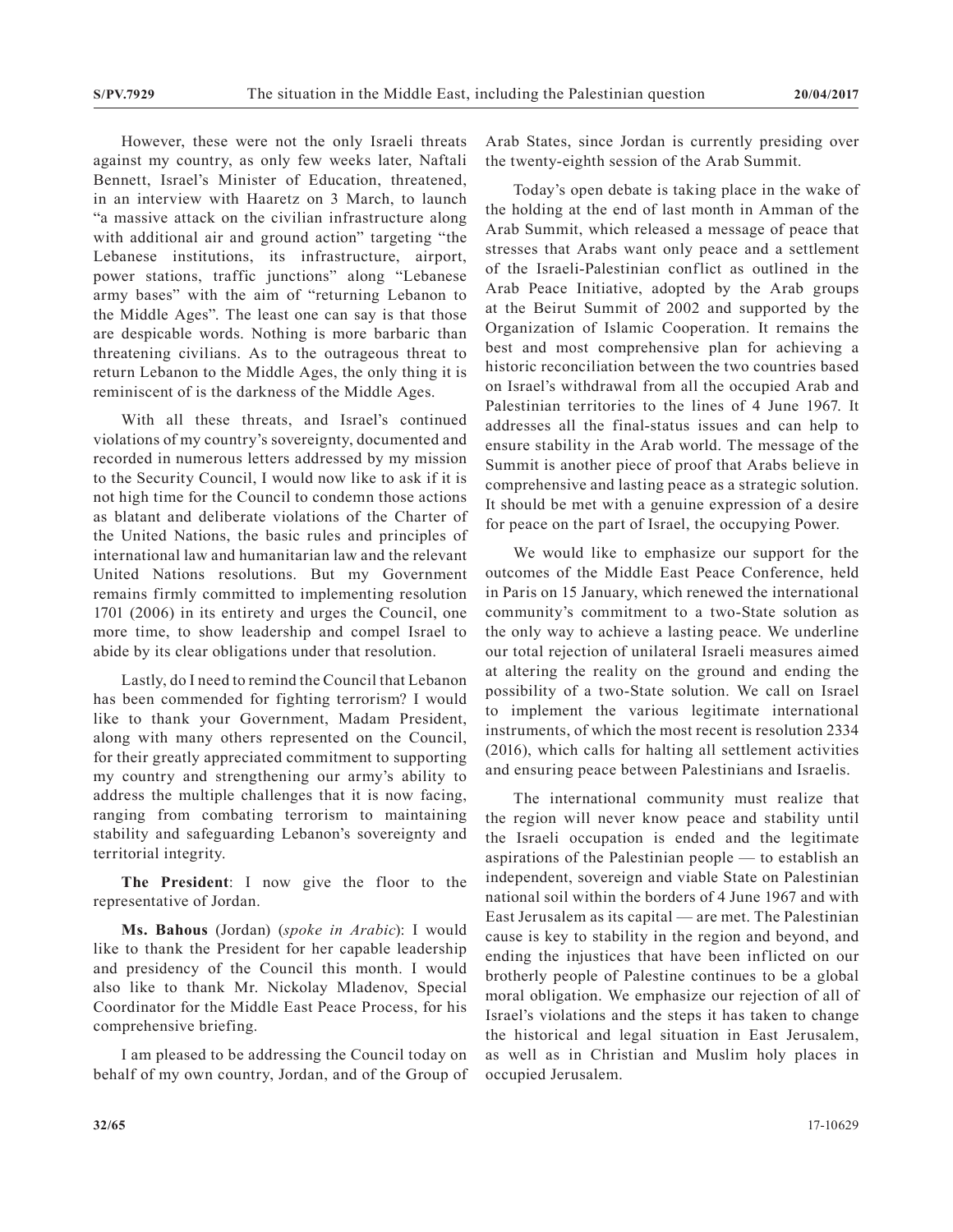However, these were not the only Israeli threats against my country, as only few weeks later, Naftali Bennett, Israel's Minister of Education, threatened, in an interview with Haaretz on 3 March, to launch "a massive attack on the civilian infrastructure along with additional air and ground action" targeting "the Lebanese institutions, its infrastructure, airport, power stations, traffic junctions" along "Lebanese army bases" with the aim of "returning Lebanon to the Middle Ages". The least one can say is that those are despicable words. Nothing is more barbaric than threatening civilians. As to the outrageous threat to return Lebanon to the Middle Ages, the only thing it is reminiscent of is the darkness of the Middle Ages.

With all these threats, and Israel's continued violations of my country's sovereignty, documented and recorded in numerous letters addressed by my mission to the Security Council, I would now like to ask if it is not high time for the Council to condemn those actions as blatant and deliberate violations of the Charter of the United Nations, the basic rules and principles of international law and humanitarian law and the relevant United Nations resolutions. But my Government remains firmly committed to implementing resolution 1701 (2006) in its entirety and urges the Council, one more time, to show leadership and compel Israel to abide by its clear obligations under that resolution.

Lastly, do I need to remind the Council that Lebanon has been commended for fighting terrorism? I would like to thank your Government, Madam President, along with many others represented on the Council, for their greatly appreciated commitment to supporting my country and strengthening our army's ability to address the multiple challenges that it is now facing, ranging from combating terrorism to maintaining stability and safeguarding Lebanon's sovereignty and territorial integrity.

**The President**: I now give the floor to the representative of Jordan.

**Ms. Bahous** (Jordan) (*spoke in Arabic*): I would like to thank the President for her capable leadership and presidency of the Council this month. I would also like to thank Mr. Nickolay Mladenov, Special Coordinator for the Middle East Peace Process, for his comprehensive briefing.

I am pleased to be addressing the Council today on behalf of my own country, Jordan, and of the Group of Arab States, since Jordan is currently presiding over the twenty-eighth session of the Arab Summit.

Today's open debate is taking place in the wake of the holding at the end of last month in Amman of the Arab Summit, which released a message of peace that stresses that Arabs want only peace and a settlement of the Israeli-Palestinian conflict as outlined in the Arab Peace Initiative, adopted by the Arab groups at the Beirut Summit of 2002 and supported by the Organization of Islamic Cooperation. It remains the best and most comprehensive plan for achieving a historic reconciliation between the two countries based on Israel's withdrawal from all the occupied Arab and Palestinian territories to the lines of 4 June 1967. It addresses all the final-status issues and can help to ensure stability in the Arab world. The message of the Summit is another piece of proof that Arabs believe in comprehensive and lasting peace as a strategic solution. It should be met with a genuine expression of a desire for peace on the part of Israel, the occupying Power.

We would like to emphasize our support for the outcomes of the Middle East Peace Conference, held in Paris on 15 January, which renewed the international community's commitment to a two-State solution as the only way to achieve a lasting peace. We underline our total rejection of unilateral Israeli measures aimed at altering the reality on the ground and ending the possibility of a two-State solution. We call on Israel to implement the various legitimate international instruments, of which the most recent is resolution 2334 (2016), which calls for halting all settlement activities and ensuring peace between Palestinians and Israelis.

The international community must realize that the region will never know peace and stability until the Israeli occupation is ended and the legitimate aspirations of the Palestinian people — to establish an independent, sovereign and viable State on Palestinian national soil within the borders of 4 June 1967 and with East Jerusalem as its capital — are met. The Palestinian cause is key to stability in the region and beyond, and ending the injustices that have been inflicted on our brotherly people of Palestine continues to be a global moral obligation. We emphasize our rejection of all of Israel's violations and the steps it has taken to change the historical and legal situation in East Jerusalem, as well as in Christian and Muslim holy places in occupied Jerusalem.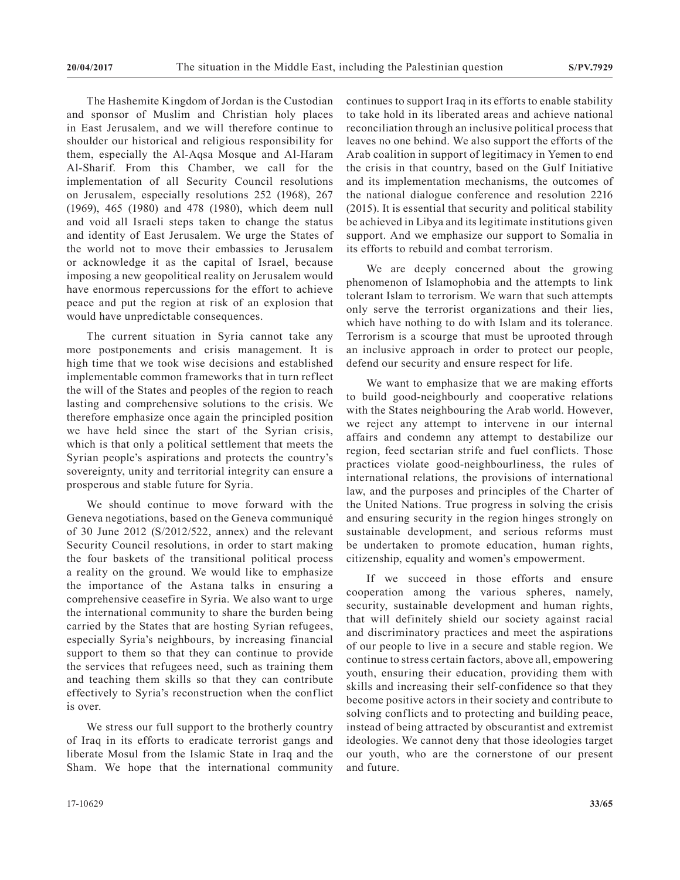The Hashemite Kingdom of Jordan is the Custodian and sponsor of Muslim and Christian holy places in East Jerusalem, and we will therefore continue to shoulder our historical and religious responsibility for them, especially the Al-Aqsa Mosque and Al-Haram Al-Sharif. From this Chamber, we call for the implementation of all Security Council resolutions on Jerusalem, especially resolutions 252 (1968), 267 (1969), 465 (1980) and 478 (1980), which deem null and void all Israeli steps taken to change the status and identity of East Jerusalem. We urge the States of the world not to move their embassies to Jerusalem or acknowledge it as the capital of Israel, because imposing a new geopolitical reality on Jerusalem would have enormous repercussions for the effort to achieve peace and put the region at risk of an explosion that would have unpredictable consequences.

The current situation in Syria cannot take any more postponements and crisis management. It is high time that we took wise decisions and established implementable common frameworks that in turn reflect the will of the States and peoples of the region to reach lasting and comprehensive solutions to the crisis. We therefore emphasize once again the principled position we have held since the start of the Syrian crisis, which is that only a political settlement that meets the Syrian people's aspirations and protects the country's sovereignty, unity and territorial integrity can ensure a prosperous and stable future for Syria.

We should continue to move forward with the Geneva negotiations, based on the Geneva communiqué of 30 June 2012 (S/2012/522, annex) and the relevant Security Council resolutions, in order to start making the four baskets of the transitional political process a reality on the ground. We would like to emphasize the importance of the Astana talks in ensuring a comprehensive ceasefire in Syria. We also want to urge the international community to share the burden being carried by the States that are hosting Syrian refugees, especially Syria's neighbours, by increasing financial support to them so that they can continue to provide the services that refugees need, such as training them and teaching them skills so that they can contribute effectively to Syria's reconstruction when the conflict is over.

We stress our full support to the brotherly country of Iraq in its efforts to eradicate terrorist gangs and liberate Mosul from the Islamic State in Iraq and the Sham. We hope that the international community continues to support Iraq in its efforts to enable stability to take hold in its liberated areas and achieve national reconciliation through an inclusive political process that leaves no one behind. We also support the efforts of the Arab coalition in support of legitimacy in Yemen to end the crisis in that country, based on the Gulf Initiative and its implementation mechanisms, the outcomes of the national dialogue conference and resolution 2216 (2015). It is essential that security and political stability be achieved in Libya and its legitimate institutions given support. And we emphasize our support to Somalia in its efforts to rebuild and combat terrorism.

We are deeply concerned about the growing phenomenon of Islamophobia and the attempts to link tolerant Islam to terrorism. We warn that such attempts only serve the terrorist organizations and their lies, which have nothing to do with Islam and its tolerance. Terrorism is a scourge that must be uprooted through an inclusive approach in order to protect our people, defend our security and ensure respect for life.

We want to emphasize that we are making efforts to build good-neighbourly and cooperative relations with the States neighbouring the Arab world. However, we reject any attempt to intervene in our internal affairs and condemn any attempt to destabilize our region, feed sectarian strife and fuel conflicts. Those practices violate good-neighbourliness, the rules of international relations, the provisions of international law, and the purposes and principles of the Charter of the United Nations. True progress in solving the crisis and ensuring security in the region hinges strongly on sustainable development, and serious reforms must be undertaken to promote education, human rights, citizenship, equality and women's empowerment.

If we succeed in those efforts and ensure cooperation among the various spheres, namely, security, sustainable development and human rights, that will definitely shield our society against racial and discriminatory practices and meet the aspirations of our people to live in a secure and stable region. We continue to stress certain factors, above all, empowering youth, ensuring their education, providing them with skills and increasing their self-confidence so that they become positive actors in their society and contribute to solving conflicts and to protecting and building peace, instead of being attracted by obscurantist and extremist ideologies. We cannot deny that those ideologies target our youth, who are the cornerstone of our present and future.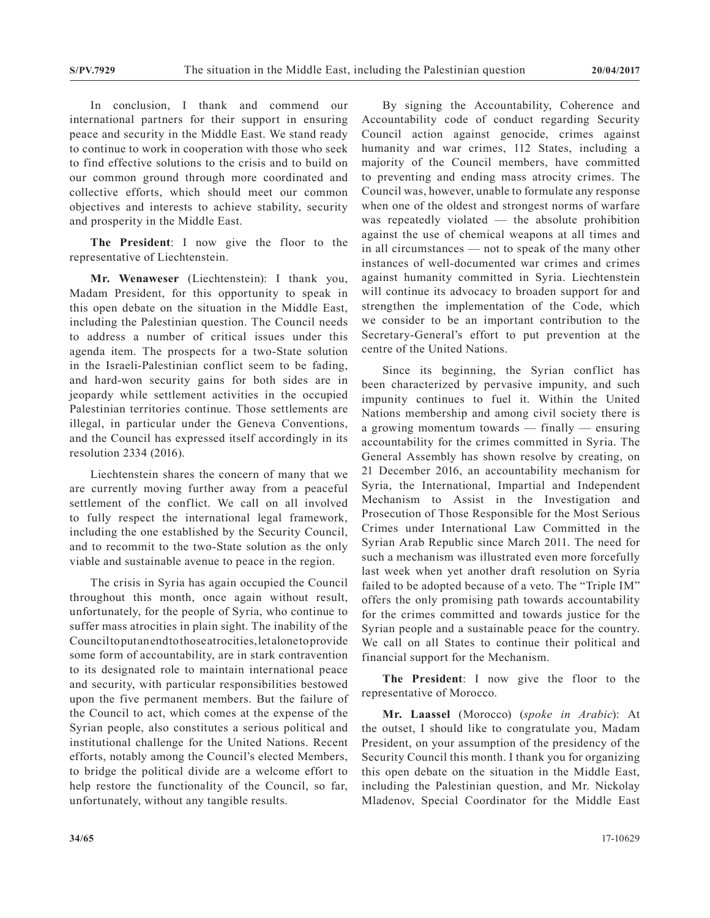In conclusion, I thank and commend our international partners for their support in ensuring peace and security in the Middle East. We stand ready to continue to work in cooperation with those who seek to find effective solutions to the crisis and to build on our common ground through more coordinated and collective efforts, which should meet our common objectives and interests to achieve stability, security and prosperity in the Middle East.

**The President**: I now give the floor to the representative of Liechtenstein.

**Mr. Wenaweser** (Liechtenstein): I thank you, Madam President, for this opportunity to speak in this open debate on the situation in the Middle East, including the Palestinian question. The Council needs to address a number of critical issues under this agenda item. The prospects for a two-State solution in the Israeli-Palestinian conflict seem to be fading, and hard-won security gains for both sides are in jeopardy while settlement activities in the occupied Palestinian territories continue. Those settlements are illegal, in particular under the Geneva Conventions, and the Council has expressed itself accordingly in its resolution 2334 (2016).

Liechtenstein shares the concern of many that we are currently moving further away from a peaceful settlement of the conflict. We call on all involved to fully respect the international legal framework, including the one established by the Security Council, and to recommit to the two-State solution as the only viable and sustainable avenue to peace in the region.

The crisis in Syria has again occupied the Council throughout this month, once again without result, unfortunately, for the people of Syria, who continue to suffer mass atrocities in plain sight. The inability of the Council to put an end to those atrocities, let alone to provide some form of accountability, are in stark contravention to its designated role to maintain international peace and security, with particular responsibilities bestowed upon the five permanent members. But the failure of the Council to act, which comes at the expense of the Syrian people, also constitutes a serious political and institutional challenge for the United Nations. Recent efforts, notably among the Council's elected Members, to bridge the political divide are a welcome effort to help restore the functionality of the Council, so far, unfortunately, without any tangible results.

By signing the Accountability, Coherence and Accountability code of conduct regarding Security Council action against genocide, crimes against humanity and war crimes, 112 States, including a majority of the Council members, have committed to preventing and ending mass atrocity crimes. The Council was, however, unable to formulate any response when one of the oldest and strongest norms of warfare was repeatedly violated — the absolute prohibition against the use of chemical weapons at all times and in all circumstances — not to speak of the many other instances of well-documented war crimes and crimes against humanity committed in Syria. Liechtenstein will continue its advocacy to broaden support for and strengthen the implementation of the Code, which we consider to be an important contribution to the Secretary-General's effort to put prevention at the centre of the United Nations.

Since its beginning, the Syrian conflict has been characterized by pervasive impunity, and such impunity continues to fuel it. Within the United Nations membership and among civil society there is a growing momentum towards — finally — ensuring accountability for the crimes committed in Syria. The General Assembly has shown resolve by creating, on 21 December 2016, an accountability mechanism for Syria, the International, Impartial and Independent Mechanism to Assist in the Investigation and Prosecution of Those Responsible for the Most Serious Crimes under International Law Committed in the Syrian Arab Republic since March 2011. The need for such a mechanism was illustrated even more forcefully last week when yet another draft resolution on Syria failed to be adopted because of a veto. The "Triple IM" offers the only promising path towards accountability for the crimes committed and towards justice for the Syrian people and a sustainable peace for the country. We call on all States to continue their political and financial support for the Mechanism.

**The President**: I now give the floor to the representative of Morocco.

**Mr. Laassel** (Morocco) (*spoke in Arabic*): At the outset, I should like to congratulate you, Madam President, on your assumption of the presidency of the Security Council this month. I thank you for organizing this open debate on the situation in the Middle East, including the Palestinian question, and Mr. Nickolay Mladenov, Special Coordinator for the Middle East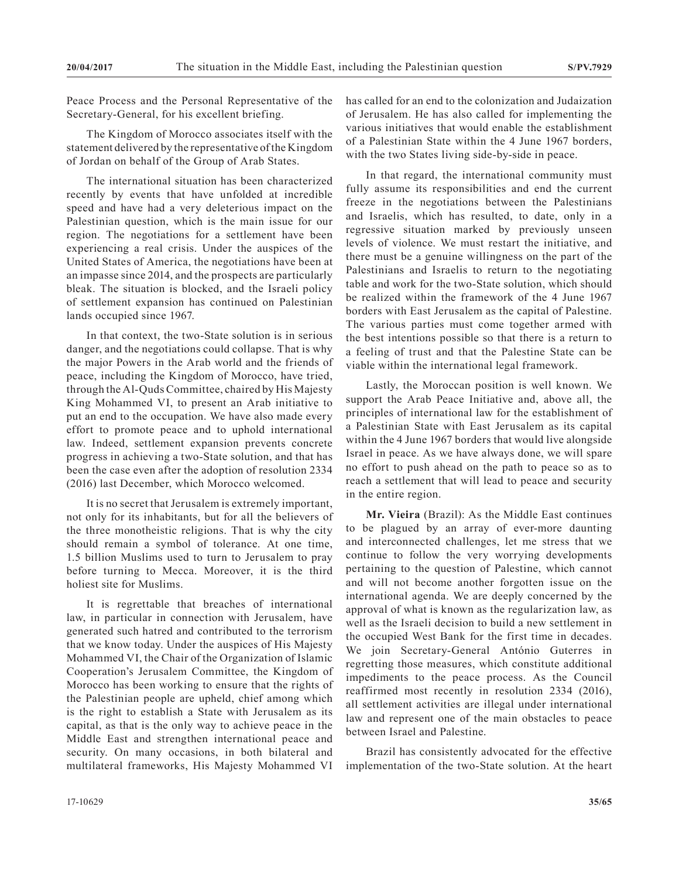Peace Process and the Personal Representative of the Secretary-General, for his excellent briefing.

The Kingdom of Morocco associates itself with the statement delivered by the representative of the Kingdom of Jordan on behalf of the Group of Arab States.

The international situation has been characterized recently by events that have unfolded at incredible speed and have had a very deleterious impact on the Palestinian question, which is the main issue for our region. The negotiations for a settlement have been experiencing a real crisis. Under the auspices of the United States of America, the negotiations have been at an impasse since 2014, and the prospects are particularly bleak. The situation is blocked, and the Israeli policy of settlement expansion has continued on Palestinian lands occupied since 1967.

In that context, the two-State solution is in serious danger, and the negotiations could collapse. That is why the major Powers in the Arab world and the friends of peace, including the Kingdom of Morocco, have tried, through the Al-Quds Committee, chaired by His Majesty King Mohammed VI, to present an Arab initiative to put an end to the occupation. We have also made every effort to promote peace and to uphold international law. Indeed, settlement expansion prevents concrete progress in achieving a two-State solution, and that has been the case even after the adoption of resolution 2334 (2016) last December, which Morocco welcomed.

It is no secret that Jerusalem is extremely important, not only for its inhabitants, but for all the believers of the three monotheistic religions. That is why the city should remain a symbol of tolerance. At one time, 1.5 billion Muslims used to turn to Jerusalem to pray before turning to Mecca. Moreover, it is the third holiest site for Muslims.

It is regrettable that breaches of international law, in particular in connection with Jerusalem, have generated such hatred and contributed to the terrorism that we know today. Under the auspices of His Majesty Mohammed VI, the Chair of the Organization of Islamic Cooperation's Jerusalem Committee, the Kingdom of Morocco has been working to ensure that the rights of the Palestinian people are upheld, chief among which is the right to establish a State with Jerusalem as its capital, as that is the only way to achieve peace in the Middle East and strengthen international peace and security. On many occasions, in both bilateral and multilateral frameworks, His Majesty Mohammed VI has called for an end to the colonization and Judaization of Jerusalem. He has also called for implementing the various initiatives that would enable the establishment of a Palestinian State within the 4 June 1967 borders, with the two States living side-by-side in peace.

In that regard, the international community must fully assume its responsibilities and end the current freeze in the negotiations between the Palestinians and Israelis, which has resulted, to date, only in a regressive situation marked by previously unseen levels of violence. We must restart the initiative, and there must be a genuine willingness on the part of the Palestinians and Israelis to return to the negotiating table and work for the two-State solution, which should be realized within the framework of the 4 June 1967 borders with East Jerusalem as the capital of Palestine. The various parties must come together armed with the best intentions possible so that there is a return to a feeling of trust and that the Palestine State can be viable within the international legal framework.

Lastly, the Moroccan position is well known. We support the Arab Peace Initiative and, above all, the principles of international law for the establishment of a Palestinian State with East Jerusalem as its capital within the 4 June 1967 borders that would live alongside Israel in peace. As we have always done, we will spare no effort to push ahead on the path to peace so as to reach a settlement that will lead to peace and security in the entire region.

**Mr. Vieira** (Brazil): As the Middle East continues to be plagued by an array of ever-more daunting and interconnected challenges, let me stress that we continue to follow the very worrying developments pertaining to the question of Palestine, which cannot and will not become another forgotten issue on the international agenda. We are deeply concerned by the approval of what is known as the regularization law, as well as the Israeli decision to build a new settlement in the occupied West Bank for the first time in decades. We join Secretary-General António Guterres in regretting those measures, which constitute additional impediments to the peace process. As the Council reaffirmed most recently in resolution 2334 (2016), all settlement activities are illegal under international law and represent one of the main obstacles to peace between Israel and Palestine.

Brazil has consistently advocated for the effective implementation of the two-State solution. At the heart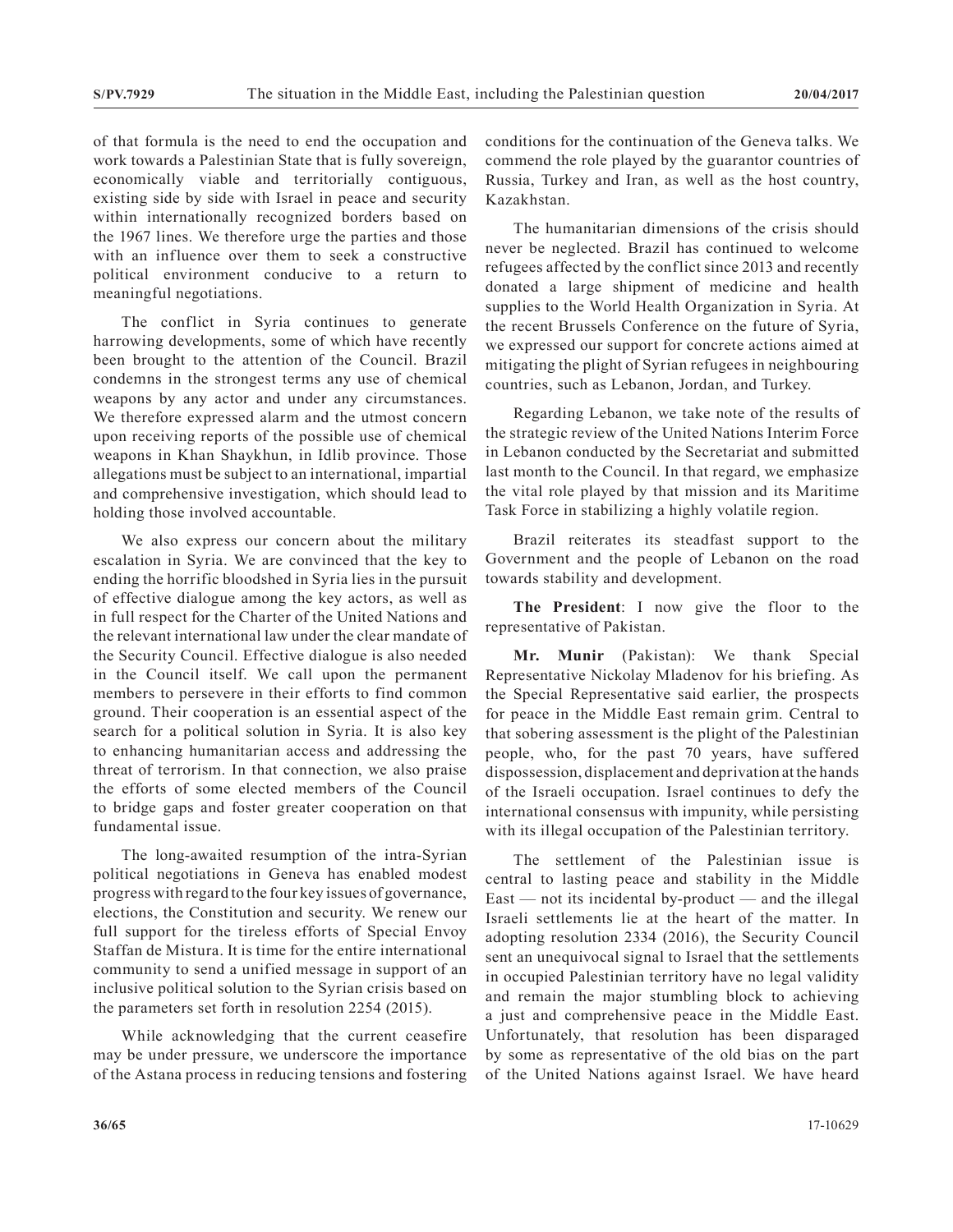of that formula is the need to end the occupation and work towards a Palestinian State that is fully sovereign, economically viable and territorially contiguous, existing side by side with Israel in peace and security within internationally recognized borders based on the 1967 lines. We therefore urge the parties and those with an influence over them to seek a constructive political environment conducive to a return to meaningful negotiations.

The conflict in Syria continues to generate harrowing developments, some of which have recently been brought to the attention of the Council. Brazil condemns in the strongest terms any use of chemical weapons by any actor and under any circumstances. We therefore expressed alarm and the utmost concern upon receiving reports of the possible use of chemical weapons in Khan Shaykhun, in Idlib province. Those allegations must be subject to an international, impartial and comprehensive investigation, which should lead to holding those involved accountable.

We also express our concern about the military escalation in Syria. We are convinced that the key to ending the horrific bloodshed in Syria lies in the pursuit of effective dialogue among the key actors, as well as in full respect for the Charter of the United Nations and the relevant international law under the clear mandate of the Security Council. Effective dialogue is also needed in the Council itself. We call upon the permanent members to persevere in their efforts to find common ground. Their cooperation is an essential aspect of the search for a political solution in Syria. It is also key to enhancing humanitarian access and addressing the threat of terrorism. In that connection, we also praise the efforts of some elected members of the Council to bridge gaps and foster greater cooperation on that fundamental issue.

The long-awaited resumption of the intra-Syrian political negotiations in Geneva has enabled modest progress with regard to the four key issues of governance, elections, the Constitution and security. We renew our full support for the tireless efforts of Special Envoy Staffan de Mistura. It is time for the entire international community to send a unified message in support of an inclusive political solution to the Syrian crisis based on the parameters set forth in resolution 2254 (2015).

While acknowledging that the current ceasefire may be under pressure, we underscore the importance of the Astana process in reducing tensions and fostering conditions for the continuation of the Geneva talks. We commend the role played by the guarantor countries of Russia, Turkey and Iran, as well as the host country, Kazakhstan.

The humanitarian dimensions of the crisis should never be neglected. Brazil has continued to welcome refugees affected by the conflict since 2013 and recently donated a large shipment of medicine and health supplies to the World Health Organization in Syria. At the recent Brussels Conference on the future of Syria, we expressed our support for concrete actions aimed at mitigating the plight of Syrian refugees in neighbouring countries, such as Lebanon, Jordan, and Turkey.

Regarding Lebanon, we take note of the results of the strategic review of the United Nations Interim Force in Lebanon conducted by the Secretariat and submitted last month to the Council. In that regard, we emphasize the vital role played by that mission and its Maritime Task Force in stabilizing a highly volatile region.

Brazil reiterates its steadfast support to the Government and the people of Lebanon on the road towards stability and development.

**The President**: I now give the floor to the representative of Pakistan.

**Mr. Munir** (Pakistan): We thank Special Representative Nickolay Mladenov for his briefing. As the Special Representative said earlier, the prospects for peace in the Middle East remain grim. Central to that sobering assessment is the plight of the Palestinian people, who, for the past 70 years, have suffered dispossession, displacement and deprivation at the hands of the Israeli occupation. Israel continues to defy the international consensus with impunity, while persisting with its illegal occupation of the Palestinian territory.

The settlement of the Palestinian issue is central to lasting peace and stability in the Middle East — not its incidental by-product — and the illegal Israeli settlements lie at the heart of the matter. In adopting resolution 2334 (2016), the Security Council sent an unequivocal signal to Israel that the settlements in occupied Palestinian territory have no legal validity and remain the major stumbling block to achieving a just and comprehensive peace in the Middle East. Unfortunately, that resolution has been disparaged by some as representative of the old bias on the part of the United Nations against Israel. We have heard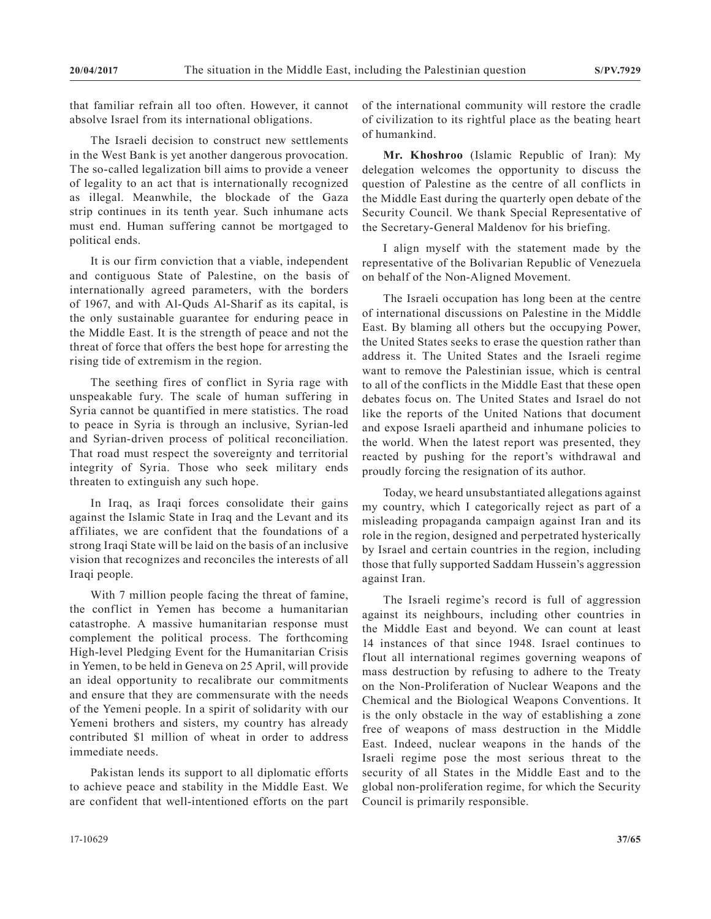that familiar refrain all too often. However, it cannot absolve Israel from its international obligations.

The Israeli decision to construct new settlements in the West Bank is yet another dangerous provocation. The so-called legalization bill aims to provide a veneer of legality to an act that is internationally recognized as illegal. Meanwhile, the blockade of the Gaza strip continues in its tenth year. Such inhumane acts must end. Human suffering cannot be mortgaged to political ends.

It is our firm conviction that a viable, independent and contiguous State of Palestine, on the basis of internationally agreed parameters, with the borders of 1967, and with Al-Quds Al-Sharif as its capital, is the only sustainable guarantee for enduring peace in the Middle East. It is the strength of peace and not the threat of force that offers the best hope for arresting the rising tide of extremism in the region.

The seething fires of conflict in Syria rage with unspeakable fury. The scale of human suffering in Syria cannot be quantified in mere statistics. The road to peace in Syria is through an inclusive, Syrian-led and Syrian-driven process of political reconciliation. That road must respect the sovereignty and territorial integrity of Syria. Those who seek military ends threaten to extinguish any such hope.

In Iraq, as Iraqi forces consolidate their gains against the Islamic State in Iraq and the Levant and its affiliates, we are confident that the foundations of a strong Iraqi State will be laid on the basis of an inclusive vision that recognizes and reconciles the interests of all Iraqi people.

With 7 million people facing the threat of famine, the conflict in Yemen has become a humanitarian catastrophe. A massive humanitarian response must complement the political process. The forthcoming High-level Pledging Event for the Humanitarian Crisis in Yemen, to be held in Geneva on 25 April, will provide an ideal opportunity to recalibrate our commitments and ensure that they are commensurate with the needs of the Yemeni people. In a spirit of solidarity with our Yemeni brothers and sisters, my country has already contributed $1 million of wheat in order to address immediate needs.

Pakistan lends its support to all diplomatic efforts to achieve peace and stability in the Middle East. We are confident that well-intentioned efforts on the part of the international community will restore the cradle of civilization to its rightful place as the beating heart of humankind.

**Mr. Khoshroo** (Islamic Republic of Iran): My delegation welcomes the opportunity to discuss the question of Palestine as the centre of all conflicts in the Middle East during the quarterly open debate of the Security Council. We thank Special Representative of the Secretary-General Maldenov for his briefing.

I align myself with the statement made by the representative of the Bolivarian Republic of Venezuela on behalf of the Non-Aligned Movement.

The Israeli occupation has long been at the centre of international discussions on Palestine in the Middle East. By blaming all others but the occupying Power, the United States seeks to erase the question rather than address it. The United States and the Israeli regime want to remove the Palestinian issue, which is central to all of the conflicts in the Middle East that these open debates focus on. The United States and Israel do not like the reports of the United Nations that document and expose Israeli apartheid and inhumane policies to the world. When the latest report was presented, they reacted by pushing for the report's withdrawal and proudly forcing the resignation of its author.

Today, we heard unsubstantiated allegations against my country, which I categorically reject as part of a misleading propaganda campaign against Iran and its role in the region, designed and perpetrated hysterically by Israel and certain countries in the region, including those that fully supported Saddam Hussein's aggression against Iran.

The Israeli regime's record is full of aggression against its neighbours, including other countries in the Middle East and beyond. We can count at least 14 instances of that since 1948. Israel continues to flout all international regimes governing weapons of mass destruction by refusing to adhere to the Treaty on the Non-Proliferation of Nuclear Weapons and the Chemical and the Biological Weapons Conventions. It is the only obstacle in the way of establishing a zone free of weapons of mass destruction in the Middle East. Indeed, nuclear weapons in the hands of the Israeli regime pose the most serious threat to the security of all States in the Middle East and to the global non-proliferation regime, for which the Security Council is primarily responsible.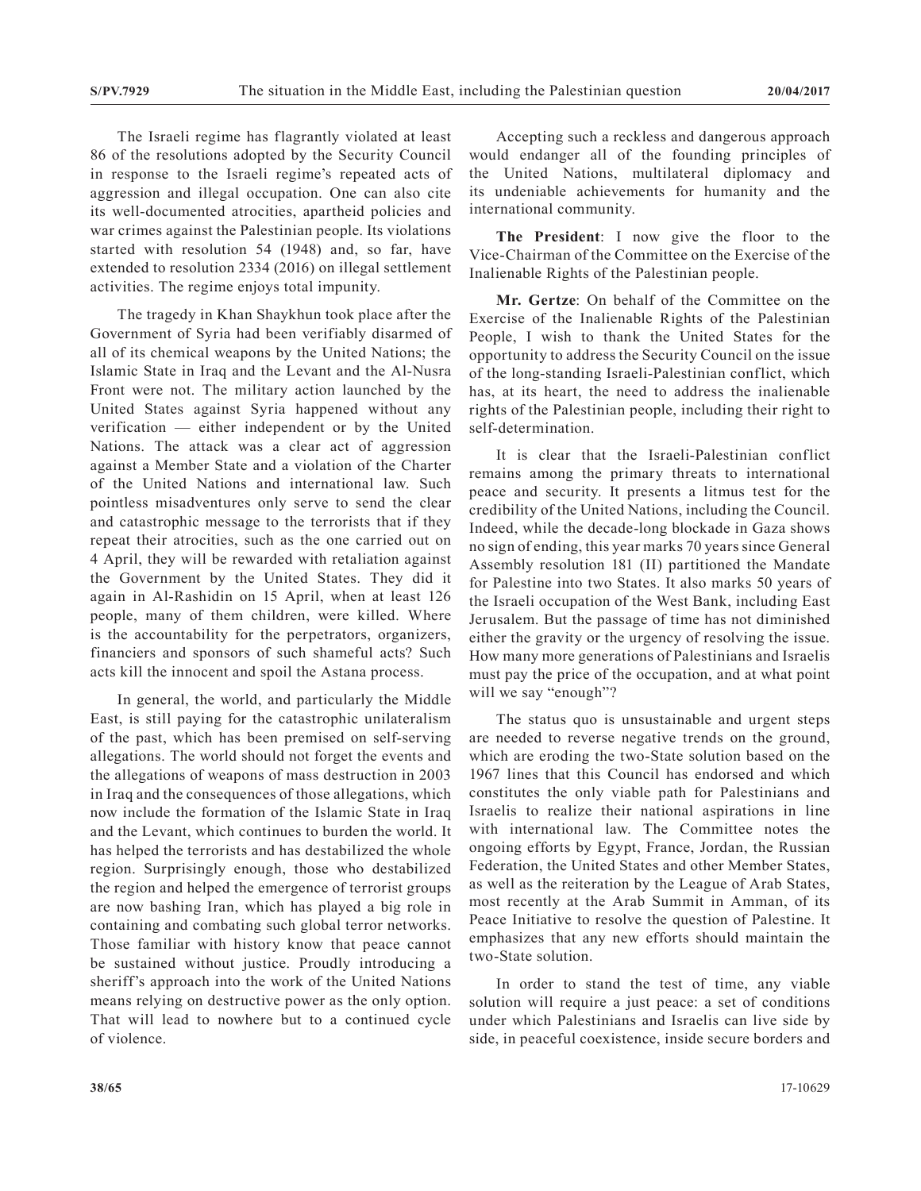The Israeli regime has flagrantly violated at least 86 of the resolutions adopted by the Security Council in response to the Israeli regime's repeated acts of aggression and illegal occupation. One can also cite its well-documented atrocities, apartheid policies and war crimes against the Palestinian people. Its violations started with resolution 54 (1948) and, so far, have extended to resolution 2334 (2016) on illegal settlement activities. The regime enjoys total impunity.

The tragedy in Khan Shaykhun took place after the Government of Syria had been verifiably disarmed of all of its chemical weapons by the United Nations; the Islamic State in Iraq and the Levant and the Al-Nusra Front were not. The military action launched by the United States against Syria happened without any verification — either independent or by the United Nations. The attack was a clear act of aggression against a Member State and a violation of the Charter of the United Nations and international law. Such pointless misadventures only serve to send the clear and catastrophic message to the terrorists that if they repeat their atrocities, such as the one carried out on 4 April, they will be rewarded with retaliation against the Government by the United States. They did it again in Al-Rashidin on 15 April, when at least 126 people, many of them children, were killed. Where is the accountability for the perpetrators, organizers, financiers and sponsors of such shameful acts? Such acts kill the innocent and spoil the Astana process.

In general, the world, and particularly the Middle East, is still paying for the catastrophic unilateralism of the past, which has been premised on self-serving allegations. The world should not forget the events and the allegations of weapons of mass destruction in 2003 in Iraq and the consequences of those allegations, which now include the formation of the Islamic State in Iraq and the Levant, which continues to burden the world. It has helped the terrorists and has destabilized the whole region. Surprisingly enough, those who destabilized the region and helped the emergence of terrorist groups are now bashing Iran, which has played a big role in containing and combating such global terror networks. Those familiar with history know that peace cannot be sustained without justice. Proudly introducing a sheriff's approach into the work of the United Nations means relying on destructive power as the only option. That will lead to nowhere but to a continued cycle of violence.

Accepting such a reckless and dangerous approach would endanger all of the founding principles of the United Nations, multilateral diplomacy and its undeniable achievements for humanity and the international community.

**The President**: I now give the floor to the Vice-Chairman of the Committee on the Exercise of the Inalienable Rights of the Palestinian people.

**Mr. Gertze**: On behalf of the Committee on the Exercise of the Inalienable Rights of the Palestinian People, I wish to thank the United States for the opportunity to address the Security Council on the issue of the long-standing Israeli-Palestinian conflict, which has, at its heart, the need to address the inalienable rights of the Palestinian people, including their right to self-determination.

It is clear that the Israeli-Palestinian conflict remains among the primary threats to international peace and security. It presents a litmus test for the credibility of the United Nations, including the Council. Indeed, while the decade-long blockade in Gaza shows no sign of ending, this year marks 70 years since General Assembly resolution 181 (II) partitioned the Mandate for Palestine into two States. It also marks 50 years of the Israeli occupation of the West Bank, including East Jerusalem. But the passage of time has not diminished either the gravity or the urgency of resolving the issue. How many more generations of Palestinians and Israelis must pay the price of the occupation, and at what point will we say "enough"?

The status quo is unsustainable and urgent steps are needed to reverse negative trends on the ground, which are eroding the two-State solution based on the 1967 lines that this Council has endorsed and which constitutes the only viable path for Palestinians and Israelis to realize their national aspirations in line with international law. The Committee notes the ongoing efforts by Egypt, France, Jordan, the Russian Federation, the United States and other Member States, as well as the reiteration by the League of Arab States, most recently at the Arab Summit in Amman, of its Peace Initiative to resolve the question of Palestine. It emphasizes that any new efforts should maintain the two-State solution.

In order to stand the test of time, any viable solution will require a just peace: a set of conditions under which Palestinians and Israelis can live side by side, in peaceful coexistence, inside secure borders and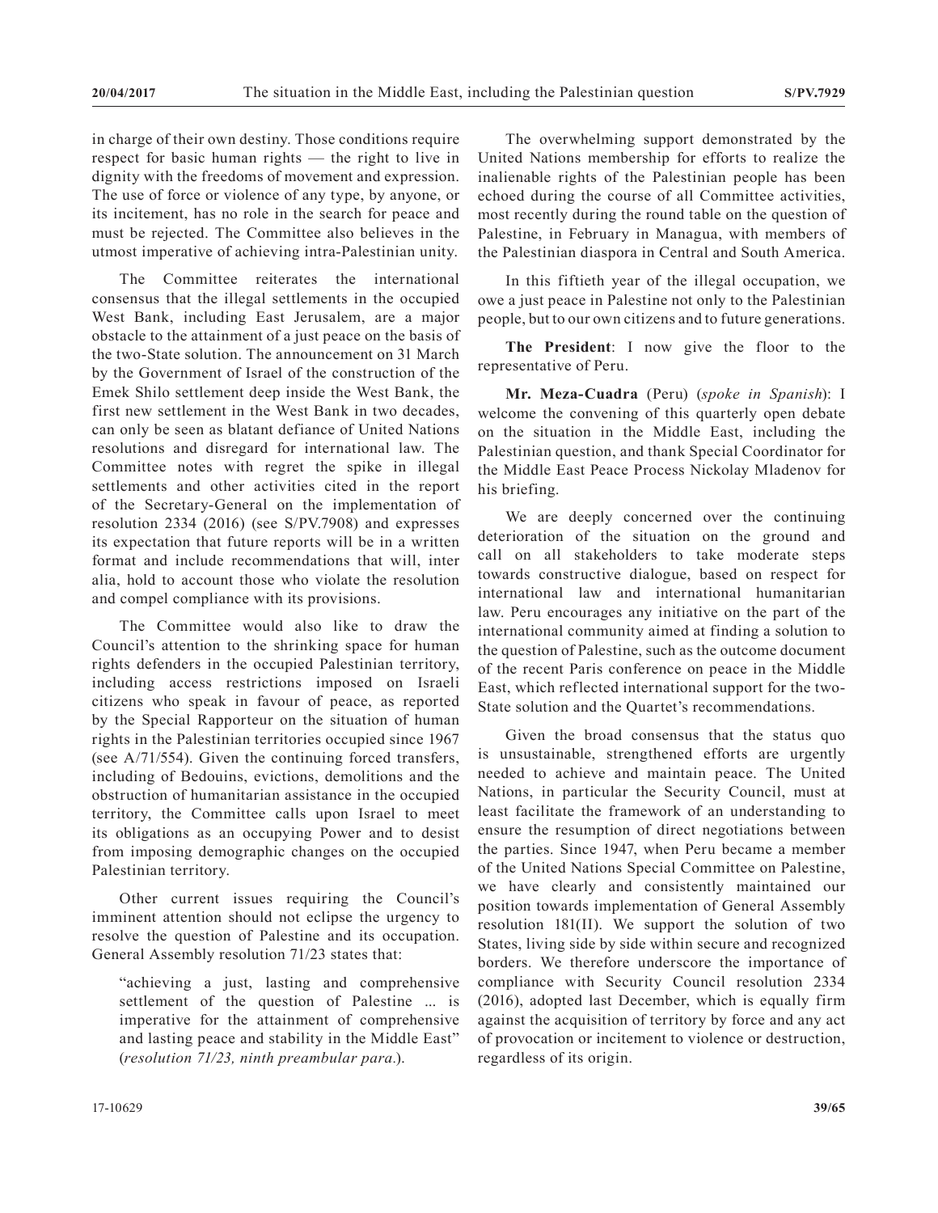in charge of their own destiny. Those conditions require respect for basic human rights — the right to live in dignity with the freedoms of movement and expression. The use of force or violence of any type, by anyone, or its incitement, has no role in the search for peace and must be rejected. The Committee also believes in the utmost imperative of achieving intra-Palestinian unity.

The Committee reiterates the international consensus that the illegal settlements in the occupied West Bank, including East Jerusalem, are a major obstacle to the attainment of a just peace on the basis of the two-State solution. The announcement on 31 March by the Government of Israel of the construction of the Emek Shilo settlement deep inside the West Bank, the first new settlement in the West Bank in two decades, can only be seen as blatant defiance of United Nations resolutions and disregard for international law. The Committee notes with regret the spike in illegal settlements and other activities cited in the report of the Secretary-General on the implementation of resolution 2334 (2016) (see S/PV.7908) and expresses its expectation that future reports will be in a written format and include recommendations that will, inter alia, hold to account those who violate the resolution and compel compliance with its provisions.

The Committee would also like to draw the Council's attention to the shrinking space for human rights defenders in the occupied Palestinian territory, including access restrictions imposed on Israeli citizens who speak in favour of peace, as reported by the Special Rapporteur on the situation of human rights in the Palestinian territories occupied since 1967 (see A/71/554). Given the continuing forced transfers, including of Bedouins, evictions, demolitions and the obstruction of humanitarian assistance in the occupied territory, the Committee calls upon Israel to meet its obligations as an occupying Power and to desist from imposing demographic changes on the occupied Palestinian territory.

Other current issues requiring the Council's imminent attention should not eclipse the urgency to resolve the question of Palestine and its occupation. General Assembly resolution 71/23 states that:

> "achieving a just, lasting and comprehensive settlement of the question of Palestine ... is imperative for the attainment of comprehensive and lasting peace and stability in the Middle East" (*resolution 71/23, ninth preambular para.*).

The overwhelming support demonstrated by the United Nations membership for efforts to realize the inalienable rights of the Palestinian people has been echoed during the course of all Committee activities, most recently during the round table on the question of Palestine, in February in Managua, with members of the Palestinian diaspora in Central and South America.

In this fiftieth year of the illegal occupation, we owe a just peace in Palestine not only to the Palestinian people, but to our own citizens and to future generations.

**The President**: I now give the floor to the representative of Peru.

**Mr. Meza-Cuadra** (Peru) (*spoke in Spanish*): I welcome the convening of this quarterly open debate on the situation in the Middle East, including the Palestinian question, and thank Special Coordinator for the Middle East Peace Process Nickolay Mladenov for his briefing.

We are deeply concerned over the continuing deterioration of the situation on the ground and call on all stakeholders to take moderate steps towards constructive dialogue, based on respect for international law and international humanitarian law. Peru encourages any initiative on the part of the international community aimed at finding a solution to the question of Palestine, such as the outcome document of the recent Paris conference on peace in the Middle East, which reflected international support for the two-State solution and the Quartet's recommendations.

Given the broad consensus that the status quo is unsustainable, strengthened efforts are urgently needed to achieve and maintain peace. The United Nations, in particular the Security Council, must at least facilitate the framework of an understanding to ensure the resumption of direct negotiations between the parties. Since 1947, when Peru became a member of the United Nations Special Committee on Palestine, we have clearly and consistently maintained our position towards implementation of General Assembly resolution 181(II). We support the solution of two States, living side by side within secure and recognized borders. We therefore underscore the importance of compliance with Security Council resolution 2334 (2016), adopted last December, which is equally firm against the acquisition of territory by force and any act of provocation or incitement to violence or destruction, regardless of its origin.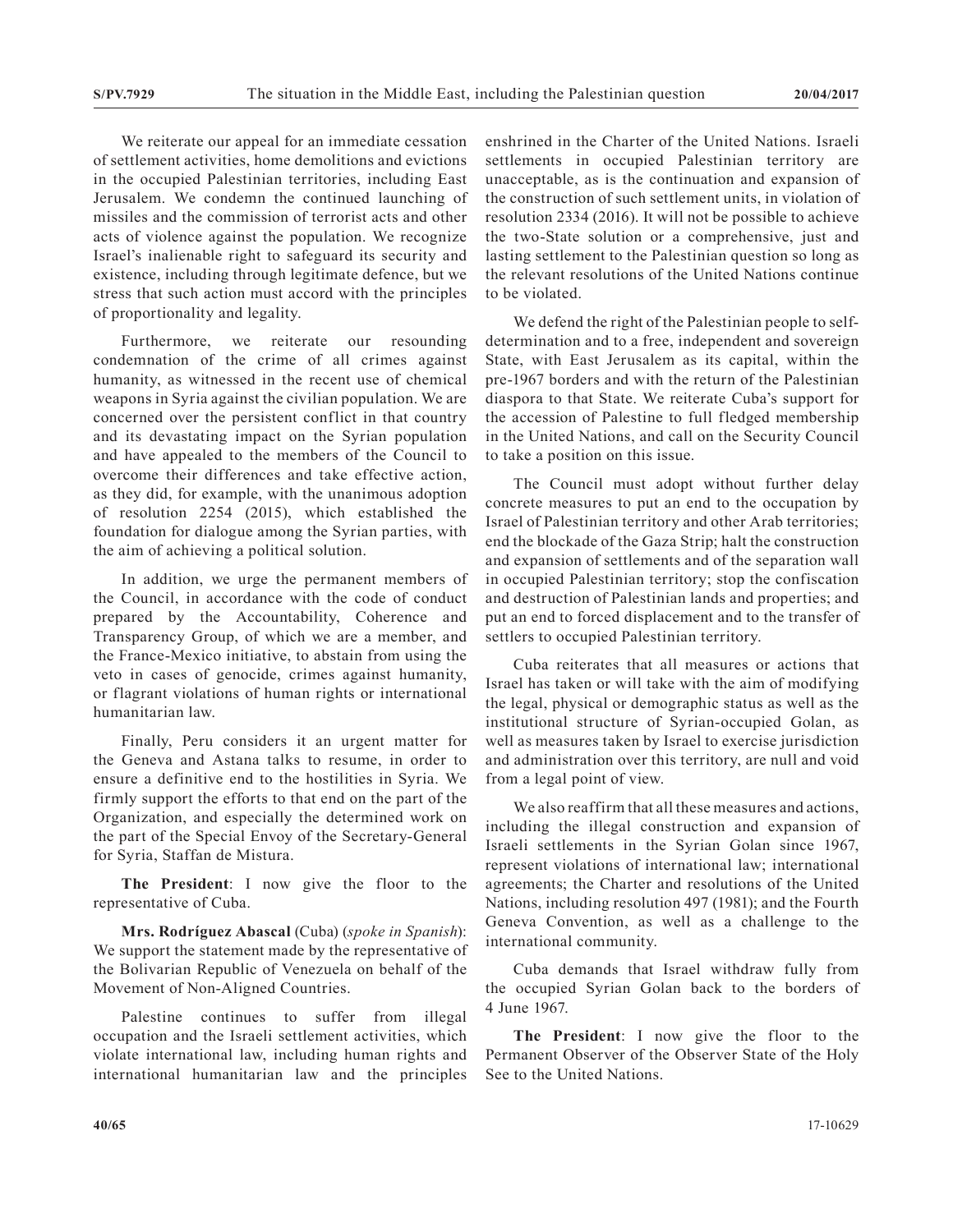We reiterate our appeal for an immediate cessation of settlement activities, home demolitions and evictions in the occupied Palestinian territories, including East Jerusalem. We condemn the continued launching of missiles and the commission of terrorist acts and other acts of violence against the population. We recognize Israel's inalienable right to safeguard its security and existence, including through legitimate defence, but we stress that such action must accord with the principles of proportionality and legality.

Furthermore, we reiterate our resounding condemnation of the crime of all crimes against humanity, as witnessed in the recent use of chemical weapons in Syria against the civilian population. We are concerned over the persistent conflict in that country and its devastating impact on the Syrian population and have appealed to the members of the Council to overcome their differences and take effective action, as they did, for example, with the unanimous adoption of resolution 2254 (2015), which established the foundation for dialogue among the Syrian parties, with the aim of achieving a political solution.

In addition, we urge the permanent members of the Council, in accordance with the code of conduct prepared by the Accountability, Coherence and Transparency Group, of which we are a member, and the France-Mexico initiative, to abstain from using the veto in cases of genocide, crimes against humanity, or flagrant violations of human rights or international humanitarian law.

Finally, Peru considers it an urgent matter for the Geneva and Astana talks to resume, in order to ensure a definitive end to the hostilities in Syria. We firmly support the efforts to that end on the part of the Organization, and especially the determined work on the part of the Special Envoy of the Secretary-General for Syria, Staffan de Mistura.

**The President**: I now give the floor to the representative of Cuba.

**Mrs. Rodríguez Abascal** (Cuba) (*spoke in Spanish*): We support the statement made by the representative of the Bolivarian Republic of Venezuela on behalf of the Movement of Non-Aligned Countries.

Palestine continues to suffer from illegal occupation and the Israeli settlement activities, which violate international law, including human rights and international humanitarian law and the principles enshrined in the Charter of the United Nations. Israeli settlements in occupied Palestinian territory are unacceptable, as is the continuation and expansion of the construction of such settlement units, in violation of resolution 2334 (2016). It will not be possible to achieve the two-State solution or a comprehensive, just and lasting settlement to the Palestinian question so long as the relevant resolutions of the United Nations continue to be violated.

We defend the right of the Palestinian people to self-determination and to a free, independent and sovereign State, with East Jerusalem as its capital, within the pre-1967 borders and with the return of the Palestinian diaspora to that State. We reiterate Cuba's support for the accession of Palestine to full fledged membership in the United Nations, and call on the Security Council to take a position on this issue.

The Council must adopt without further delay concrete measures to put an end to the occupation by Israel of Palestinian territory and other Arab territories; end the blockade of the Gaza Strip; halt the construction and expansion of settlements and of the separation wall in occupied Palestinian territory; stop the confiscation and destruction of Palestinian lands and properties; and put an end to forced displacement and to the transfer of settlers to occupied Palestinian territory.

Cuba reiterates that all measures or actions that Israel has taken or will take with the aim of modifying the legal, physical or demographic status as well as the institutional structure of Syrian-occupied Golan, as well as measures taken by Israel to exercise jurisdiction and administration over this territory, are null and void from a legal point of view.

We also reaffirm that all these measures and actions, including the illegal construction and expansion of Israeli settlements in the Syrian Golan since 1967, represent violations of international law; international agreements; the Charter and resolutions of the United Nations, including resolution 497 (1981); and the Fourth Geneva Convention, as well as a challenge to the international community.

Cuba demands that Israel withdraw fully from the occupied Syrian Golan back to the borders of 4 June 1967.

**The President**: I now give the floor to the Permanent Observer of the Observer State of the Holy See to the United Nations.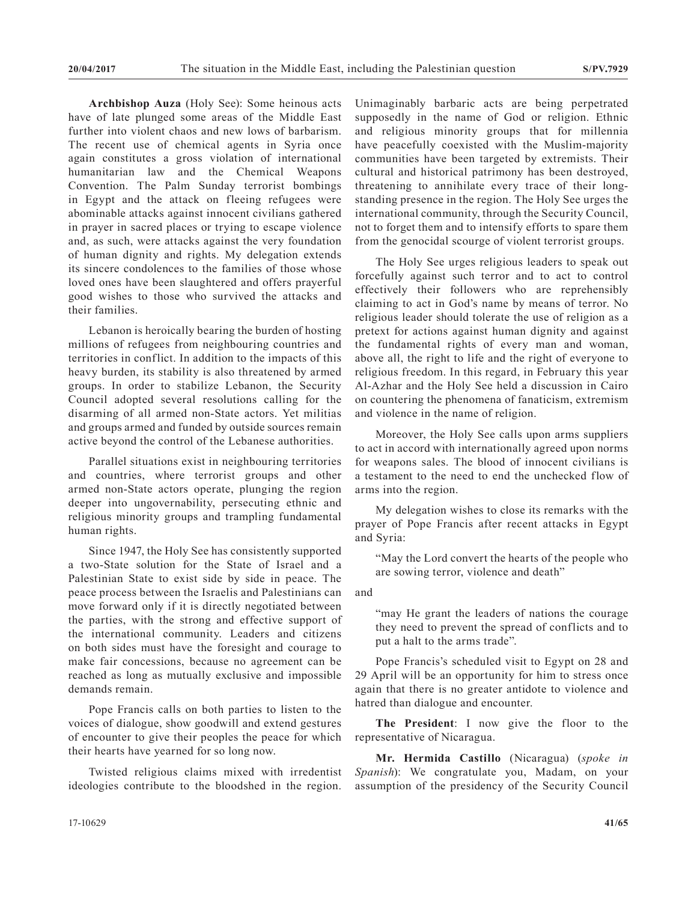**Archbishop Auza** (Holy See): Some heinous acts have of late plunged some areas of the Middle East further into violent chaos and new lows of barbarism. The recent use of chemical agents in Syria once again constitutes a gross violation of international humanitarian law and the Chemical Weapons Convention. The Palm Sunday terrorist bombings in Egypt and the attack on fleeing refugees were abominable attacks against innocent civilians gathered in prayer in sacred places or trying to escape violence and, as such, were attacks against the very foundation of human dignity and rights. My delegation extends its sincere condolences to the families of those whose loved ones have been slaughtered and offers prayerful good wishes to those who survived the attacks and their families.

Lebanon is heroically bearing the burden of hosting millions of refugees from neighbouring countries and territories in conflict. In addition to the impacts of this heavy burden, its stability is also threatened by armed groups. In order to stabilize Lebanon, the Security Council adopted several resolutions calling for the disarming of all armed non-State actors. Yet militias and groups armed and funded by outside sources remain active beyond the control of the Lebanese authorities.

Parallel situations exist in neighbouring territories and countries, where terrorist groups and other armed non-State actors operate, plunging the region deeper into ungovernability, persecuting ethnic and religious minority groups and trampling fundamental human rights.

Since 1947, the Holy See has consistently supported a two-State solution for the State of Israel and a Palestinian State to exist side by side in peace. The peace process between the Israelis and Palestinians can move forward only if it is directly negotiated between the parties, with the strong and effective support of the international community. Leaders and citizens on both sides must have the foresight and courage to make fair concessions, because no agreement can be reached as long as mutually exclusive and impossible demands remain.

Pope Francis calls on both parties to listen to the voices of dialogue, show goodwill and extend gestures of encounter to give their peoples the peace for which their hearts have yearned for so long now.

Twisted religious claims mixed with irredentist ideologies contribute to the bloodshed in the region. Unimaginably barbaric acts are being perpetrated supposedly in the name of God or religion. Ethnic and religious minority groups that for millennia have peacefully coexisted with the Muslim-majority communities have been targeted by extremists. Their cultural and historical patrimony has been destroyed, threatening to annihilate every trace of their long-standing presence in the region. The Holy See urges the international community, through the Security Council, not to forget them and to intensify efforts to spare them from the genocidal scourge of violent terrorist groups.

The Holy See urges religious leaders to speak out forcefully against such terror and to act to control effectively their followers who are reprehensibly claiming to act in God's name by means of terror. No religious leader should tolerate the use of religion as a pretext for actions against human dignity and against the fundamental rights of every man and woman, above all, the right to life and the right of everyone to religious freedom. In this regard, in February this year Al-Azhar and the Holy See held a discussion in Cairo on countering the phenomena of fanaticism, extremism and violence in the name of religion.

Moreover, the Holy See calls upon arms suppliers to act in accord with internationally agreed upon norms for weapons sales. The blood of innocent civilians is a testament to the need to end the unchecked flow of arms into the region.

My delegation wishes to close its remarks with the prayer of Pope Francis after recent attacks in Egypt and Syria:

> "May the Lord convert the hearts of the people who are sowing terror, violence and death"

and

> "may He grant the leaders of nations the courage they need to prevent the spread of conflicts and to put a halt to the arms trade".

Pope Francis's scheduled visit to Egypt on 28 and 29 April will be an opportunity for him to stress once again that there is no greater antidote to violence and hatred than dialogue and encounter.

**The President**: I now give the floor to the representative of Nicaragua.

**Mr. Hermida Castillo** (Nicaragua) (*spoke in Spanish*): We congratulate you, Madam, on your assumption of the presidency of the Security Council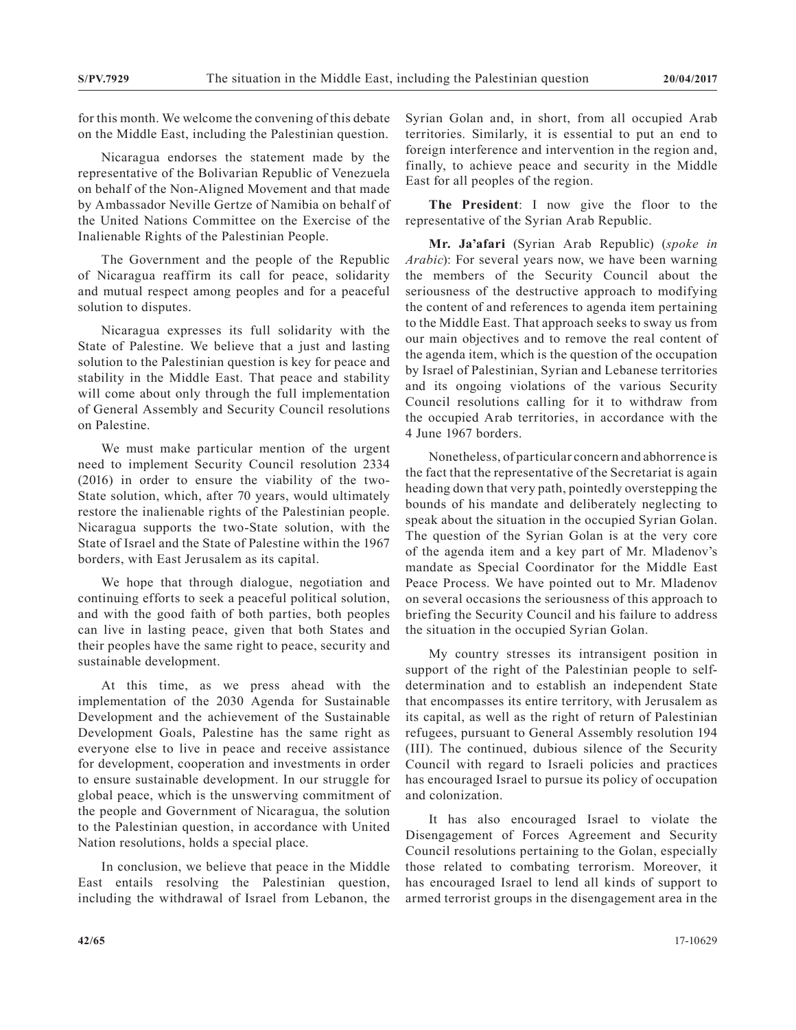for this month. We welcome the convening of this debate on the Middle East, including the Palestinian question.

Nicaragua endorses the statement made by the representative of the Bolivarian Republic of Venezuela on behalf of the Non-Aligned Movement and that made by Ambassador Neville Gertze of Namibia on behalf of the United Nations Committee on the Exercise of the Inalienable Rights of the Palestinian People.

The Government and the people of the Republic of Nicaragua reaffirm its call for peace, solidarity and mutual respect among peoples and for a peaceful solution to disputes.

Nicaragua expresses its full solidarity with the State of Palestine. We believe that a just and lasting solution to the Palestinian question is key for peace and stability in the Middle East. That peace and stability will come about only through the full implementation of General Assembly and Security Council resolutions on Palestine.

We must make particular mention of the urgent need to implement Security Council resolution 2334 (2016) in order to ensure the viability of the two-State solution, which, after 70 years, would ultimately restore the inalienable rights of the Palestinian people. Nicaragua supports the two-State solution, with the State of Israel and the State of Palestine within the 1967 borders, with East Jerusalem as its capital.

We hope that through dialogue, negotiation and continuing efforts to seek a peaceful political solution, and with the good faith of both parties, both peoples can live in lasting peace, given that both States and their peoples have the same right to peace, security and sustainable development.

At this time, as we press ahead with the implementation of the 2030 Agenda for Sustainable Development and the achievement of the Sustainable Development Goals, Palestine has the same right as everyone else to live in peace and receive assistance for development, cooperation and investments in order to ensure sustainable development. In our struggle for global peace, which is the unswerving commitment of the people and Government of Nicaragua, the solution to the Palestinian question, in accordance with United Nation resolutions, holds a special place.

In conclusion, we believe that peace in the Middle East entails resolving the Palestinian question, including the withdrawal of Israel from Lebanon, the Syrian Golan and, in short, from all occupied Arab territories. Similarly, it is essential to put an end to foreign interference and intervention in the region and, finally, to achieve peace and security in the Middle East for all peoples of the region.

**The President**: I now give the floor to the representative of the Syrian Arab Republic.

**Mr. Ja'afari** (Syrian Arab Republic) (*spoke in Arabic*): For several years now, we have been warning the members of the Security Council about the seriousness of the destructive approach to modifying the content of and references to agenda item pertaining to the Middle East. That approach seeks to sway us from our main objectives and to remove the real content of the agenda item, which is the question of the occupation by Israel of Palestinian, Syrian and Lebanese territories and its ongoing violations of the various Security Council resolutions calling for it to withdraw from the occupied Arab territories, in accordance with the 4 June 1967 borders.

Nonetheless, of particular concern and abhorrence is the fact that the representative of the Secretariat is again heading down that very path, pointedly overstepping the bounds of his mandate and deliberately neglecting to speak about the situation in the occupied Syrian Golan. The question of the Syrian Golan is at the very core of the agenda item and a key part of Mr. Mladenov's mandate as Special Coordinator for the Middle East Peace Process. We have pointed out to Mr. Mladenov on several occasions the seriousness of this approach to briefing the Security Council and his failure to address the situation in the occupied Syrian Golan.

My country stresses its intransigent position in support of the right of the Palestinian people to self-determination and to establish an independent State that encompasses its entire territory, with Jerusalem as its capital, as well as the right of return of Palestinian refugees, pursuant to General Assembly resolution 194 (III). The continued, dubious silence of the Security Council with regard to Israeli policies and practices has encouraged Israel to pursue its policy of occupation and colonization.

It has also encouraged Israel to violate the Disengagement of Forces Agreement and Security Council resolutions pertaining to the Golan, especially those related to combating terrorism. Moreover, it has encouraged Israel to lend all kinds of support to armed terrorist groups in the disengagement area in the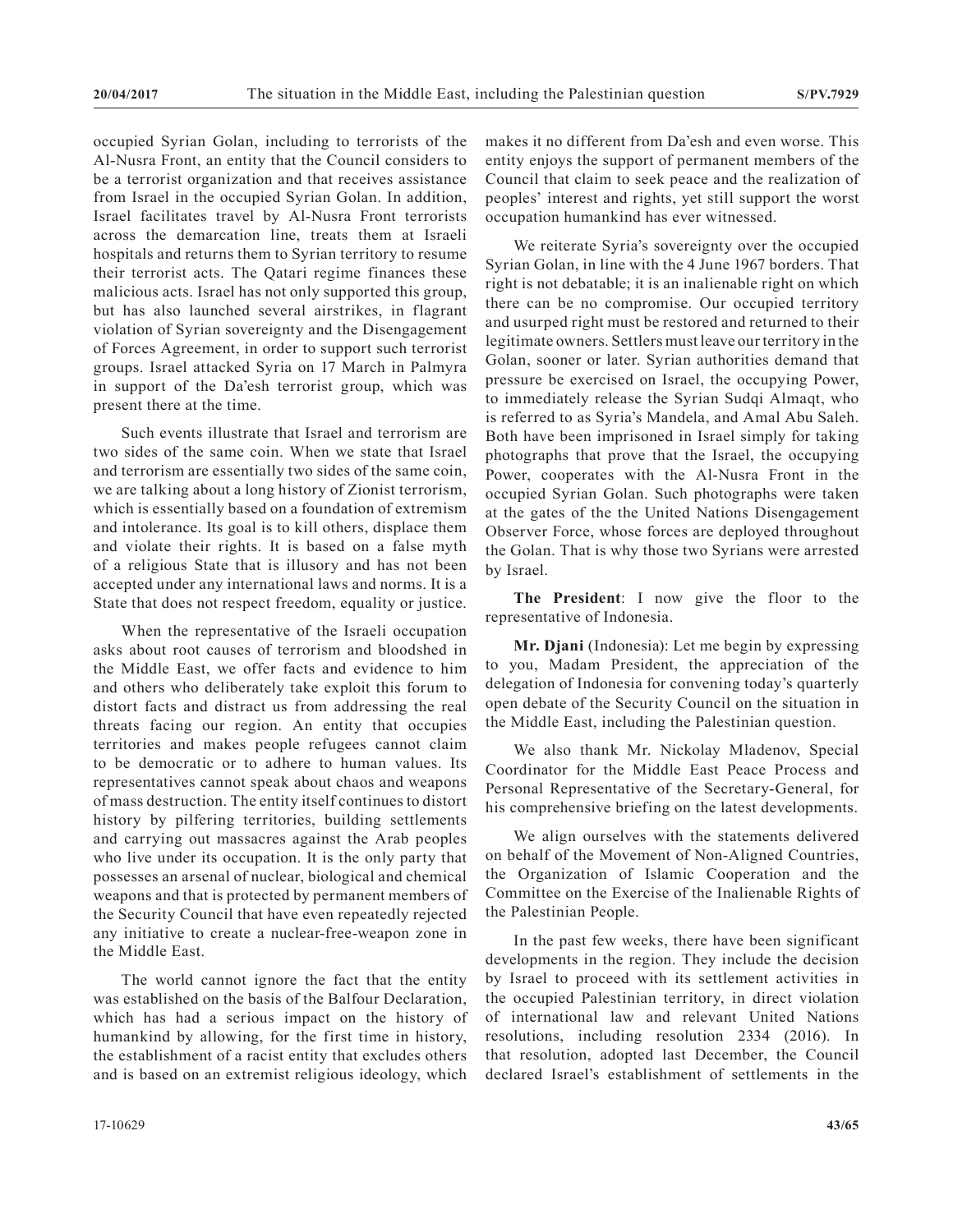occupied Syrian Golan, including to terrorists of the Al-Nusra Front, an entity that the Council considers to be a terrorist organization and that receives assistance from Israel in the occupied Syrian Golan. In addition, Israel facilitates travel by Al-Nusra Front terrorists across the demarcation line, treats them at Israeli hospitals and returns them to Syrian territory to resume their terrorist acts. The Qatari regime finances these malicious acts. Israel has not only supported this group, but has also launched several airstrikes, in flagrant violation of Syrian sovereignty and the Disengagement of Forces Agreement, in order to support such terrorist groups. Israel attacked Syria on 17 March in Palmyra in support of the Da'esh terrorist group, which was present there at the time.

Such events illustrate that Israel and terrorism are two sides of the same coin. When we state that Israel and terrorism are essentially two sides of the same coin, we are talking about a long history of Zionist terrorism, which is essentially based on a foundation of extremism and intolerance. Its goal is to kill others, displace them and violate their rights. It is based on a false myth of a religious State that is illusory and has not been accepted under any international laws and norms. It is a State that does not respect freedom, equality or justice.

When the representative of the Israeli occupation asks about root causes of terrorism and bloodshed in the Middle East, we offer facts and evidence to him and others who deliberately take exploit this forum to distort facts and distract us from addressing the real threats facing our region. An entity that occupies territories and makes people refugees cannot claim to be democratic or to adhere to human values. Its representatives cannot speak about chaos and weapons of mass destruction. The entity itself continues to distort history by pilfering territories, building settlements and carrying out massacres against the Arab peoples who live under its occupation. It is the only party that possesses an arsenal of nuclear, biological and chemical weapons and that is protected by permanent members of the Security Council that have even repeatedly rejected any initiative to create a nuclear-free-weapon zone in the Middle East.

The world cannot ignore the fact that the entity was established on the basis of the Balfour Declaration, which has had a serious impact on the history of humankind by allowing, for the first time in history, the establishment of a racist entity that excludes others and is based on an extremist religious ideology, which makes it no different from Da'esh and even worse. This entity enjoys the support of permanent members of the Council that claim to seek peace and the realization of peoples' interest and rights, yet still support the worst occupation humankind has ever witnessed.

We reiterate Syria's sovereignty over the occupied Syrian Golan, in line with the 4 June 1967 borders. That right is not debatable; it is an inalienable right on which there can be no compromise. Our occupied territory and usurped right must be restored and returned to their legitimate owners. Settlers must leave our territory in the Golan, sooner or later. Syrian authorities demand that pressure be exercised on Israel, the occupying Power, to immediately release the Syrian Sudqi Almaqt, who is referred to as Syria's Mandela, and Amal Abu Saleh. Both have been imprisoned in Israel simply for taking photographs that prove that the Israel, the occupying Power, cooperates with the Al-Nusra Front in the occupied Syrian Golan. Such photographs were taken at the gates of the the United Nations Disengagement Observer Force, whose forces are deployed throughout the Golan. That is why those two Syrians were arrested by Israel.

**The President**: I now give the floor to the representative of Indonesia.

**Mr. Djani** (Indonesia): Let me begin by expressing to you, Madam President, the appreciation of the delegation of Indonesia for convening today's quarterly open debate of the Security Council on the situation in the Middle East, including the Palestinian question.

We also thank Mr. Nickolay Mladenov, Special Coordinator for the Middle East Peace Process and Personal Representative of the Secretary-General, for his comprehensive briefing on the latest developments.

We align ourselves with the statements delivered on behalf of the Movement of Non-Aligned Countries, the Organization of Islamic Cooperation and the Committee on the Exercise of the Inalienable Rights of the Palestinian People.

In the past few weeks, there have been significant developments in the region. They include the decision by Israel to proceed with its settlement activities in the occupied Palestinian territory, in direct violation of international law and relevant United Nations resolutions, including resolution 2334 (2016). In that resolution, adopted last December, the Council declared Israel's establishment of settlements in the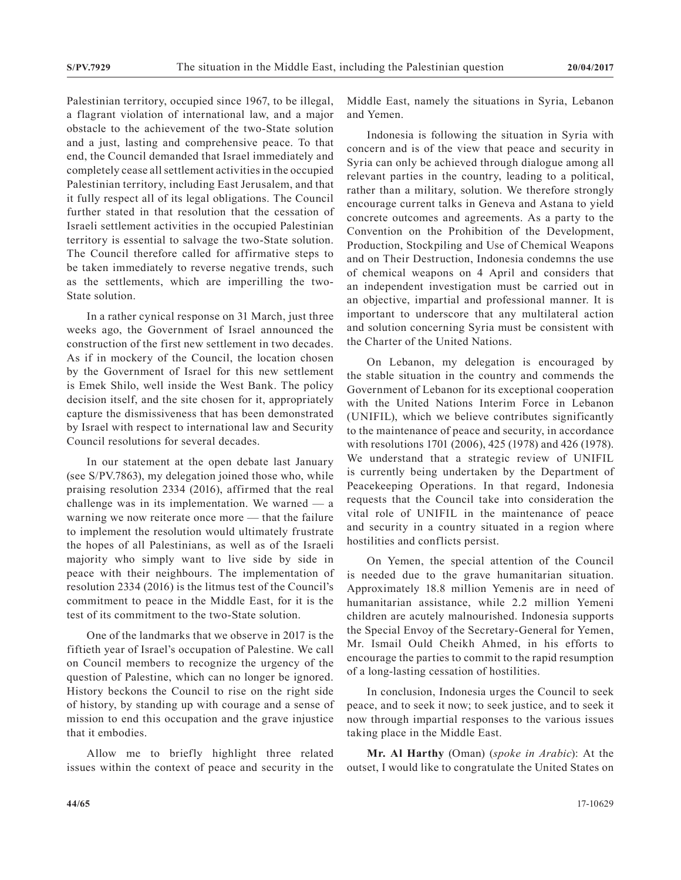Palestinian territory, occupied since 1967, to be illegal, a flagrant violation of international law, and a major obstacle to the achievement of the two-State solution and a just, lasting and comprehensive peace. To that end, the Council demanded that Israel immediately and completely cease all settlement activities in the occupied Palestinian territory, including East Jerusalem, and that it fully respect all of its legal obligations. The Council further stated in that resolution that the cessation of Israeli settlement activities in the occupied Palestinian territory is essential to salvage the two-State solution. The Council therefore called for affirmative steps to be taken immediately to reverse negative trends, such as the settlements, which are imperilling the two-State solution.

In a rather cynical response on 31 March, just three weeks ago, the Government of Israel announced the construction of the first new settlement in two decades. As if in mockery of the Council, the location chosen by the Government of Israel for this new settlement is Emek Shilo, well inside the West Bank. The policy decision itself, and the site chosen for it, appropriately capture the dismissiveness that has been demonstrated by Israel with respect to international law and Security Council resolutions for several decades.

In our statement at the open debate last January (see S/PV.7863), my delegation joined those who, while praising resolution 2334 (2016), affirmed that the real challenge was in its implementation. We warned — a warning we now reiterate once more — that the failure to implement the resolution would ultimately frustrate the hopes of all Palestinians, as well as of the Israeli majority who simply want to live side by side in peace with their neighbours. The implementation of resolution 2334 (2016) is the litmus test of the Council's commitment to peace in the Middle East, for it is the test of its commitment to the two-State solution.

One of the landmarks that we observe in 2017 is the fiftieth year of Israel's occupation of Palestine. We call on Council members to recognize the urgency of the question of Palestine, which can no longer be ignored. History beckons the Council to rise on the right side of history, by standing up with courage and a sense of mission to end this occupation and the grave injustice that it embodies.

Allow me to briefly highlight three related issues within the context of peace and security in the Middle East, namely the situations in Syria, Lebanon and Yemen.

Indonesia is following the situation in Syria with concern and is of the view that peace and security in Syria can only be achieved through dialogue among all relevant parties in the country, leading to a political, rather than a military, solution. We therefore strongly encourage current talks in Geneva and Astana to yield concrete outcomes and agreements. As a party to the Convention on the Prohibition of the Development, Production, Stockpiling and Use of Chemical Weapons and on Their Destruction, Indonesia condemns the use of chemical weapons on 4 April and considers that an independent investigation must be carried out in an objective, impartial and professional manner. It is important to underscore that any multilateral action and solution concerning Syria must be consistent with the Charter of the United Nations.

On Lebanon, my delegation is encouraged by the stable situation in the country and commends the Government of Lebanon for its exceptional cooperation with the United Nations Interim Force in Lebanon (UNIFIL), which we believe contributes significantly to the maintenance of peace and security, in accordance with resolutions 1701 (2006), 425 (1978) and 426 (1978). We understand that a strategic review of UNIFIL is currently being undertaken by the Department of Peacekeeping Operations. In that regard, Indonesia requests that the Council take into consideration the vital role of UNIFIL in the maintenance of peace and security in a country situated in a region where hostilities and conflicts persist.

On Yemen, the special attention of the Council is needed due to the grave humanitarian situation. Approximately 18.8 million Yemenis are in need of humanitarian assistance, while 2.2 million Yemeni children are acutely malnourished. Indonesia supports the Special Envoy of the Secretary-General for Yemen, Mr. Ismail Ould Cheikh Ahmed, in his efforts to encourage the parties to commit to the rapid resumption of a long-lasting cessation of hostilities.

In conclusion, Indonesia urges the Council to seek peace, and to seek it now; to seek justice, and to seek it now through impartial responses to the various issues taking place in the Middle East.

**Mr. Al Harthy** (Oman) (*spoke in Arabic*): At the outset, I would like to congratulate the United States on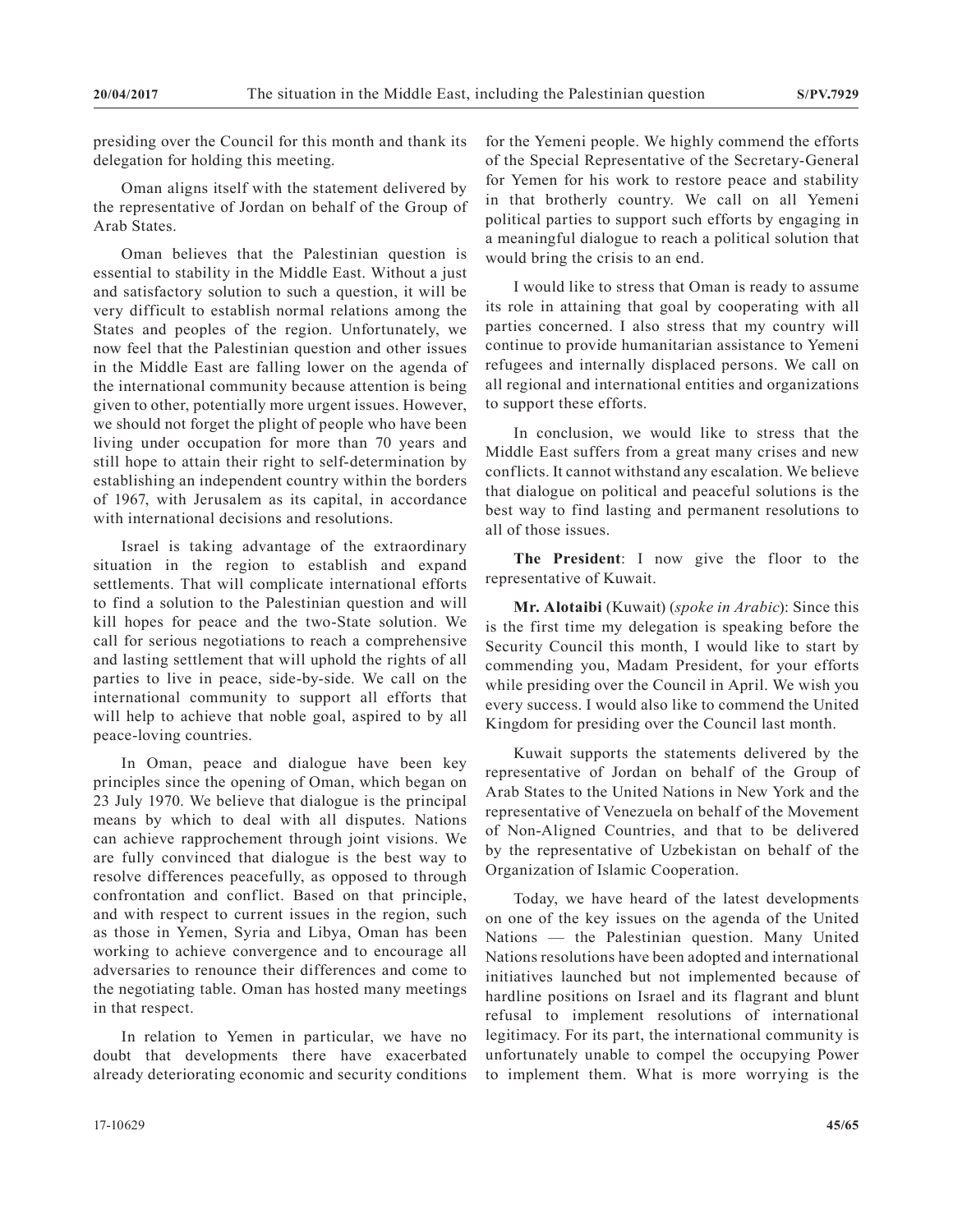presiding over the Council for this month and thank its delegation for holding this meeting.

Oman aligns itself with the statement delivered by the representative of Jordan on behalf of the Group of Arab States.

Oman believes that the Palestinian question is essential to stability in the Middle East. Without a just and satisfactory solution to such a question, it will be very difficult to establish normal relations among the States and peoples of the region. Unfortunately, we now feel that the Palestinian question and other issues in the Middle East are falling lower on the agenda of the international community because attention is being given to other, potentially more urgent issues. However, we should not forget the plight of people who have been living under occupation for more than 70 years and still hope to attain their right to self-determination by establishing an independent country within the borders of 1967, with Jerusalem as its capital, in accordance with international decisions and resolutions.

Israel is taking advantage of the extraordinary situation in the region to establish and expand settlements. That will complicate international efforts to find a solution to the Palestinian question and will kill hopes for peace and the two-State solution. We call for serious negotiations to reach a comprehensive and lasting settlement that will uphold the rights of all parties to live in peace, side-by-side. We call on the international community to support all efforts that will help to achieve that noble goal, aspired to by all peace-loving countries.

In Oman, peace and dialogue have been key principles since the opening of Oman, which began on 23 July 1970. We believe that dialogue is the principal means by which to deal with all disputes. Nations can achieve rapprochement through joint visions. We are fully convinced that dialogue is the best way to resolve differences peacefully, as opposed to through confrontation and conflict. Based on that principle, and with respect to current issues in the region, such as those in Yemen, Syria and Libya, Oman has been working to achieve convergence and to encourage all adversaries to renounce their differences and come to the negotiating table. Oman has hosted many meetings in that respect.

In relation to Yemen in particular, we have no doubt that developments there have exacerbated already deteriorating economic and security conditions for the Yemeni people. We highly commend the efforts of the Special Representative of the Secretary-General for Yemen for his work to restore peace and stability in that brotherly country. We call on all Yemeni political parties to support such efforts by engaging in a meaningful dialogue to reach a political solution that would bring the crisis to an end.

I would like to stress that Oman is ready to assume its role in attaining that goal by cooperating with all parties concerned. I also stress that my country will continue to provide humanitarian assistance to Yemeni refugees and internally displaced persons. We call on all regional and international entities and organizations to support these efforts.

In conclusion, we would like to stress that the Middle East suffers from a great many crises and new conflicts. It cannot withstand any escalation. We believe that dialogue on political and peaceful solutions is the best way to find lasting and permanent resolutions to all of those issues.

**The President**: I now give the floor to the representative of Kuwait.

**Mr. Alotaibi** (Kuwait) (*spoke in Arabic*): Since this is the first time my delegation is speaking before the Security Council this month, I would like to start by commending you, Madam President, for your efforts while presiding over the Council in April. We wish you every success. I would also like to commend the United Kingdom for presiding over the Council last month.

Kuwait supports the statements delivered by the representative of Jordan on behalf of the Group of Arab States to the United Nations in New York and the representative of Venezuela on behalf of the Movement of Non-Aligned Countries, and that to be delivered by the representative of Uzbekistan on behalf of the Organization of Islamic Cooperation.

Today, we have heard of the latest developments on one of the key issues on the agenda of the United Nations — the Palestinian question. Many United Nations resolutions have been adopted and international initiatives launched but not implemented because of hardline positions on Israel and its flagrant and blunt refusal to implement resolutions of international legitimacy. For its part, the international community is unfortunately unable to compel the occupying Power to implement them. What is more worrying is the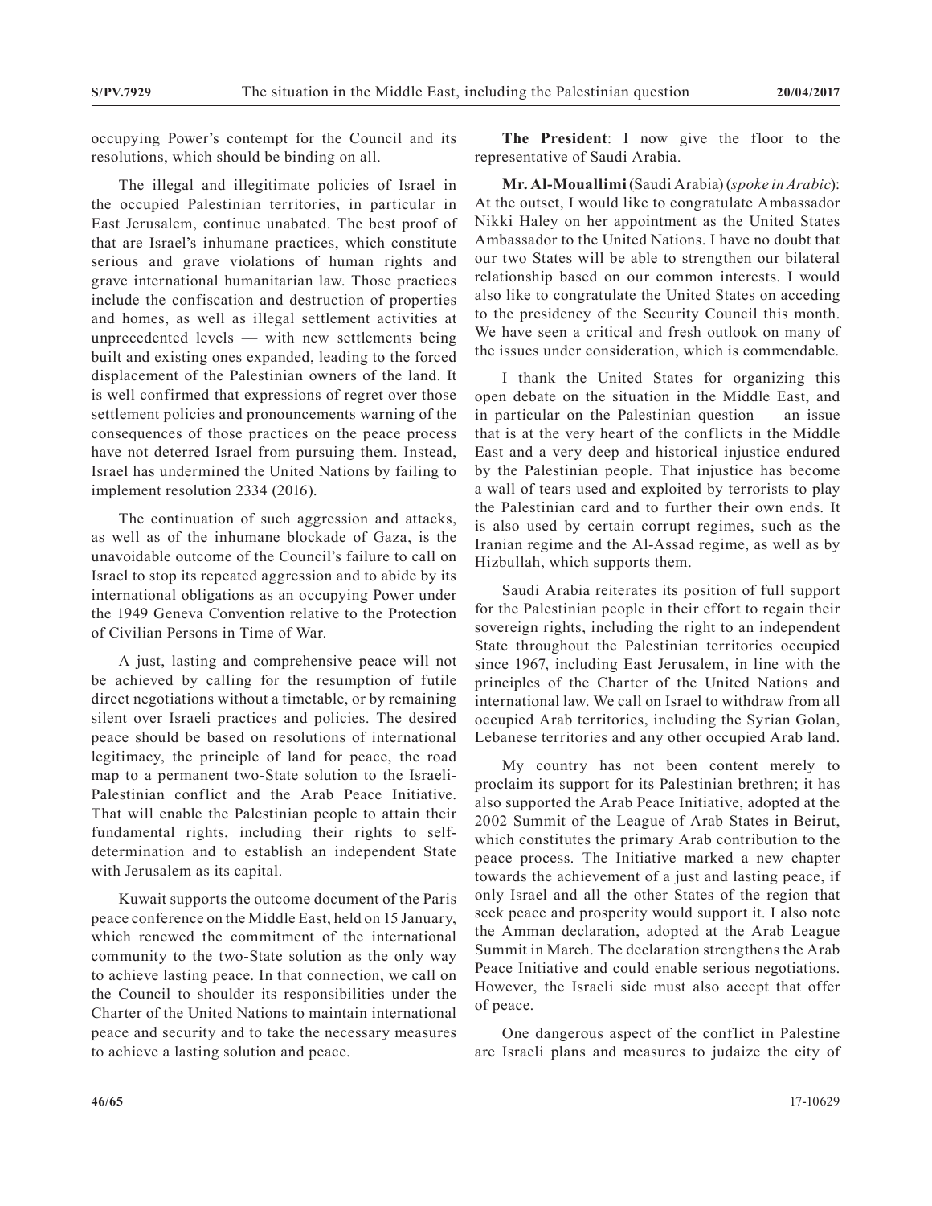occupying Power's contempt for the Council and its resolutions, which should be binding on all.

The illegal and illegitimate policies of Israel in the occupied Palestinian territories, in particular in East Jerusalem, continue unabated. The best proof of that are Israel's inhumane practices, which constitute serious and grave violations of human rights and grave international humanitarian law. Those practices include the confiscation and destruction of properties and homes, as well as illegal settlement activities at unprecedented levels — with new settlements being built and existing ones expanded, leading to the forced displacement of the Palestinian owners of the land. It is well confirmed that expressions of regret over those settlement policies and pronouncements warning of the consequences of those practices on the peace process have not deterred Israel from pursuing them. Instead, Israel has undermined the United Nations by failing to implement resolution 2334 (2016).

The continuation of such aggression and attacks, as well as of the inhumane blockade of Gaza, is the unavoidable outcome of the Council's failure to call on Israel to stop its repeated aggression and to abide by its international obligations as an occupying Power under the 1949 Geneva Convention relative to the Protection of Civilian Persons in Time of War.

A just, lasting and comprehensive peace will not be achieved by calling for the resumption of futile direct negotiations without a timetable, or by remaining silent over Israeli practices and policies. The desired peace should be based on resolutions of international legitimacy, the principle of land for peace, the road map to a permanent two-State solution to the Israeli-Palestinian conflict and the Arab Peace Initiative. That will enable the Palestinian people to attain their fundamental rights, including their rights to self-determination and to establish an independent State with Jerusalem as its capital.

Kuwait supports the outcome document of the Paris peace conference on the Middle East, held on 15 January, which renewed the commitment of the international community to the two-State solution as the only way to achieve lasting peace. In that connection, we call on the Council to shoulder its responsibilities under the Charter of the United Nations to maintain international peace and security and to take the necessary measures to achieve a lasting solution and peace.

**The President**: I now give the floor to the representative of Saudi Arabia.

**Mr. Al-Mouallimi** (Saudi Arabia) (*spoke in Arabic*): At the outset, I would like to congratulate Ambassador Nikki Haley on her appointment as the United States Ambassador to the United Nations. I have no doubt that our two States will be able to strengthen our bilateral relationship based on our common interests. I would also like to congratulate the United States on acceding to the presidency of the Security Council this month. We have seen a critical and fresh outlook on many of the issues under consideration, which is commendable.

I thank the United States for organizing this open debate on the situation in the Middle East, and in particular on the Palestinian question — an issue that is at the very heart of the conflicts in the Middle East and a very deep and historical injustice endured by the Palestinian people. That injustice has become a wall of tears used and exploited by terrorists to play the Palestinian card and to further their own ends. It is also used by certain corrupt regimes, such as the Iranian regime and the Al-Assad regime, as well as by Hizbullah, which supports them.

Saudi Arabia reiterates its position of full support for the Palestinian people in their effort to regain their sovereign rights, including the right to an independent State throughout the Palestinian territories occupied since 1967, including East Jerusalem, in line with the principles of the Charter of the United Nations and international law. We call on Israel to withdraw from all occupied Arab territories, including the Syrian Golan, Lebanese territories and any other occupied Arab land.

My country has not been content merely to proclaim its support for its Palestinian brethren; it has also supported the Arab Peace Initiative, adopted at the 2002 Summit of the League of Arab States in Beirut, which constitutes the primary Arab contribution to the peace process. The Initiative marked a new chapter towards the achievement of a just and lasting peace, if only Israel and all the other States of the region that seek peace and prosperity would support it. I also note the Amman declaration, adopted at the Arab League Summit in March. The declaration strengthens the Arab Peace Initiative and could enable serious negotiations. However, the Israeli side must also accept that offer of peace.

One dangerous aspect of the conflict in Palestine are Israeli plans and measures to judaize the city of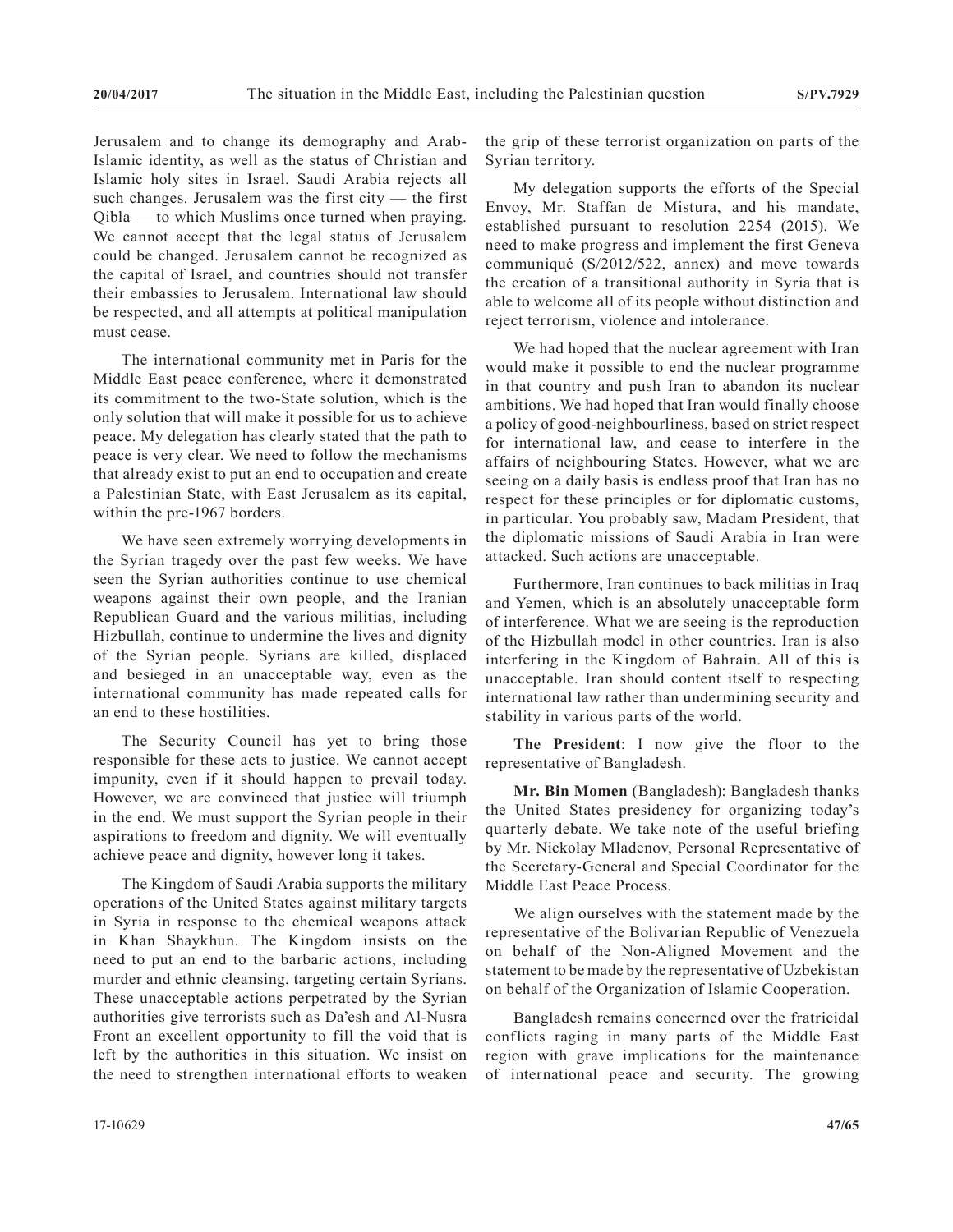Jerusalem and to change its demography and Arab-Islamic identity, as well as the status of Christian and Islamic holy sites in Israel. Saudi Arabia rejects all such changes. Jerusalem was the first city — the first Qibla — to which Muslims once turned when praying. We cannot accept that the legal status of Jerusalem could be changed. Jerusalem cannot be recognized as the capital of Israel, and countries should not transfer their embassies to Jerusalem. International law should be respected, and all attempts at political manipulation must cease.

The international community met in Paris for the Middle East peace conference, where it demonstrated its commitment to the two-State solution, which is the only solution that will make it possible for us to achieve peace. My delegation has clearly stated that the path to peace is very clear. We need to follow the mechanisms that already exist to put an end to occupation and create a Palestinian State, with East Jerusalem as its capital, within the pre-1967 borders.

We have seen extremely worrying developments in the Syrian tragedy over the past few weeks. We have seen the Syrian authorities continue to use chemical weapons against their own people, and the Iranian Republican Guard and the various militias, including Hizbullah, continue to undermine the lives and dignity of the Syrian people. Syrians are killed, displaced and besieged in an unacceptable way, even as the international community has made repeated calls for an end to these hostilities.

The Security Council has yet to bring those responsible for these acts to justice. We cannot accept impunity, even if it should happen to prevail today. However, we are convinced that justice will triumph in the end. We must support the Syrian people in their aspirations to freedom and dignity. We will eventually achieve peace and dignity, however long it takes.

The Kingdom of Saudi Arabia supports the military operations of the United States against military targets in Syria in response to the chemical weapons attack in Khan Shaykhun. The Kingdom insists on the need to put an end to the barbaric actions, including murder and ethnic cleansing, targeting certain Syrians. These unacceptable actions perpetrated by the Syrian authorities give terrorists such as Da'esh and Al-Nusra Front an excellent opportunity to fill the void that is left by the authorities in this situation. We insist on the need to strengthen international efforts to weaken the grip of these terrorist organization on parts of the Syrian territory.

My delegation supports the efforts of the Special Envoy, Mr. Staffan de Mistura, and his mandate, established pursuant to resolution 2254 (2015). We need to make progress and implement the first Geneva communiqué (S/2012/522, annex) and move towards the creation of a transitional authority in Syria that is able to welcome all of its people without distinction and reject terrorism, violence and intolerance.

We had hoped that the nuclear agreement with Iran would make it possible to end the nuclear programme in that country and push Iran to abandon its nuclear ambitions. We had hoped that Iran would finally choose a policy of good-neighbourliness, based on strict respect for international law, and cease to interfere in the affairs of neighbouring States. However, what we are seeing on a daily basis is endless proof that Iran has no respect for these principles or for diplomatic customs, in particular. You probably saw, Madam President, that the diplomatic missions of Saudi Arabia in Iran were attacked. Such actions are unacceptable.

Furthermore, Iran continues to back militias in Iraq and Yemen, which is an absolutely unacceptable form of interference. What we are seeing is the reproduction of the Hizbullah model in other countries. Iran is also interfering in the Kingdom of Bahrain. All of this is unacceptable. Iran should content itself to respecting international law rather than undermining security and stability in various parts of the world.

**The President**: I now give the floor to the representative of Bangladesh.

**Mr. Bin Momen** (Bangladesh): Bangladesh thanks the United States presidency for organizing today's quarterly debate. We take note of the useful briefing by Mr. Nickolay Mladenov, Personal Representative of the Secretary-General and Special Coordinator for the Middle East Peace Process.

We align ourselves with the statement made by the representative of the Bolivarian Republic of Venezuela on behalf of the Non-Aligned Movement and the statement to be made by the representative of Uzbekistan on behalf of the Organization of Islamic Cooperation.

Bangladesh remains concerned over the fratricidal conflicts raging in many parts of the Middle East region with grave implications for the maintenance of international peace and security. The growing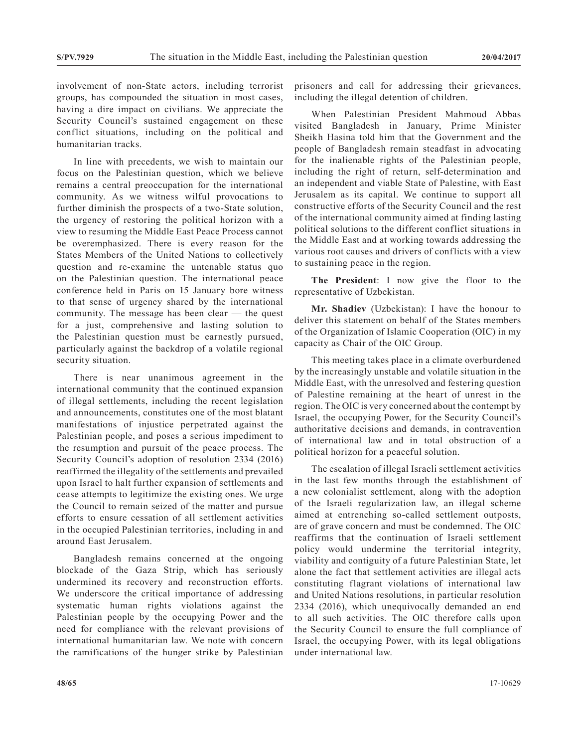involvement of non-State actors, including terrorist groups, has compounded the situation in most cases, having a dire impact on civilians. We appreciate the Security Council's sustained engagement on these conflict situations, including on the political and humanitarian tracks.

In line with precedents, we wish to maintain our focus on the Palestinian question, which we believe remains a central preoccupation for the international community. As we witness wilful provocations to further diminish the prospects of a two-State solution, the urgency of restoring the political horizon with a view to resuming the Middle East Peace Process cannot be overemphasized. There is every reason for the States Members of the United Nations to collectively question and re-examine the untenable status quo on the Palestinian question. The international peace conference held in Paris on 15 January bore witness to that sense of urgency shared by the international community. The message has been clear — the quest for a just, comprehensive and lasting solution to the Palestinian question must be earnestly pursued, particularly against the backdrop of a volatile regional security situation.

There is near unanimous agreement in the international community that the continued expansion of illegal settlements, including the recent legislation and announcements, constitutes one of the most blatant manifestations of injustice perpetrated against the Palestinian people, and poses a serious impediment to the resumption and pursuit of the peace process. The Security Council's adoption of resolution 2334 (2016) reaffirmed the illegality of the settlements and prevailed upon Israel to halt further expansion of settlements and cease attempts to legitimize the existing ones. We urge the Council to remain seized of the matter and pursue efforts to ensure cessation of all settlement activities in the occupied Palestinian territories, including in and around East Jerusalem.

Bangladesh remains concerned at the ongoing blockade of the Gaza Strip, which has seriously undermined its recovery and reconstruction efforts. We underscore the critical importance of addressing systematic human rights violations against the Palestinian people by the occupying Power and the need for compliance with the relevant provisions of international humanitarian law. We note with concern the ramifications of the hunger strike by Palestinian prisoners and call for addressing their grievances, including the illegal detention of children.

When Palestinian President Mahmoud Abbas visited Bangladesh in January, Prime Minister Sheikh Hasina told him that the Government and the people of Bangladesh remain steadfast in advocating for the inalienable rights of the Palestinian people, including the right of return, self-determination and an independent and viable State of Palestine, with East Jerusalem as its capital. We continue to support all constructive efforts of the Security Council and the rest of the international community aimed at finding lasting political solutions to the different conflict situations in the Middle East and at working towards addressing the various root causes and drivers of conflicts with a view to sustaining peace in the region.

**The President**: I now give the floor to the representative of Uzbekistan.

**Mr. Shadiev** (Uzbekistan): I have the honour to deliver this statement on behalf of the States members of the Organization of Islamic Cooperation (OIC) in my capacity as Chair of the OIC Group.

This meeting takes place in a climate overburdened by the increasingly unstable and volatile situation in the Middle East, with the unresolved and festering question of Palestine remaining at the heart of unrest in the region. The OIC is very concerned about the contempt by Israel, the occupying Power, for the Security Council's authoritative decisions and demands, in contravention of international law and in total obstruction of a political horizon for a peaceful solution.

The escalation of illegal Israeli settlement activities in the last few months through the establishment of a new colonialist settlement, along with the adoption of the Israeli regularization law, an illegal scheme aimed at entrenching so-called settlement outposts, are of grave concern and must be condemned. The OIC reaffirms that the continuation of Israeli settlement policy would undermine the territorial integrity, viability and contiguity of a future Palestinian State, let alone the fact that settlement activities are illegal acts constituting flagrant violations of international law and United Nations resolutions, in particular resolution 2334 (2016), which unequivocally demanded an end to all such activities. The OIC therefore calls upon the Security Council to ensure the full compliance of Israel, the occupying Power, with its legal obligations under international law.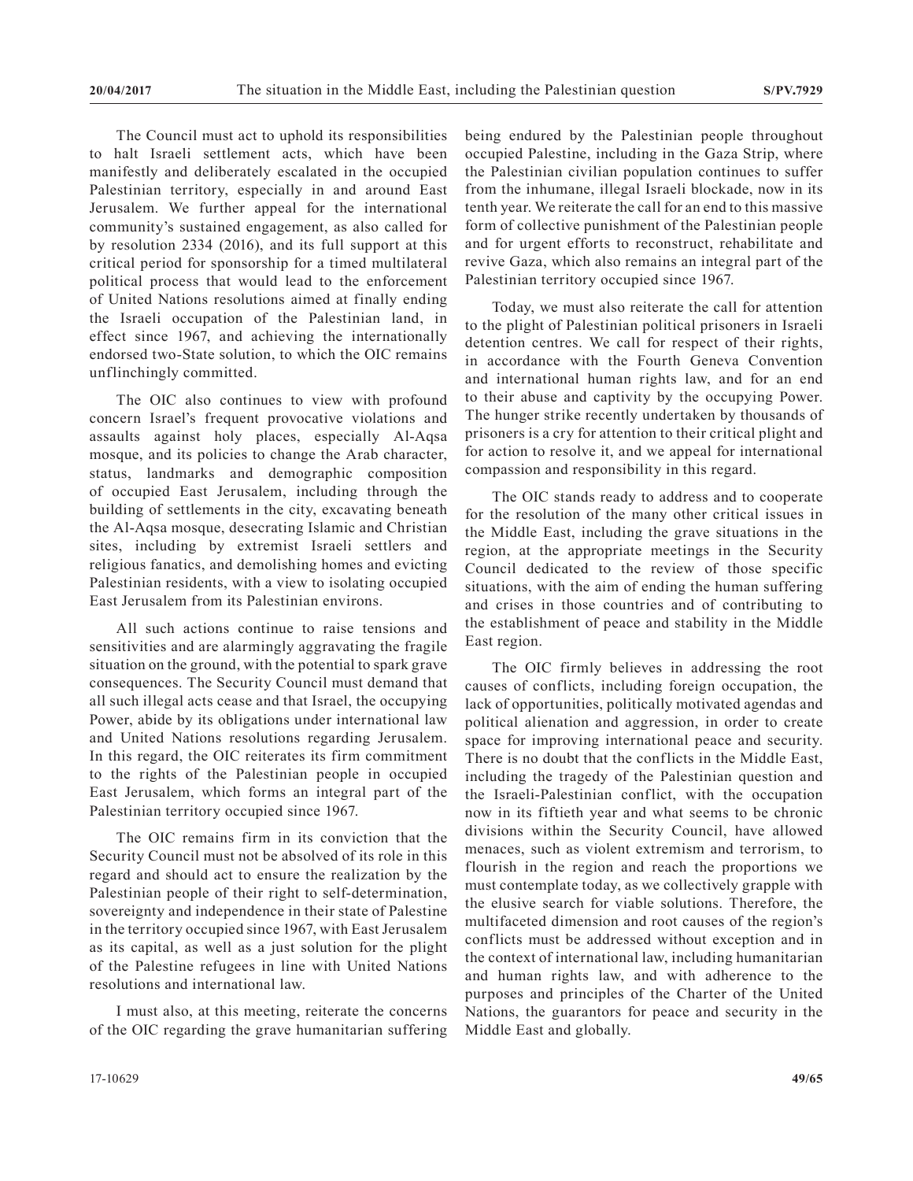The Council must act to uphold its responsibilities to halt Israeli settlement acts, which have been manifestly and deliberately escalated in the occupied Palestinian territory, especially in and around East Jerusalem. We further appeal for the international community's sustained engagement, as also called for by resolution 2334 (2016), and its full support at this critical period for sponsorship for a timed multilateral political process that would lead to the enforcement of United Nations resolutions aimed at finally ending the Israeli occupation of the Palestinian land, in effect since 1967, and achieving the internationally endorsed two-State solution, to which the OIC remains unflinchingly committed.

The OIC also continues to view with profound concern Israel's frequent provocative violations and assaults against holy places, especially Al-Aqsa mosque, and its policies to change the Arab character, status, landmarks and demographic composition of occupied East Jerusalem, including through the building of settlements in the city, excavating beneath the Al-Aqsa mosque, desecrating Islamic and Christian sites, including by extremist Israeli settlers and religious fanatics, and demolishing homes and evicting Palestinian residents, with a view to isolating occupied East Jerusalem from its Palestinian environs.

All such actions continue to raise tensions and sensitivities and are alarmingly aggravating the fragile situation on the ground, with the potential to spark grave consequences. The Security Council must demand that all such illegal acts cease and that Israel, the occupying Power, abide by its obligations under international law and United Nations resolutions regarding Jerusalem. In this regard, the OIC reiterates its firm commitment to the rights of the Palestinian people in occupied East Jerusalem, which forms an integral part of the Palestinian territory occupied since 1967.

The OIC remains firm in its conviction that the Security Council must not be absolved of its role in this regard and should act to ensure the realization by the Palestinian people of their right to self-determination, sovereignty and independence in their state of Palestine in the territory occupied since 1967, with East Jerusalem as its capital, as well as a just solution for the plight of the Palestine refugees in line with United Nations resolutions and international law.

I must also, at this meeting, reiterate the concerns of the OIC regarding the grave humanitarian suffering being endured by the Palestinian people throughout occupied Palestine, including in the Gaza Strip, where the Palestinian civilian population continues to suffer from the inhumane, illegal Israeli blockade, now in its tenth year. We reiterate the call for an end to this massive form of collective punishment of the Palestinian people and for urgent efforts to reconstruct, rehabilitate and revive Gaza, which also remains an integral part of the Palestinian territory occupied since 1967.

Today, we must also reiterate the call for attention to the plight of Palestinian political prisoners in Israeli detention centres. We call for respect of their rights, in accordance with the Fourth Geneva Convention and international human rights law, and for an end to their abuse and captivity by the occupying Power. The hunger strike recently undertaken by thousands of prisoners is a cry for attention to their critical plight and for action to resolve it, and we appeal for international compassion and responsibility in this regard.

The OIC stands ready to address and to cooperate for the resolution of the many other critical issues in the Middle East, including the grave situations in the region, at the appropriate meetings in the Security Council dedicated to the review of those specific situations, with the aim of ending the human suffering and crises in those countries and of contributing to the establishment of peace and stability in the Middle East region.

The OIC firmly believes in addressing the root causes of conflicts, including foreign occupation, the lack of opportunities, politically motivated agendas and political alienation and aggression, in order to create space for improving international peace and security. There is no doubt that the conflicts in the Middle East, including the tragedy of the Palestinian question and the Israeli-Palestinian conflict, with the occupation now in its fiftieth year and what seems to be chronic divisions within the Security Council, have allowed menaces, such as violent extremism and terrorism, to flourish in the region and reach the proportions we must contemplate today, as we collectively grapple with the elusive search for viable solutions. Therefore, the multifaceted dimension and root causes of the region's conflicts must be addressed without exception and in the context of international law, including humanitarian and human rights law, and with adherence to the purposes and principles of the Charter of the United Nations, the guarantors for peace and security in the Middle East and globally.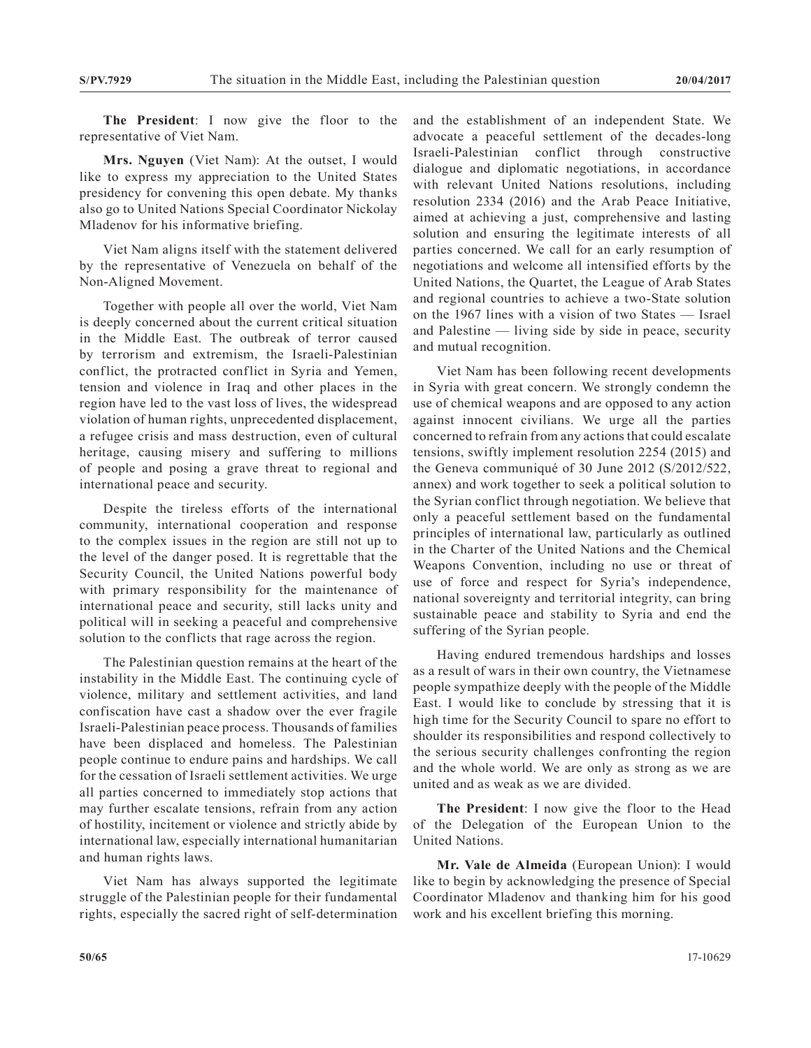**The President**: I now give the floor to the representative of Viet Nam.

**Mrs. Nguyen** (Viet Nam): At the outset, I would like to express my appreciation to the United States presidency for convening this open debate. My thanks also go to United Nations Special Coordinator Nickolay Mladenov for his informative briefing.

Viet Nam aligns itself with the statement delivered by the representative of Venezuela on behalf of the Non-Aligned Movement.

Together with people all over the world, Viet Nam is deeply concerned about the current critical situation in the Middle East. The outbreak of terror caused by terrorism and extremism, the Israeli-Palestinian conflict, the protracted conflict in Syria and Yemen, tension and violence in Iraq and other places in the region have led to the vast loss of lives, the widespread violation of human rights, unprecedented displacement, a refugee crisis and mass destruction, even of cultural heritage, causing misery and suffering to millions of people and posing a grave threat to regional and international peace and security.

Despite the tireless efforts of the international community, international cooperation and response to the complex issues in the region are still not up to the level of the danger posed. It is regrettable that the Security Council, the United Nations powerful body with primary responsibility for the maintenance of international peace and security, still lacks unity and political will in seeking a peaceful and comprehensive solution to the conflicts that rage across the region.

The Palestinian question remains at the heart of the instability in the Middle East. The continuing cycle of violence, military and settlement activities, and land confiscation have cast a shadow over the ever fragile Israeli-Palestinian peace process. Thousands of families have been displaced and homeless. The Palestinian people continue to endure pains and hardships. We call for the cessation of Israeli settlement activities. We urge all parties concerned to immediately stop actions that may further escalate tensions, refrain from any action of hostility, incitement or violence and strictly abide by international law, especially international humanitarian and human rights laws.

Viet Nam has always supported the legitimate struggle of the Palestinian people for their fundamental rights, especially the sacred right of self-determination and the establishment of an independent State. We advocate a peaceful settlement of the decades-long Israeli-Palestinian conflict through constructive dialogue and diplomatic negotiations, in accordance with relevant United Nations resolutions, including resolution 2334 (2016) and the Arab Peace Initiative, aimed at achieving a just, comprehensive and lasting solution and ensuring the legitimate interests of all parties concerned. We call for an early resumption of negotiations and welcome all intensified efforts by the United Nations, the Quartet, the League of Arab States and regional countries to achieve a two-State solution on the 1967 lines with a vision of two States — Israel and Palestine — living side by side in peace, security and mutual recognition.

Viet Nam has been following recent developments in Syria with great concern. We strongly condemn the use of chemical weapons and are opposed to any action against innocent civilians. We urge all the parties concerned to refrain from any actions that could escalate tensions, swiftly implement resolution 2254 (2015) and the Geneva communiqué of 30 June 2012 (S/2012/522, annex) and work together to seek a political solution to the Syrian conflict through negotiation. We believe that only a peaceful settlement based on the fundamental principles of international law, particularly as outlined in the Charter of the United Nations and the Chemical Weapons Convention, including no use or threat of use of force and respect for Syria's independence, national sovereignty and territorial integrity, can bring sustainable peace and stability to Syria and end the suffering of the Syrian people.

Having endured tremendous hardships and losses as a result of wars in their own country, the Vietnamese people sympathize deeply with the people of the Middle East. I would like to conclude by stressing that it is high time for the Security Council to spare no effort to shoulder its responsibilities and respond collectively to the serious security challenges confronting the region and the whole world. We are only as strong as we are united and as weak as we are divided.

**The President**: I now give the floor to the Head of the Delegation of the European Union to the United Nations.

**Mr. Vale de Almeida** (European Union): I would like to begin by acknowledging the presence of Special Coordinator Mladenov and thanking him for his good work and his excellent briefing this morning.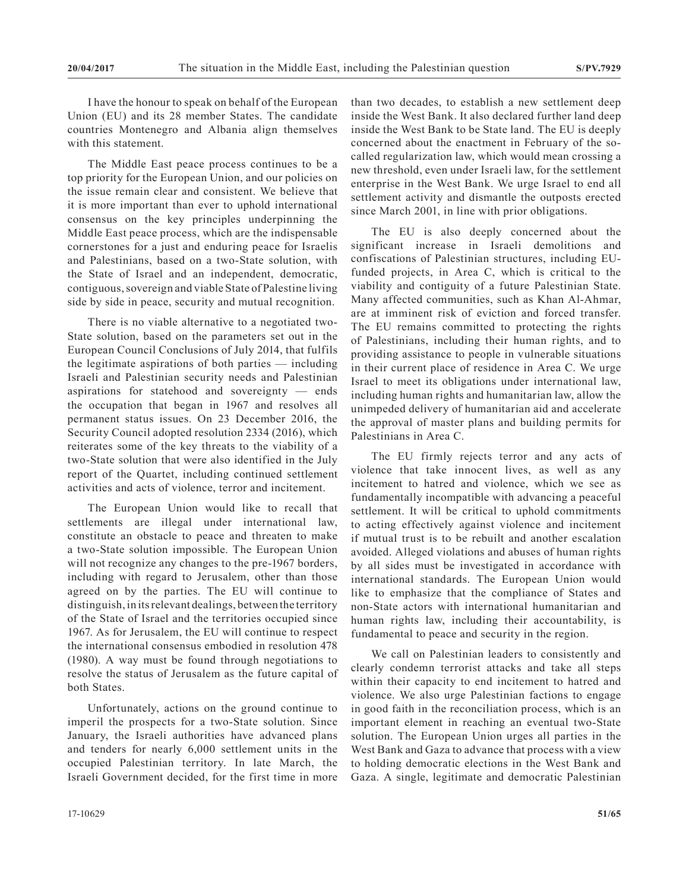I have the honour to speak on behalf of the European Union (EU) and its 28 member States. The candidate countries Montenegro and Albania align themselves with this statement.

The Middle East peace process continues to be a top priority for the European Union, and our policies on the issue remain clear and consistent. We believe that it is more important than ever to uphold international consensus on the key principles underpinning the Middle East peace process, which are the indispensable cornerstones for a just and enduring peace for Israelis and Palestinians, based on a two-State solution, with the State of Israel and an independent, democratic, contiguous, sovereign and viable State of Palestine living side by side in peace, security and mutual recognition.

There is no viable alternative to a negotiated two-State solution, based on the parameters set out in the European Council Conclusions of July 2014, that fulfils the legitimate aspirations of both parties — including Israeli and Palestinian security needs and Palestinian aspirations for statehood and sovereignty — ends the occupation that began in 1967 and resolves all permanent status issues. On 23 December 2016, the Security Council adopted resolution 2334 (2016), which reiterates some of the key threats to the viability of a two-State solution that were also identified in the July report of the Quartet, including continued settlement activities and acts of violence, terror and incitement.

The European Union would like to recall that settlements are illegal under international law, constitute an obstacle to peace and threaten to make a two-State solution impossible. The European Union will not recognize any changes to the pre-1967 borders, including with regard to Jerusalem, other than those agreed on by the parties. The EU will continue to distinguish, in its relevant dealings, between the territory of the State of Israel and the territories occupied since 1967. As for Jerusalem, the EU will continue to respect the international consensus embodied in resolution 478 (1980). A way must be found through negotiations to resolve the status of Jerusalem as the future capital of both States.

Unfortunately, actions on the ground continue to imperil the prospects for a two-State solution. Since January, the Israeli authorities have advanced plans and tenders for nearly 6,000 settlement units in the occupied Palestinian territory. In late March, the Israeli Government decided, for the first time in more than two decades, to establish a new settlement deep inside the West Bank. It also declared further land deep inside the West Bank to be State land. The EU is deeply concerned about the enactment in February of the so-called regularization law, which would mean crossing a new threshold, even under Israeli law, for the settlement enterprise in the West Bank. We urge Israel to end all settlement activity and dismantle the outposts erected since March 2001, in line with prior obligations.

The EU is also deeply concerned about the significant increase in Israeli demolitions and confiscations of Palestinian structures, including EU-funded projects, in Area C, which is critical to the viability and contiguity of a future Palestinian State. Many affected communities, such as Khan Al-Ahmar, are at imminent risk of eviction and forced transfer. The EU remains committed to protecting the rights of Palestinians, including their human rights, and to providing assistance to people in vulnerable situations in their current place of residence in Area C. We urge Israel to meet its obligations under international law, including human rights and humanitarian law, allow the unimpeded delivery of humanitarian aid and accelerate the approval of master plans and building permits for Palestinians in Area C.

The EU firmly rejects terror and any acts of violence that take innocent lives, as well as any incitement to hatred and violence, which we see as fundamentally incompatible with advancing a peaceful settlement. It will be critical to uphold commitments to acting effectively against violence and incitement if mutual trust is to be rebuilt and another escalation avoided. Alleged violations and abuses of human rights by all sides must be investigated in accordance with international standards. The European Union would like to emphasize that the compliance of States and non-State actors with international humanitarian and human rights law, including their accountability, is fundamental to peace and security in the region.

We call on Palestinian leaders to consistently and clearly condemn terrorist attacks and take all steps within their capacity to end incitement to hatred and violence. We also urge Palestinian factions to engage in good faith in the reconciliation process, which is an important element in reaching an eventual two-State solution. The European Union urges all parties in the West Bank and Gaza to advance that process with a view to holding democratic elections in the West Bank and Gaza. A single, legitimate and democratic Palestinian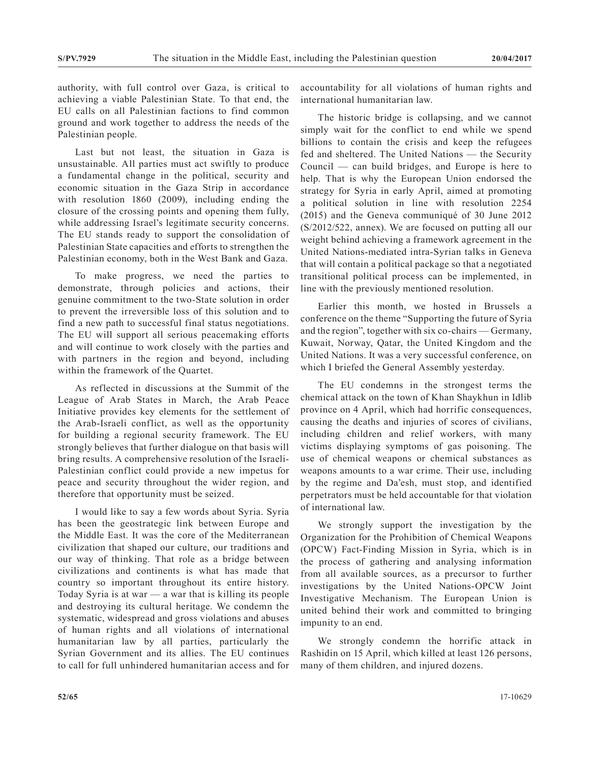authority, with full control over Gaza, is critical to achieving a viable Palestinian State. To that end, the EU calls on all Palestinian factions to find common ground and work together to address the needs of the Palestinian people.

Last but not least, the situation in Gaza is unsustainable. All parties must act swiftly to produce a fundamental change in the political, security and economic situation in the Gaza Strip in accordance with resolution 1860 (2009), including ending the closure of the crossing points and opening them fully, while addressing Israel's legitimate security concerns. The EU stands ready to support the consolidation of Palestinian State capacities and efforts to strengthen the Palestinian economy, both in the West Bank and Gaza.

To make progress, we need the parties to demonstrate, through policies and actions, their genuine commitment to the two-State solution in order to prevent the irreversible loss of this solution and to find a new path to successful final status negotiations. The EU will support all serious peacemaking efforts and will continue to work closely with the parties and with partners in the region and beyond, including within the framework of the Quartet.

As reflected in discussions at the Summit of the League of Arab States in March, the Arab Peace Initiative provides key elements for the settlement of the Arab-Israeli conflict, as well as the opportunity for building a regional security framework. The EU strongly believes that further dialogue on that basis will bring results. A comprehensive resolution of the Israeli-Palestinian conflict could provide a new impetus for peace and security throughout the wider region, and therefore that opportunity must be seized.

I would like to say a few words about Syria. Syria has been the geostrategic link between Europe and the Middle East. It was the core of the Mediterranean civilization that shaped our culture, our traditions and our way of thinking. That role as a bridge between civilizations and continents is what has made that country so important throughout its entire history. Today Syria is at war — a war that is killing its people and destroying its cultural heritage. We condemn the systematic, widespread and gross violations and abuses of human rights and all violations of international humanitarian law by all parties, particularly the Syrian Government and its allies. The EU continues to call for full unhindered humanitarian access and for accountability for all violations of human rights and international humanitarian law.

The historic bridge is collapsing, and we cannot simply wait for the conflict to end while we spend billions to contain the crisis and keep the refugees fed and sheltered. The United Nations — the Security Council — can build bridges, and Europe is here to help. That is why the European Union endorsed the strategy for Syria in early April, aimed at promoting a political solution in line with resolution 2254 (2015) and the Geneva communiqué of 30 June 2012 (S/2012/522, annex). We are focused on putting all our weight behind achieving a framework agreement in the United Nations-mediated intra-Syrian talks in Geneva that will contain a political package so that a negotiated transitional political process can be implemented, in line with the previously mentioned resolution.

Earlier this month, we hosted in Brussels a conference on the theme "Supporting the future of Syria and the region", together with six co-chairs — Germany, Kuwait, Norway, Qatar, the United Kingdom and the United Nations. It was a very successful conference, on which I briefed the General Assembly yesterday.

The EU condemns in the strongest terms the chemical attack on the town of Khan Shaykhun in Idlib province on 4 April, which had horrific consequences, causing the deaths and injuries of scores of civilians, including children and relief workers, with many victims displaying symptoms of gas poisoning. The use of chemical weapons or chemical substances as weapons amounts to a war crime. Their use, including by the regime and Da'esh, must stop, and identified perpetrators must be held accountable for that violation of international law.

We strongly support the investigation by the Organization for the Prohibition of Chemical Weapons (OPCW) Fact-Finding Mission in Syria, which is in the process of gathering and analysing information from all available sources, as a precursor to further investigations by the United Nations-OPCW Joint Investigative Mechanism. The European Union is united behind their work and committed to bringing impunity to an end.

We strongly condemn the horrific attack in Rashidin on 15 April, which killed at least 126 persons, many of them children, and injured dozens.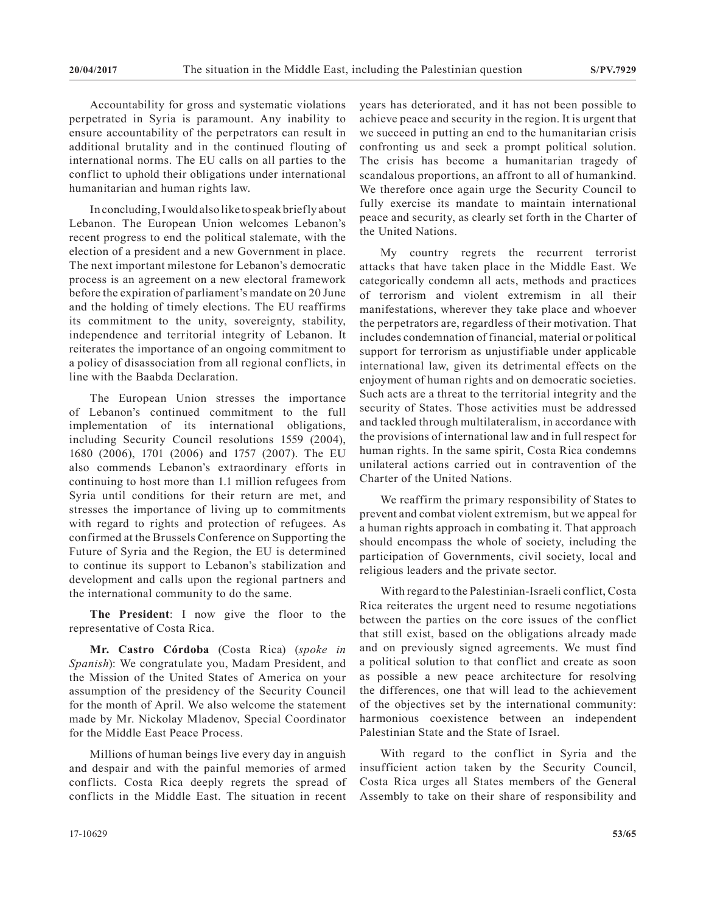Accountability for gross and systematic violations perpetrated in Syria is paramount. Any inability to ensure accountability of the perpetrators can result in additional brutality and in the continued flouting of international norms. The EU calls on all parties to the conflict to uphold their obligations under international humanitarian and human rights law.

In concluding, I would also like to speak briefly about Lebanon. The European Union welcomes Lebanon's recent progress to end the political stalemate, with the election of a president and a new Government in place. The next important milestone for Lebanon's democratic process is an agreement on a new electoral framework before the expiration of parliament's mandate on 20 June and the holding of timely elections. The EU reaffirms its commitment to the unity, sovereignty, stability, independence and territorial integrity of Lebanon. It reiterates the importance of an ongoing commitment to a policy of disassociation from all regional conflicts, in line with the Baabda Declaration.

The European Union stresses the importance of Lebanon's continued commitment to the full implementation of its international obligations, including Security Council resolutions 1559 (2004), 1680 (2006), 1701 (2006) and 1757 (2007). The EU also commends Lebanon's extraordinary efforts in continuing to host more than 1.1 million refugees from Syria until conditions for their return are met, and stresses the importance of living up to commitments with regard to rights and protection of refugees. As confirmed at the Brussels Conference on Supporting the Future of Syria and the Region, the EU is determined to continue its support to Lebanon's stabilization and development and calls upon the regional partners and the international community to do the same.

**The President**: I now give the floor to the representative of Costa Rica.

**Mr. Castro Córdoba** (Costa Rica) (*spoke in Spanish*): We congratulate you, Madam President, and the Mission of the United States of America on your assumption of the presidency of the Security Council for the month of April. We also welcome the statement made by Mr. Nickolay Mladenov, Special Coordinator for the Middle East Peace Process.

Millions of human beings live every day in anguish and despair and with the painful memories of armed conflicts. Costa Rica deeply regrets the spread of conflicts in the Middle East. The situation in recent years has deteriorated, and it has not been possible to achieve peace and security in the region. It is urgent that we succeed in putting an end to the humanitarian crisis confronting us and seek a prompt political solution. The crisis has become a humanitarian tragedy of scandalous proportions, an affront to all of humankind. We therefore once again urge the Security Council to fully exercise its mandate to maintain international peace and security, as clearly set forth in the Charter of the United Nations.

My country regrets the recurrent terrorist attacks that have taken place in the Middle East. We categorically condemn all acts, methods and practices of terrorism and violent extremism in all their manifestations, wherever they take place and whoever the perpetrators are, regardless of their motivation. That includes condemnation of financial, material or political support for terrorism as unjustifiable under applicable international law, given its detrimental effects on the enjoyment of human rights and on democratic societies. Such acts are a threat to the territorial integrity and the security of States. Those activities must be addressed and tackled through multilateralism, in accordance with the provisions of international law and in full respect for human rights. In the same spirit, Costa Rica condemns unilateral actions carried out in contravention of the Charter of the United Nations.

We reaffirm the primary responsibility of States to prevent and combat violent extremism, but we appeal for a human rights approach in combating it. That approach should encompass the whole of society, including the participation of Governments, civil society, local and religious leaders and the private sector.

With regard to the Palestinian-Israeli conflict, Costa Rica reiterates the urgent need to resume negotiations between the parties on the core issues of the conflict that still exist, based on the obligations already made and on previously signed agreements. We must find a political solution to that conflict and create as soon as possible a new peace architecture for resolving the differences, one that will lead to the achievement of the objectives set by the international community: harmonious coexistence between an independent Palestinian State and the State of Israel.

With regard to the conflict in Syria and the insufficient action taken by the Security Council, Costa Rica urges all States members of the General Assembly to take on their share of responsibility and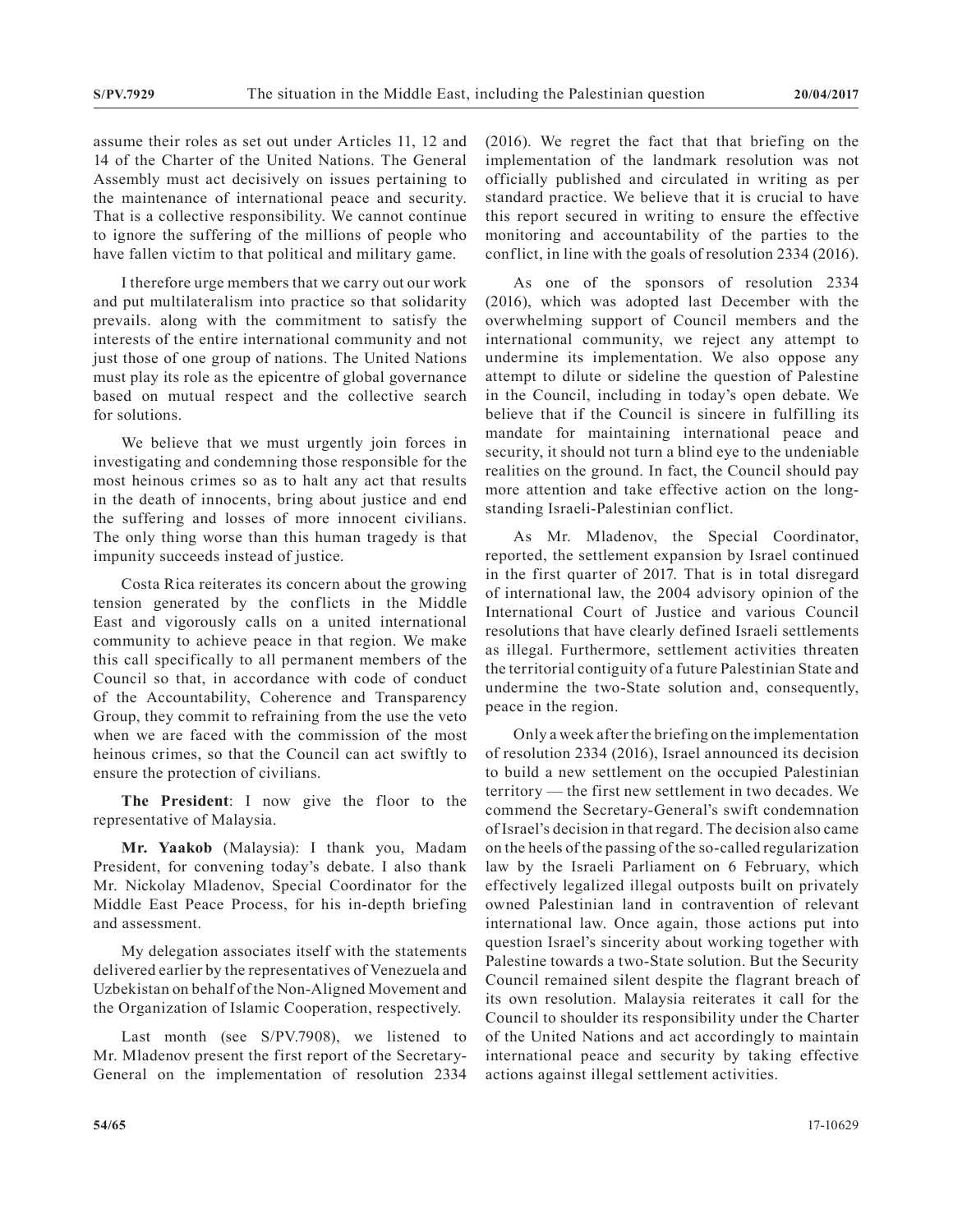assume their roles as set out under Articles 11, 12 and 14 of the Charter of the United Nations. The General Assembly must act decisively on issues pertaining to the maintenance of international peace and security. That is a collective responsibility. We cannot continue to ignore the suffering of the millions of people who have fallen victim to that political and military game.

I therefore urge members that we carry out our work and put multilateralism into practice so that solidarity prevails. along with the commitment to satisfy the interests of the entire international community and not just those of one group of nations. The United Nations must play its role as the epicentre of global governance based on mutual respect and the collective search for solutions.

We believe that we must urgently join forces in investigating and condemning those responsible for the most heinous crimes so as to halt any act that results in the death of innocents, bring about justice and end the suffering and losses of more innocent civilians. The only thing worse than this human tragedy is that impunity succeeds instead of justice.

Costa Rica reiterates its concern about the growing tension generated by the conflicts in the Middle East and vigorously calls on a united international community to achieve peace in that region. We make this call specifically to all permanent members of the Council so that, in accordance with code of conduct of the Accountability, Coherence and Transparency Group, they commit to refraining from the use the veto when we are faced with the commission of the most heinous crimes, so that the Council can act swiftly to ensure the protection of civilians.

**The President**: I now give the floor to the representative of Malaysia.

**Mr. Yaakob** (Malaysia): I thank you, Madam President, for convening today's debate. I also thank Mr. Nickolay Mladenov, Special Coordinator for the Middle East Peace Process, for his in-depth briefing and assessment.

My delegation associates itself with the statements delivered earlier by the representatives of Venezuela and Uzbekistan on behalf of the Non-Aligned Movement and the Organization of Islamic Cooperation, respectively.

Last month (see S/PV.7908), we listened to Mr. Mladenov present the first report of the Secretary-General on the implementation of resolution 2334 (2016). We regret the fact that that briefing on the implementation of the landmark resolution was not officially published and circulated in writing as per standard practice. We believe that it is crucial to have this report secured in writing to ensure the effective monitoring and accountability of the parties to the conflict, in line with the goals of resolution 2334 (2016).

As one of the sponsors of resolution 2334 (2016), which was adopted last December with the overwhelming support of Council members and the international community, we reject any attempt to undermine its implementation. We also oppose any attempt to dilute or sideline the question of Palestine in the Council, including in today's open debate. We believe that if the Council is sincere in fulfilling its mandate for maintaining international peace and security, it should not turn a blind eye to the undeniable realities on the ground. In fact, the Council should pay more attention and take effective action on the long-standing Israeli-Palestinian conflict.

As Mr. Mladenov, the Special Coordinator, reported, the settlement expansion by Israel continued in the first quarter of 2017. That is in total disregard of international law, the 2004 advisory opinion of the International Court of Justice and various Council resolutions that have clearly defined Israeli settlements as illegal. Furthermore, settlement activities threaten the territorial contiguity of a future Palestinian State and undermine the two-State solution and, consequently, peace in the region.

Only a week after the briefing on the implementation of resolution 2334 (2016), Israel announced its decision to build a new settlement on the occupied Palestinian territory — the first new settlement in two decades. We commend the Secretary-General's swift condemnation of Israel's decision in that regard. The decision also came on the heels of the passing of the so-called regularization law by the Israeli Parliament on 6 February, which effectively legalized illegal outposts built on privately owned Palestinian land in contravention of relevant international law. Once again, those actions put into question Israel's sincerity about working together with Palestine towards a two-State solution. But the Security Council remained silent despite the flagrant breach of its own resolution. Malaysia reiterates it call for the Council to shoulder its responsibility under the Charter of the United Nations and act accordingly to maintain international peace and security by taking effective actions against illegal settlement activities.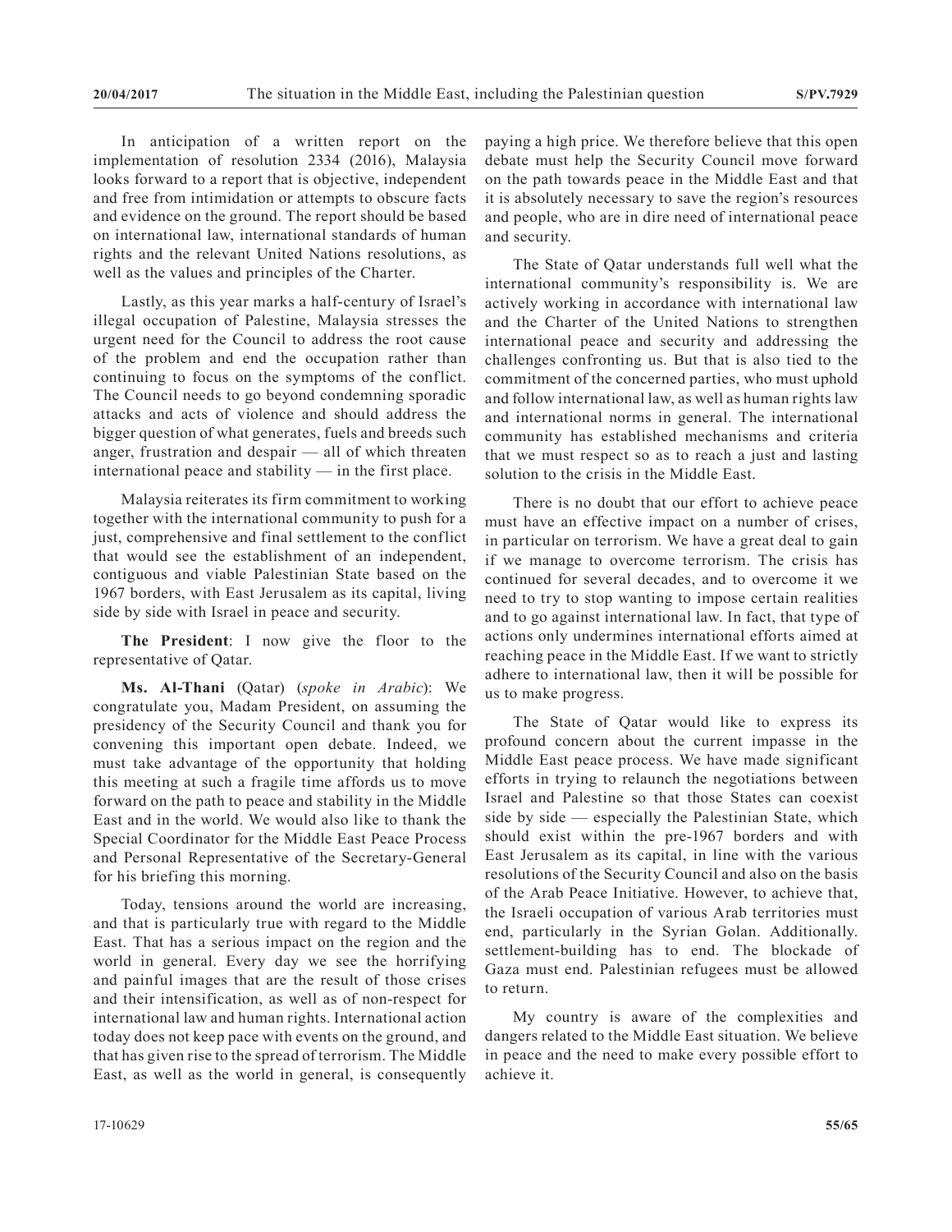In anticipation of a written report on the implementation of resolution 2334 (2016), Malaysia looks forward to a report that is objective, independent and free from intimidation or attempts to obscure facts and evidence on the ground. The report should be based on international law, international standards of human rights and the relevant United Nations resolutions, as well as the values and principles of the Charter.

Lastly, as this year marks a half-century of Israel's illegal occupation of Palestine, Malaysia stresses the urgent need for the Council to address the root cause of the problem and end the occupation rather than continuing to focus on the symptoms of the conflict. The Council needs to go beyond condemning sporadic attacks and acts of violence and should address the bigger question of what generates, fuels and breeds such anger, frustration and despair — all of which threaten international peace and stability — in the first place.

Malaysia reiterates its firm commitment to working together with the international community to push for a just, comprehensive and final settlement to the conflict that would see the establishment of an independent, contiguous and viable Palestinian State based on the 1967 borders, with East Jerusalem as its capital, living side by side with Israel in peace and security.

**The President**: I now give the floor to the representative of Qatar.

**Ms. Al-Thani** (Qatar) (*spoke in Arabic*): We congratulate you, Madam President, on assuming the presidency of the Security Council and thank you for convening this important open debate. Indeed, we must take advantage of the opportunity that holding this meeting at such a fragile time affords us to move forward on the path to peace and stability in the Middle East and in the world. We would also like to thank the Special Coordinator for the Middle East Peace Process and Personal Representative of the Secretary-General for his briefing this morning.

Today, tensions around the world are increasing, and that is particularly true with regard to the Middle East. That has a serious impact on the region and the world in general. Every day we see the horrifying and painful images that are the result of those crises and their intensification, as well as of non-respect for international law and human rights. International action today does not keep pace with events on the ground, and that has given rise to the spread of terrorism. The Middle East, as well as the world in general, is consequently paying a high price. We therefore believe that this open debate must help the Security Council move forward on the path towards peace in the Middle East and that it is absolutely necessary to save the region's resources and people, who are in dire need of international peace and security.

The State of Qatar understands full well what the international community's responsibility is. We are actively working in accordance with international law and the Charter of the United Nations to strengthen international peace and security and addressing the challenges confronting us. But that is also tied to the commitment of the concerned parties, who must uphold and follow international law, as well as human rights law and international norms in general. The international community has established mechanisms and criteria that we must respect so as to reach a just and lasting solution to the crisis in the Middle East.

There is no doubt that our effort to achieve peace must have an effective impact on a number of crises, in particular on terrorism. We have a great deal to gain if we manage to overcome terrorism. The crisis has continued for several decades, and to overcome it we need to try to stop wanting to impose certain realities and to go against international law. In fact, that type of actions only undermines international efforts aimed at reaching peace in the Middle East. If we want to strictly adhere to international law, then it will be possible for us to make progress.

The State of Qatar would like to express its profound concern about the current impasse in the Middle East peace process. We have made significant efforts in trying to relaunch the negotiations between Israel and Palestine so that those States can coexist side by side — especially the Palestinian State, which should exist within the pre-1967 borders and with East Jerusalem as its capital, in line with the various resolutions of the Security Council and also on the basis of the Arab Peace Initiative. However, to achieve that, the Israeli occupation of various Arab territories must end, particularly in the Syrian Golan. Additionally. settlement-building has to end. The blockade of Gaza must end. Palestinian refugees must be allowed to return.

My country is aware of the complexities and dangers related to the Middle East situation. We believe in peace and the need to make every possible effort to achieve it.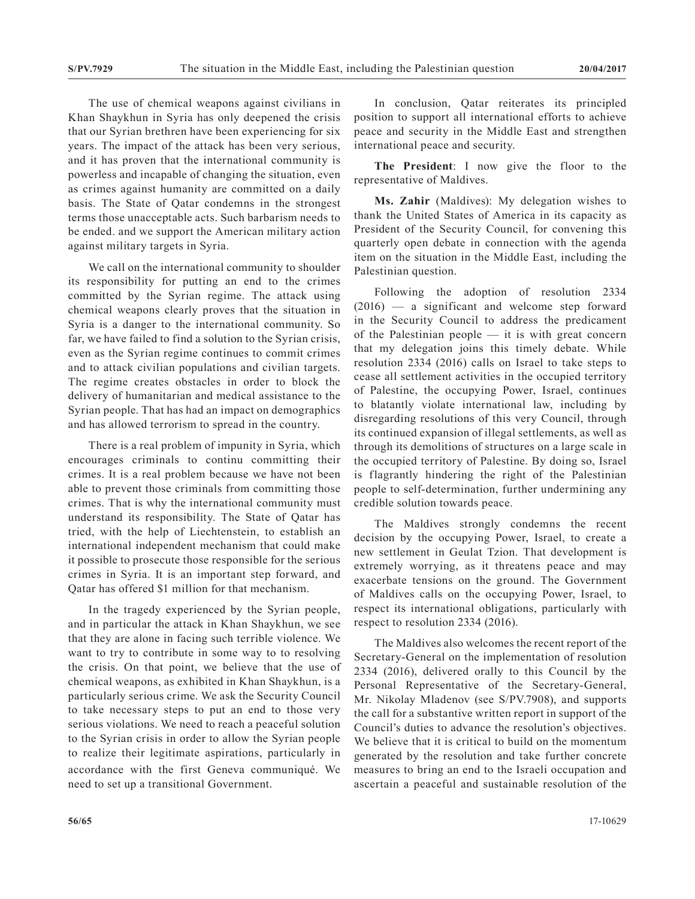The use of chemical weapons against civilians in Khan Shaykhun in Syria has only deepened the crisis that our Syrian brethren have been experiencing for six years. The impact of the attack has been very serious, and it has proven that the international community is powerless and incapable of changing the situation, even as crimes against humanity are committed on a daily basis. The State of Qatar condemns in the strongest terms those unacceptable acts. Such barbarism needs to be ended. and we support the American military action against military targets in Syria.

We call on the international community to shoulder its responsibility for putting an end to the crimes committed by the Syrian regime. The attack using chemical weapons clearly proves that the situation in Syria is a danger to the international community. So far, we have failed to find a solution to the Syrian crisis, even as the Syrian regime continues to commit crimes and to attack civilian populations and civilian targets. The regime creates obstacles in order to block the delivery of humanitarian and medical assistance to the Syrian people. That has had an impact on demographics and has allowed terrorism to spread in the country.

There is a real problem of impunity in Syria, which encourages criminals to continu committing their crimes. It is a real problem because we have not been able to prevent those criminals from committing those crimes. That is why the international community must understand its responsibility. The State of Qatar has tried, with the help of Liechtenstein, to establish an international independent mechanism that could make it possible to prosecute those responsible for the serious crimes in Syria. It is an important step forward, and Qatar has offered $1 million for that mechanism.

In the tragedy experienced by the Syrian people, and in particular the attack in Khan Shaykhun, we see that they are alone in facing such terrible violence. We want to try to contribute in some way to to resolving the crisis. On that point, we believe that the use of chemical weapons, as exhibited in Khan Shaykhun, is a particularly serious crime. We ask the Security Council to take necessary steps to put an end to those very serious violations. We need to reach a peaceful solution to the Syrian crisis in order to allow the Syrian people to realize their legitimate aspirations, particularly in accordance with the first Geneva communiqué. We need to set up a transitional Government.

In conclusion, Qatar reiterates its principled position to support all international efforts to achieve peace and security in the Middle East and strengthen international peace and security.

**The President**: I now give the floor to the representative of Maldives.

**Ms. Zahir** (Maldives): My delegation wishes to thank the United States of America in its capacity as President of the Security Council, for convening this quarterly open debate in connection with the agenda item on the situation in the Middle East, including the Palestinian question.

Following the adoption of resolution 2334 (2016) — a significant and welcome step forward in the Security Council to address the predicament of the Palestinian people — it is with great concern that my delegation joins this timely debate. While resolution 2334 (2016) calls on Israel to take steps to cease all settlement activities in the occupied territory of Palestine, the occupying Power, Israel, continues to blatantly violate international law, including by disregarding resolutions of this very Council, through its continued expansion of illegal settlements, as well as through its demolitions of structures on a large scale in the occupied territory of Palestine. By doing so, Israel is flagrantly hindering the right of the Palestinian people to self-determination, further undermining any credible solution towards peace.

The Maldives strongly condemns the recent decision by the occupying Power, Israel, to create a new settlement in Geulat Tzion. That development is extremely worrying, as it threatens peace and may exacerbate tensions on the ground. The Government of Maldives calls on the occupying Power, Israel, to respect its international obligations, particularly with respect to resolution 2334 (2016).

The Maldives also welcomes the recent report of the Secretary-General on the implementation of resolution 2334 (2016), delivered orally to this Council by the Personal Representative of the Secretary-General, Mr. Nikolay Mladenov (see S/PV.7908), and supports the call for a substantive written report in support of the Council's duties to advance the resolution's objectives. We believe that it is critical to build on the momentum generated by the resolution and take further concrete measures to bring an end to the Israeli occupation and ascertain a peaceful and sustainable resolution of the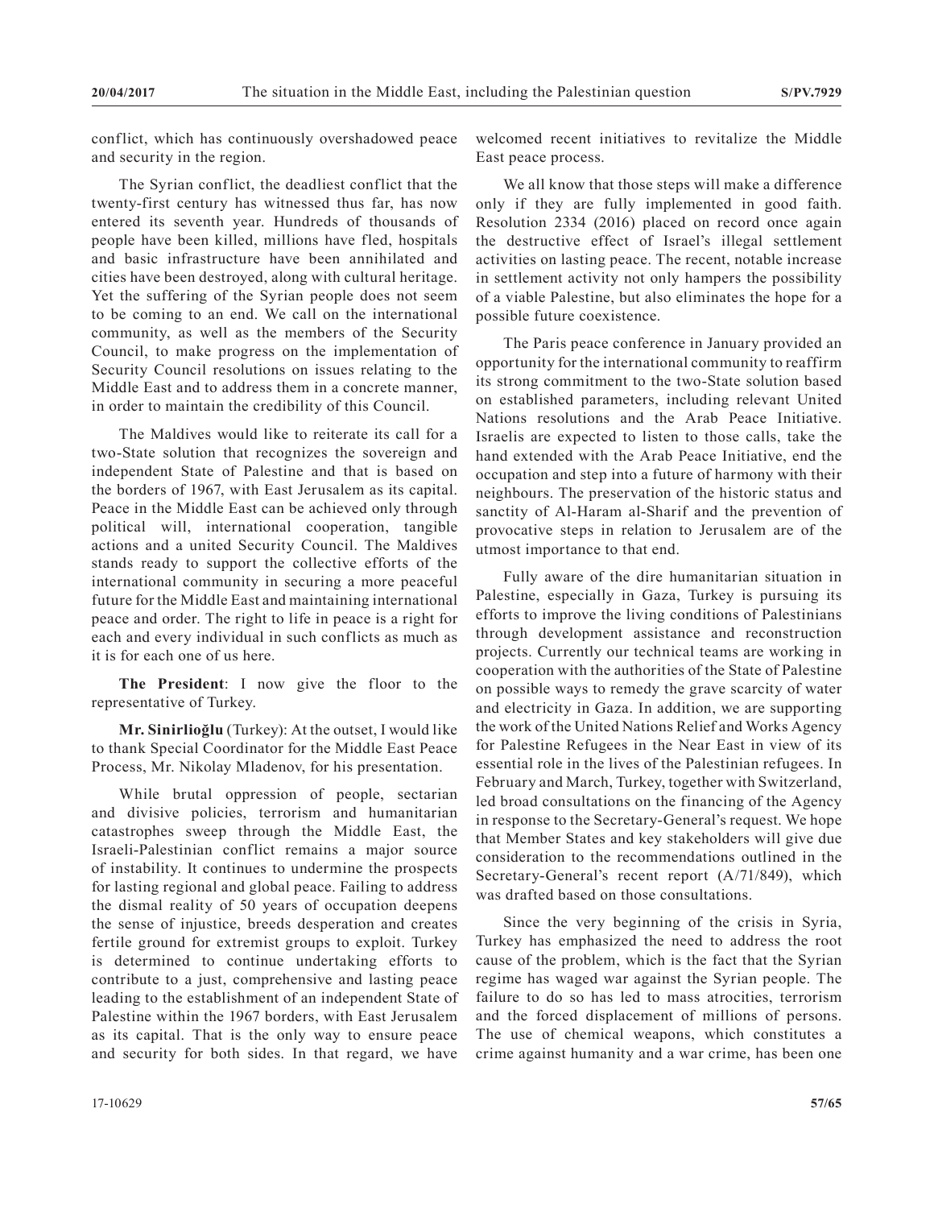conflict, which has continuously overshadowed peace and security in the region.

The Syrian conflict, the deadliest conflict that the twenty-first century has witnessed thus far, has now entered its seventh year. Hundreds of thousands of people have been killed, millions have fled, hospitals and basic infrastructure have been annihilated and cities have been destroyed, along with cultural heritage. Yet the suffering of the Syrian people does not seem to be coming to an end. We call on the international community, as well as the members of the Security Council, to make progress on the implementation of Security Council resolutions on issues relating to the Middle East and to address them in a concrete manner, in order to maintain the credibility of this Council.

The Maldives would like to reiterate its call for a two-State solution that recognizes the sovereign and independent State of Palestine and that is based on the borders of 1967, with East Jerusalem as its capital. Peace in the Middle East can be achieved only through political will, international cooperation, tangible actions and a united Security Council. The Maldives stands ready to support the collective efforts of the international community in securing a more peaceful future for the Middle East and maintaining international peace and order. The right to life in peace is a right for each and every individual in such conflicts as much as it is for each one of us here.

**The President**: I now give the floor to the representative of Turkey.

**Mr. Sinirlioğlu** (Turkey): At the outset, I would like to thank Special Coordinator for the Middle East Peace Process, Mr. Nikolay Mladenov, for his presentation.

While brutal oppression of people, sectarian and divisive policies, terrorism and humanitarian catastrophes sweep through the Middle East, the Israeli-Palestinian conflict remains a major source of instability. It continues to undermine the prospects for lasting regional and global peace. Failing to address the dismal reality of 50 years of occupation deepens the sense of injustice, breeds desperation and creates fertile ground for extremist groups to exploit. Turkey is determined to continue undertaking efforts to contribute to a just, comprehensive and lasting peace leading to the establishment of an independent State of Palestine within the 1967 borders, with East Jerusalem as its capital. That is the only way to ensure peace and security for both sides. In that regard, we have welcomed recent initiatives to revitalize the Middle East peace process.

We all know that those steps will make a difference only if they are fully implemented in good faith. Resolution 2334 (2016) placed on record once again the destructive effect of Israel's illegal settlement activities on lasting peace. The recent, notable increase in settlement activity not only hampers the possibility of a viable Palestine, but also eliminates the hope for a possible future coexistence.

The Paris peace conference in January provided an opportunity for the international community to reaffirm its strong commitment to the two-State solution based on established parameters, including relevant United Nations resolutions and the Arab Peace Initiative. Israelis are expected to listen to those calls, take the hand extended with the Arab Peace Initiative, end the occupation and step into a future of harmony with their neighbours. The preservation of the historic status and sanctity of Al-Haram al-Sharif and the prevention of provocative steps in relation to Jerusalem are of the utmost importance to that end.

Fully aware of the dire humanitarian situation in Palestine, especially in Gaza, Turkey is pursuing its efforts to improve the living conditions of Palestinians through development assistance and reconstruction projects. Currently our technical teams are working in cooperation with the authorities of the State of Palestine on possible ways to remedy the grave scarcity of water and electricity in Gaza. In addition, we are supporting the work of the United Nations Relief and Works Agency for Palestine Refugees in the Near East in view of its essential role in the lives of the Palestinian refugees. In February and March, Turkey, together with Switzerland, led broad consultations on the financing of the Agency in response to the Secretary-General's request. We hope that Member States and key stakeholders will give due consideration to the recommendations outlined in the Secretary-General's recent report (A/71/849), which was drafted based on those consultations.

Since the very beginning of the crisis in Syria, Turkey has emphasized the need to address the root cause of the problem, which is the fact that the Syrian regime has waged war against the Syrian people. The failure to do so has led to mass atrocities, terrorism and the forced displacement of millions of persons. The use of chemical weapons, which constitutes a crime against humanity and a war crime, has been one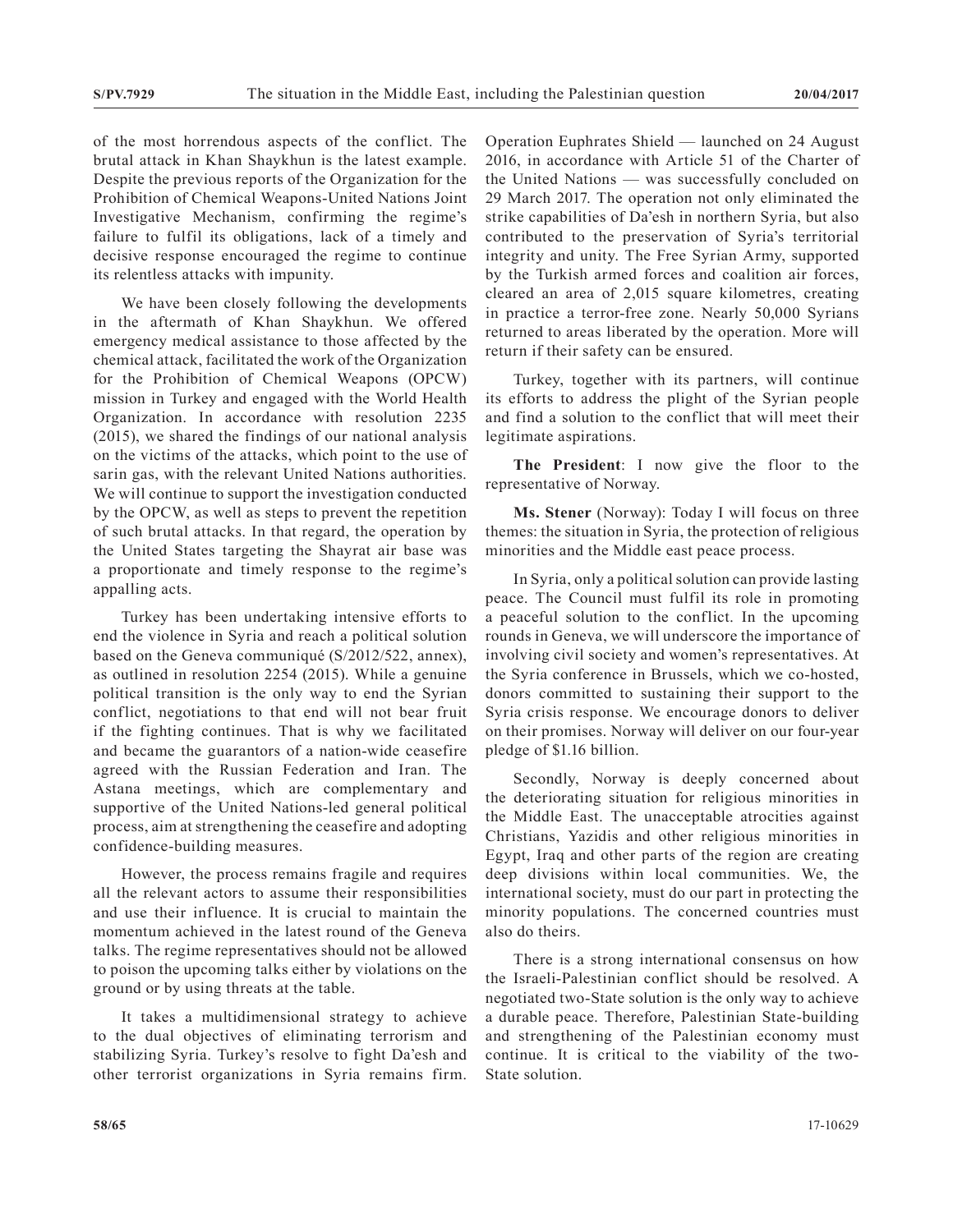of the most horrendous aspects of the conflict. The brutal attack in Khan Shaykhun is the latest example. Despite the previous reports of the Organization for the Prohibition of Chemical Weapons-United Nations Joint Investigative Mechanism, confirming the regime's failure to fulfil its obligations, lack of a timely and decisive response encouraged the regime to continue its relentless attacks with impunity.

We have been closely following the developments in the aftermath of Khan Shaykhun. We offered emergency medical assistance to those affected by the chemical attack, facilitated the work of the Organization for the Prohibition of Chemical Weapons (OPCW) mission in Turkey and engaged with the World Health Organization. In accordance with resolution 2235 (2015), we shared the findings of our national analysis on the victims of the attacks, which point to the use of sarin gas, with the relevant United Nations authorities. We will continue to support the investigation conducted by the OPCW, as well as steps to prevent the repetition of such brutal attacks. In that regard, the operation by the United States targeting the Shayrat air base was a proportionate and timely response to the regime's appalling acts.

Turkey has been undertaking intensive efforts to end the violence in Syria and reach a political solution based on the Geneva communiqué (S/2012/522, annex), as outlined in resolution 2254 (2015). While a genuine political transition is the only way to end the Syrian conflict, negotiations to that end will not bear fruit if the fighting continues. That is why we facilitated and became the guarantors of a nation-wide ceasefire agreed with the Russian Federation and Iran. The Astana meetings, which are complementary and supportive of the United Nations-led general political process, aim at strengthening the ceasefire and adopting confidence-building measures.

However, the process remains fragile and requires all the relevant actors to assume their responsibilities and use their influence. It is crucial to maintain the momentum achieved in the latest round of the Geneva talks. The regime representatives should not be allowed to poison the upcoming talks either by violations on the ground or by using threats at the table.

It takes a multidimensional strategy to achieve to the dual objectives of eliminating terrorism and stabilizing Syria. Turkey's resolve to fight Da'esh and other terrorist organizations in Syria remains firm. Operation Euphrates Shield — launched on 24 August 2016, in accordance with Article 51 of the Charter of the United Nations — was successfully concluded on 29 March 2017. The operation not only eliminated the strike capabilities of Da'esh in northern Syria, but also contributed to the preservation of Syria's territorial integrity and unity. The Free Syrian Army, supported by the Turkish armed forces and coalition air forces, cleared an area of 2,015 square kilometres, creating in practice a terror-free zone. Nearly 50,000 Syrians returned to areas liberated by the operation. More will return if their safety can be ensured.

Turkey, together with its partners, will continue its efforts to address the plight of the Syrian people and find a solution to the conflict that will meet their legitimate aspirations.

**The President**: I now give the floor to the representative of Norway.

**Ms. Stener** (Norway): Today I will focus on three themes: the situation in Syria, the protection of religious minorities and the Middle east peace process.

In Syria, only a political solution can provide lasting peace. The Council must fulfil its role in promoting a peaceful solution to the conflict. In the upcoming rounds in Geneva, we will underscore the importance of involving civil society and women's representatives. At the Syria conference in Brussels, which we co-hosted, donors committed to sustaining their support to the Syria crisis response. We encourage donors to deliver on their promises. Norway will deliver on our four-year pledge of \$1.16 billion.

Secondly, Norway is deeply concerned about the deteriorating situation for religious minorities in the Middle East. The unacceptable atrocities against Christians, Yazidis and other religious minorities in Egypt, Iraq and other parts of the region are creating deep divisions within local communities. We, the international society, must do our part in protecting the minority populations. The concerned countries must also do theirs.

There is a strong international consensus on how the Israeli-Palestinian conflict should be resolved. A negotiated two-State solution is the only way to achieve a durable peace. Therefore, Palestinian State-building and strengthening of the Palestinian economy must continue. It is critical to the viability of the two-State solution.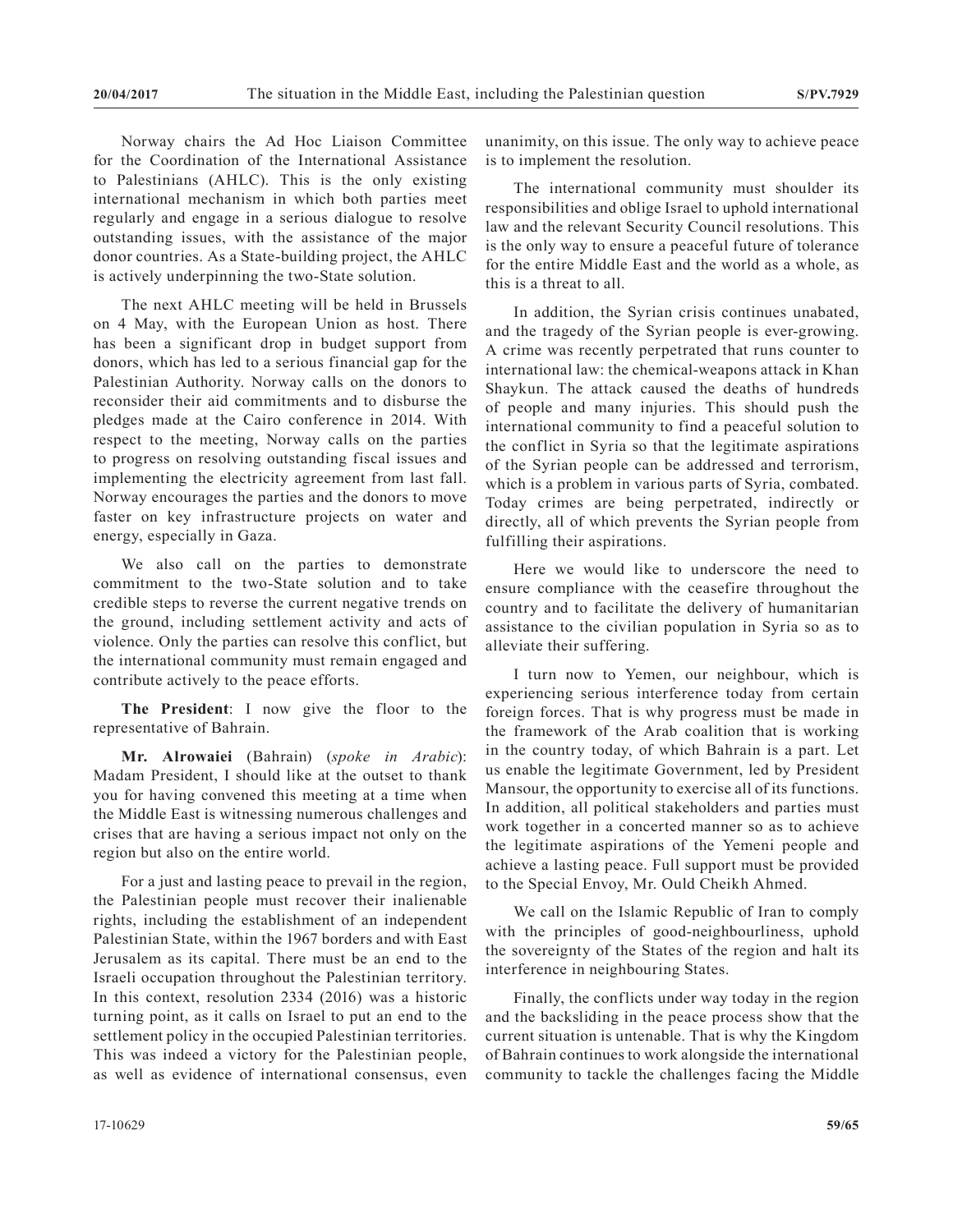Norway chairs the Ad Hoc Liaison Committee for the Coordination of the International Assistance to Palestinians (AHLC). This is the only existing international mechanism in which both parties meet regularly and engage in a serious dialogue to resolve outstanding issues, with the assistance of the major donor countries. As a State-building project, the AHLC is actively underpinning the two-State solution.

The next AHLC meeting will be held in Brussels on 4 May, with the European Union as host. There has been a significant drop in budget support from donors, which has led to a serious financial gap for the Palestinian Authority. Norway calls on the donors to reconsider their aid commitments and to disburse the pledges made at the Cairo conference in 2014. With respect to the meeting, Norway calls on the parties to progress on resolving outstanding fiscal issues and implementing the electricity agreement from last fall. Norway encourages the parties and the donors to move faster on key infrastructure projects on water and energy, especially in Gaza.

We also call on the parties to demonstrate commitment to the two-State solution and to take credible steps to reverse the current negative trends on the ground, including settlement activity and acts of violence. Only the parties can resolve this conflict, but the international community must remain engaged and contribute actively to the peace efforts.

**The President**: I now give the floor to the representative of Bahrain.

**Mr. Alrowaiei** (Bahrain) (*spoke in Arabic*): Madam President, I should like at the outset to thank you for having convened this meeting at a time when the Middle East is witnessing numerous challenges and crises that are having a serious impact not only on the region but also on the entire world.

For a just and lasting peace to prevail in the region, the Palestinian people must recover their inalienable rights, including the establishment of an independent Palestinian State, within the 1967 borders and with East Jerusalem as its capital. There must be an end to the Israeli occupation throughout the Palestinian territory. In this context, resolution 2334 (2016) was a historic turning point, as it calls on Israel to put an end to the settlement policy in the occupied Palestinian territories. This was indeed a victory for the Palestinian people, as well as evidence of international consensus, even unanimity, on this issue. The only way to achieve peace is to implement the resolution.

The international community must shoulder its responsibilities and oblige Israel to uphold international law and the relevant Security Council resolutions. This is the only way to ensure a peaceful future of tolerance for the entire Middle East and the world as a whole, as this is a threat to all.

In addition, the Syrian crisis continues unabated, and the tragedy of the Syrian people is ever-growing. A crime was recently perpetrated that runs counter to international law: the chemical-weapons attack in Khan Shaykun. The attack caused the deaths of hundreds of people and many injuries. This should push the international community to find a peaceful solution to the conflict in Syria so that the legitimate aspirations of the Syrian people can be addressed and terrorism, which is a problem in various parts of Syria, combated. Today crimes are being perpetrated, indirectly or directly, all of which prevents the Syrian people from fulfilling their aspirations.

Here we would like to underscore the need to ensure compliance with the ceasefire throughout the country and to facilitate the delivery of humanitarian assistance to the civilian population in Syria so as to alleviate their suffering.

I turn now to Yemen, our neighbour, which is experiencing serious interference today from certain foreign forces. That is why progress must be made in the framework of the Arab coalition that is working in the country today, of which Bahrain is a part. Let us enable the legitimate Government, led by President Mansour, the opportunity to exercise all of its functions. In addition, all political stakeholders and parties must work together in a concerted manner so as to achieve the legitimate aspirations of the Yemeni people and achieve a lasting peace. Full support must be provided to the Special Envoy, Mr. Ould Cheikh Ahmed.

We call on the Islamic Republic of Iran to comply with the principles of good-neighbourliness, uphold the sovereignty of the States of the region and halt its interference in neighbouring States.

Finally, the conflicts under way today in the region and the backsliding in the peace process show that the current situation is untenable. That is why the Kingdom of Bahrain continues to work alongside the international community to tackle the challenges facing the Middle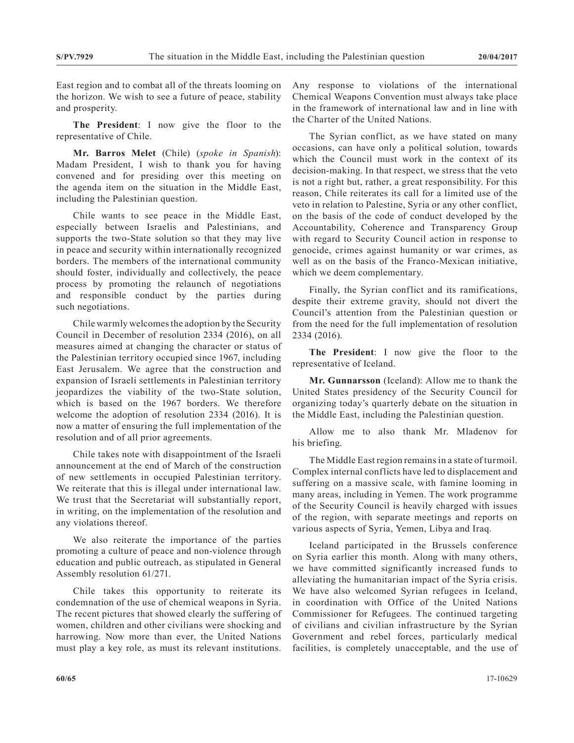East region and to combat all of the threats looming on the horizon. We wish to see a future of peace, stability and prosperity.

**The President**: I now give the floor to the representative of Chile.

**Mr. Barros Melet** (Chile) (*spoke in Spanish*): Madam President, I wish to thank you for having convened and for presiding over this meeting on the agenda item on the situation in the Middle East, including the Palestinian question.

Chile wants to see peace in the Middle East, especially between Israelis and Palestinians, and supports the two-State solution so that they may live in peace and security within internationally recognized borders. The members of the international community should foster, individually and collectively, the peace process by promoting the relaunch of negotiations and responsible conduct by the parties during such negotiations.

Chile warmly welcomes the adoption by the Security Council in December of resolution 2334 (2016), on all measures aimed at changing the character or status of the Palestinian territory occupied since 1967, including East Jerusalem. We agree that the construction and expansion of Israeli settlements in Palestinian territory jeopardizes the viability of the two-State solution, which is based on the 1967 borders. We therefore welcome the adoption of resolution 2334 (2016). It is now a matter of ensuring the full implementation of the resolution and of all prior agreements.

Chile takes note with disappointment of the Israeli announcement at the end of March of the construction of new settlements in occupied Palestinian territory. We reiterate that this is illegal under international law. We trust that the Secretariat will substantially report, in writing, on the implementation of the resolution and any violations thereof.

We also reiterate the importance of the parties promoting a culture of peace and non-violence through education and public outreach, as stipulated in General Assembly resolution 61/271.

Chile takes this opportunity to reiterate its condemnation of the use of chemical weapons in Syria. The recent pictures that showed clearly the suffering of women, children and other civilians were shocking and harrowing. Now more than ever, the United Nations must play a key role, as must its relevant institutions. Any response to violations of the international Chemical Weapons Convention must always take place in the framework of international law and in line with the Charter of the United Nations.

The Syrian conflict, as we have stated on many occasions, can have only a political solution, towards which the Council must work in the context of its decision-making. In that respect, we stress that the veto is not a right but, rather, a great responsibility. For this reason, Chile reiterates its call for a limited use of the veto in relation to Palestine, Syria or any other conflict, on the basis of the code of conduct developed by the Accountability, Coherence and Transparency Group with regard to Security Council action in response to genocide, crimes against humanity or war crimes, as well as on the basis of the Franco-Mexican initiative, which we deem complementary.

Finally, the Syrian conflict and its ramifications, despite their extreme gravity, should not divert the Council's attention from the Palestinian question or from the need for the full implementation of resolution 2334 (2016).

**The President**: I now give the floor to the representative of Iceland.

**Mr. Gunnarsson** (Iceland): Allow me to thank the United States presidency of the Security Council for organizing today's quarterly debate on the situation in the Middle East, including the Palestinian question.

Allow me to also thank Mr. Mladenov for his briefing.

The Middle East region remains in a state of turmoil. Complex internal conflicts have led to displacement and suffering on a massive scale, with famine looming in many areas, including in Yemen. The work programme of the Security Council is heavily charged with issues of the region, with separate meetings and reports on various aspects of Syria, Yemen, Libya and Iraq.

Iceland participated in the Brussels conference on Syria earlier this month. Along with many others, we have committed significantly increased funds to alleviating the humanitarian impact of the Syria crisis. We have also welcomed Syrian refugees in Iceland, in coordination with Office of the United Nations Commissioner for Refugees. The continued targeting of civilians and civilian infrastructure by the Syrian Government and rebel forces, particularly medical facilities, is completely unacceptable, and the use of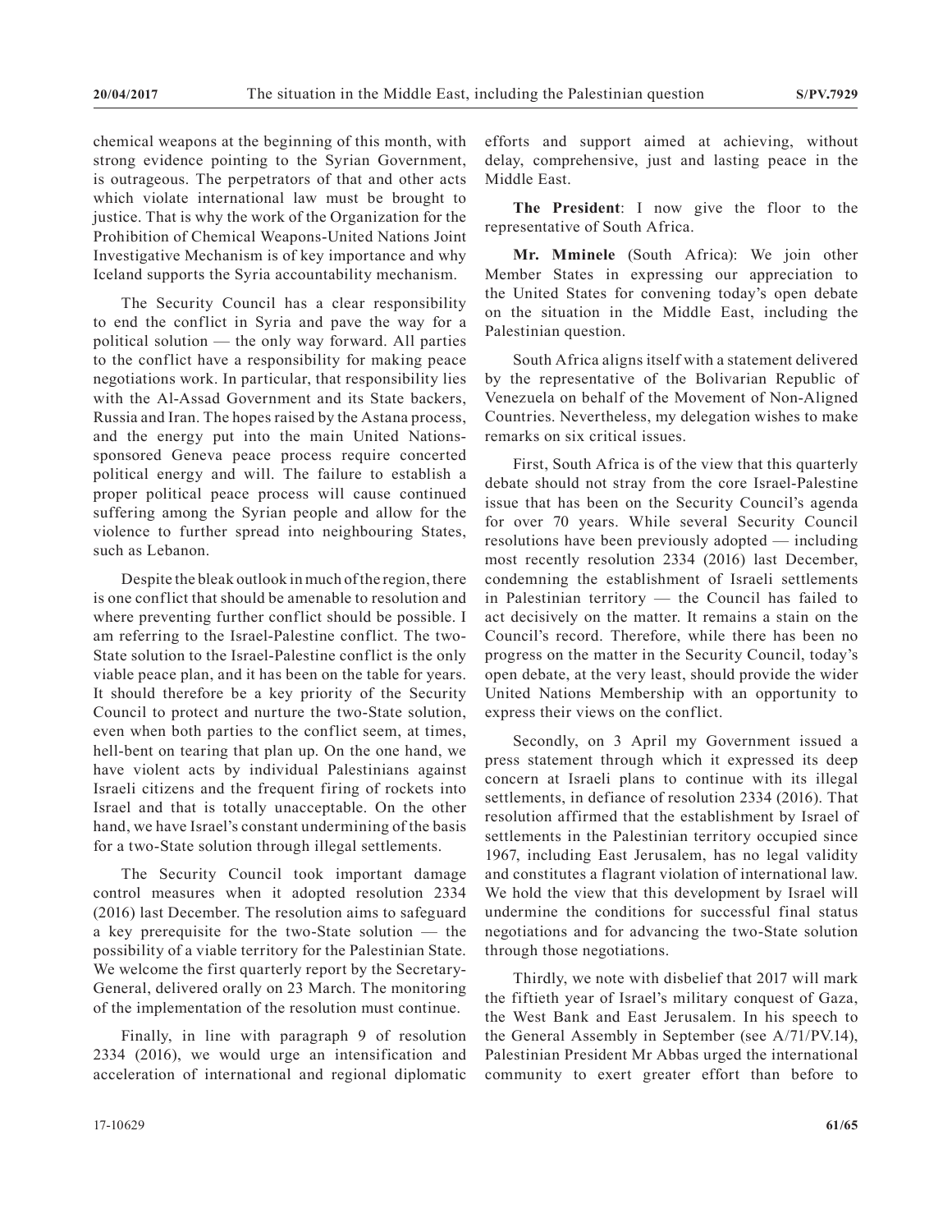chemical weapons at the beginning of this month, with strong evidence pointing to the Syrian Government, is outrageous. The perpetrators of that and other acts which violate international law must be brought to justice. That is why the work of the Organization for the Prohibition of Chemical Weapons-United Nations Joint Investigative Mechanism is of key importance and why Iceland supports the Syria accountability mechanism.

The Security Council has a clear responsibility to end the conflict in Syria and pave the way for a political solution — the only way forward. All parties to the conflict have a responsibility for making peace negotiations work. In particular, that responsibility lies with the Al-Assad Government and its State backers, Russia and Iran. The hopes raised by the Astana process, and the energy put into the main United Nations-sponsored Geneva peace process require concerted political energy and will. The failure to establish a proper political peace process will cause continued suffering among the Syrian people and allow for the violence to further spread into neighbouring States, such as Lebanon.

Despite the bleak outlook in much of the region, there is one conflict that should be amenable to resolution and where preventing further conflict should be possible. I am referring to the Israel-Palestine conflict. The two-State solution to the Israel-Palestine conflict is the only viable peace plan, and it has been on the table for years. It should therefore be a key priority of the Security Council to protect and nurture the two-State solution, even when both parties to the conflict seem, at times, hell-bent on tearing that plan up. On the one hand, we have violent acts by individual Palestinians against Israeli citizens and the frequent firing of rockets into Israel and that is totally unacceptable. On the other hand, we have Israel's constant undermining of the basis for a two-State solution through illegal settlements.

The Security Council took important damage control measures when it adopted resolution 2334 (2016) last December. The resolution aims to safeguard a key prerequisite for the two-State solution — the possibility of a viable territory for the Palestinian State. We welcome the first quarterly report by the Secretary-General, delivered orally on 23 March. The monitoring of the implementation of the resolution must continue.

Finally, in line with paragraph 9 of resolution 2334 (2016), we would urge an intensification and acceleration of international and regional diplomatic efforts and support aimed at achieving, without delay, comprehensive, just and lasting peace in the Middle East.

**The President**: I now give the floor to the representative of South Africa.

**Mr. Mminele** (South Africa): We join other Member States in expressing our appreciation to the United States for convening today's open debate on the situation in the Middle East, including the Palestinian question.

South Africa aligns itself with a statement delivered by the representative of the Bolivarian Republic of Venezuela on behalf of the Movement of Non-Aligned Countries. Nevertheless, my delegation wishes to make remarks on six critical issues.

First, South Africa is of the view that this quarterly debate should not stray from the core Israel-Palestine issue that has been on the Security Council's agenda for over 70 years. While several Security Council resolutions have been previously adopted — including most recently resolution 2334 (2016) last December, condemning the establishment of Israeli settlements in Palestinian territory — the Council has failed to act decisively on the matter. It remains a stain on the Council's record. Therefore, while there has been no progress on the matter in the Security Council, today's open debate, at the very least, should provide the wider United Nations Membership with an opportunity to express their views on the conflict.

Secondly, on 3 April my Government issued a press statement through which it expressed its deep concern at Israeli plans to continue with its illegal settlements, in defiance of resolution 2334 (2016). That resolution affirmed that the establishment by Israel of settlements in the Palestinian territory occupied since 1967, including East Jerusalem, has no legal validity and constitutes a flagrant violation of international law. We hold the view that this development by Israel will undermine the conditions for successful final status negotiations and for advancing the two-State solution through those negotiations.

Thirdly, we note with disbelief that 2017 will mark the fiftieth year of Israel's military conquest of Gaza, the West Bank and East Jerusalem. In his speech to the General Assembly in September (see A/71/PV.14), Palestinian President Mr Abbas urged the international community to exert greater effort than before to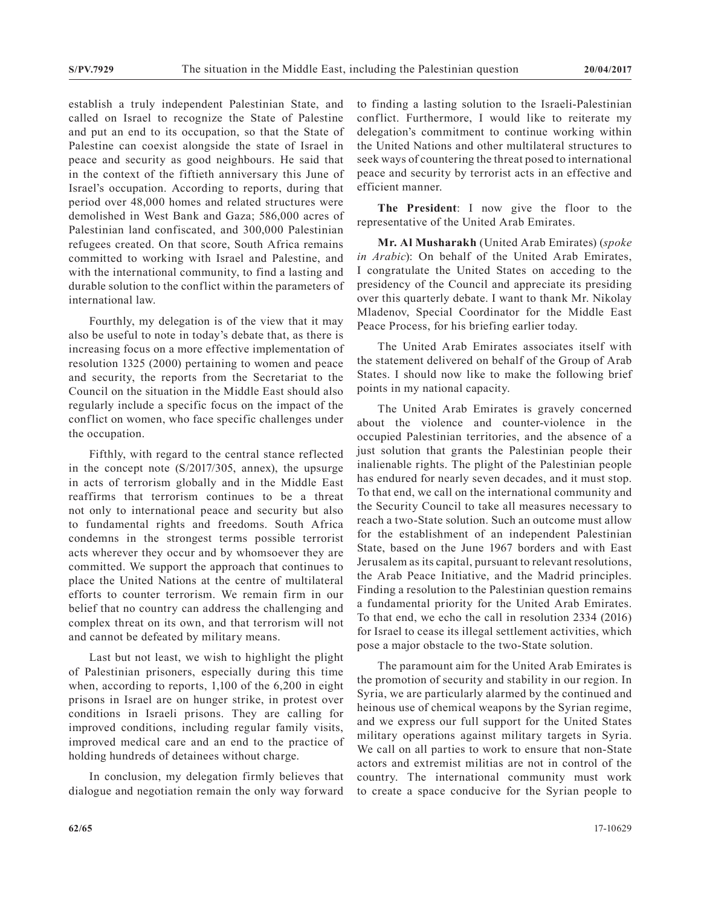establish a truly independent Palestinian State, and called on Israel to recognize the State of Palestine and put an end to its occupation, so that the State of Palestine can coexist alongside the state of Israel in peace and security as good neighbours. He said that in the context of the fiftieth anniversary this June of Israel's occupation. According to reports, during that period over 48,000 homes and related structures were demolished in West Bank and Gaza; 586,000 acres of Palestinian land confiscated, and 300,000 Palestinian refugees created. On that score, South Africa remains committed to working with Israel and Palestine, and with the international community, to find a lasting and durable solution to the conflict within the parameters of international law.

Fourthly, my delegation is of the view that it may also be useful to note in today's debate that, as there is increasing focus on a more effective implementation of resolution 1325 (2000) pertaining to women and peace and security, the reports from the Secretariat to the Council on the situation in the Middle East should also regularly include a specific focus on the impact of the conflict on women, who face specific challenges under the occupation.

Fifthly, with regard to the central stance reflected in the concept note (S/2017/305, annex), the upsurge in acts of terrorism globally and in the Middle East reaffirms that terrorism continues to be a threat not only to international peace and security but also to fundamental rights and freedoms. South Africa condemns in the strongest terms possible terrorist acts wherever they occur and by whomsoever they are committed. We support the approach that continues to place the United Nations at the centre of multilateral efforts to counter terrorism. We remain firm in our belief that no country can address the challenging and complex threat on its own, and that terrorism will not and cannot be defeated by military means.

Last but not least, we wish to highlight the plight of Palestinian prisoners, especially during this time when, according to reports, 1,100 of the 6,200 in eight prisons in Israel are on hunger strike, in protest over conditions in Israeli prisons. They are calling for improved conditions, including regular family visits, improved medical care and an end to the practice of holding hundreds of detainees without charge.

In conclusion, my delegation firmly believes that dialogue and negotiation remain the only way forward to finding a lasting solution to the Israeli-Palestinian conflict. Furthermore, I would like to reiterate my delegation's commitment to continue working within the United Nations and other multilateral structures to seek ways of countering the threat posed to international peace and security by terrorist acts in an effective and efficient manner.

**The President**: I now give the floor to the representative of the United Arab Emirates.

**Mr. Al Musharakh** (United Arab Emirates) (*spoke in Arabic*): On behalf of the United Arab Emirates, I congratulate the United States on acceding to the presidency of the Council and appreciate its presiding over this quarterly debate. I want to thank Mr. Nikolay Mladenov, Special Coordinator for the Middle East Peace Process, for his briefing earlier today.

The United Arab Emirates associates itself with the statement delivered on behalf of the Group of Arab States. I should now like to make the following brief points in my national capacity.

The United Arab Emirates is gravely concerned about the violence and counter-violence in the occupied Palestinian territories, and the absence of a just solution that grants the Palestinian people their inalienable rights. The plight of the Palestinian people has endured for nearly seven decades, and it must stop. To that end, we call on the international community and the Security Council to take all measures necessary to reach a two-State solution. Such an outcome must allow for the establishment of an independent Palestinian State, based on the June 1967 borders and with East Jerusalem as its capital, pursuant to relevant resolutions, the Arab Peace Initiative, and the Madrid principles. Finding a resolution to the Palestinian question remains a fundamental priority for the United Arab Emirates. To that end, we echo the call in resolution 2334 (2016) for Israel to cease its illegal settlement activities, which pose a major obstacle to the two-State solution.

The paramount aim for the United Arab Emirates is the promotion of security and stability in our region. In Syria, we are particularly alarmed by the continued and heinous use of chemical weapons by the Syrian regime, and we express our full support for the United States military operations against military targets in Syria. We call on all parties to work to ensure that non-State actors and extremist militias are not in control of the country. The international community must work to create a space conducive for the Syrian people to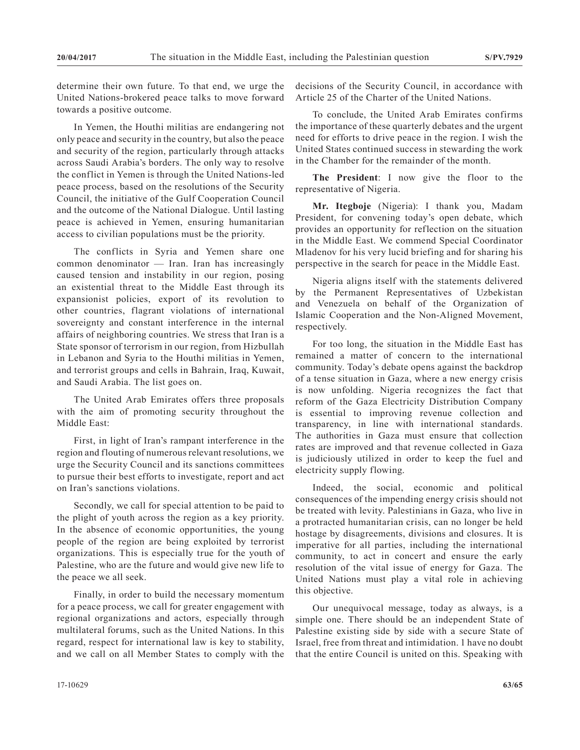determine their own future. To that end, we urge the United Nations-brokered peace talks to move forward towards a positive outcome.

In Yemen, the Houthi militias are endangering not only peace and security in the country, but also the peace and security of the region, particularly through attacks across Saudi Arabia's borders. The only way to resolve the conflict in Yemen is through the United Nations-led peace process, based on the resolutions of the Security Council, the initiative of the Gulf Cooperation Council and the outcome of the National Dialogue. Until lasting peace is achieved in Yemen, ensuring humanitarian access to civilian populations must be the priority.

The conflicts in Syria and Yemen share one common denominator — Iran. Iran has increasingly caused tension and instability in our region, posing an existential threat to the Middle East through its expansionist policies, export of its revolution to other countries, flagrant violations of international sovereignty and constant interference in the internal affairs of neighboring countries. We stress that Iran is a State sponsor of terrorism in our region, from Hizbullah in Lebanon and Syria to the Houthi militias in Yemen, and terrorist groups and cells in Bahrain, Iraq, Kuwait, and Saudi Arabia. The list goes on.

The United Arab Emirates offers three proposals with the aim of promoting security throughout the Middle East:

First, in light of Iran's rampant interference in the region and flouting of numerous relevant resolutions, we urge the Security Council and its sanctions committees to pursue their best efforts to investigate, report and act on Iran's sanctions violations.

Secondly, we call for special attention to be paid to the plight of youth across the region as a key priority. In the absence of economic opportunities, the young people of the region are being exploited by terrorist organizations. This is especially true for the youth of Palestine, who are the future and would give new life to the peace we all seek.

Finally, in order to build the necessary momentum for a peace process, we call for greater engagement with regional organizations and actors, especially through multilateral forums, such as the United Nations. In this regard, respect for international law is key to stability, and we call on all Member States to comply with the decisions of the Security Council, in accordance with Article 25 of the Charter of the United Nations.

To conclude, the United Arab Emirates confirms the importance of these quarterly debates and the urgent need for efforts to drive peace in the region. I wish the United States continued success in stewarding the work in the Chamber for the remainder of the month.

**The President**: I now give the floor to the representative of Nigeria.

**Mr. Itegboje** (Nigeria): I thank you, Madam President, for convening today's open debate, which provides an opportunity for reflection on the situation in the Middle East. We commend Special Coordinator Mladenov for his very lucid briefing and for sharing his perspective in the search for peace in the Middle East.

Nigeria aligns itself with the statements delivered by the Permanent Representatives of Uzbekistan and Venezuela on behalf of the Organization of Islamic Cooperation and the Non-Aligned Movement, respectively.

For too long, the situation in the Middle East has remained a matter of concern to the international community. Today's debate opens against the backdrop of a tense situation in Gaza, where a new energy crisis is now unfolding. Nigeria recognizes the fact that reform of the Gaza Electricity Distribution Company is essential to improving revenue collection and transparency, in line with international standards. The authorities in Gaza must ensure that collection rates are improved and that revenue collected in Gaza is judiciously utilized in order to keep the fuel and electricity supply flowing.

Indeed, the social, economic and political consequences of the impending energy crisis should not be treated with levity. Palestinians in Gaza, who live in a protracted humanitarian crisis, can no longer be held hostage by disagreements, divisions and closures. It is imperative for all parties, including the international community, to act in concert and ensure the early resolution of the vital issue of energy for Gaza. The United Nations must play a vital role in achieving this objective.

Our unequivocal message, today as always, is a simple one. There should be an independent State of Palestine existing side by side with a secure State of Israel, free from threat and intimidation. I have no doubt that the entire Council is united on this. Speaking with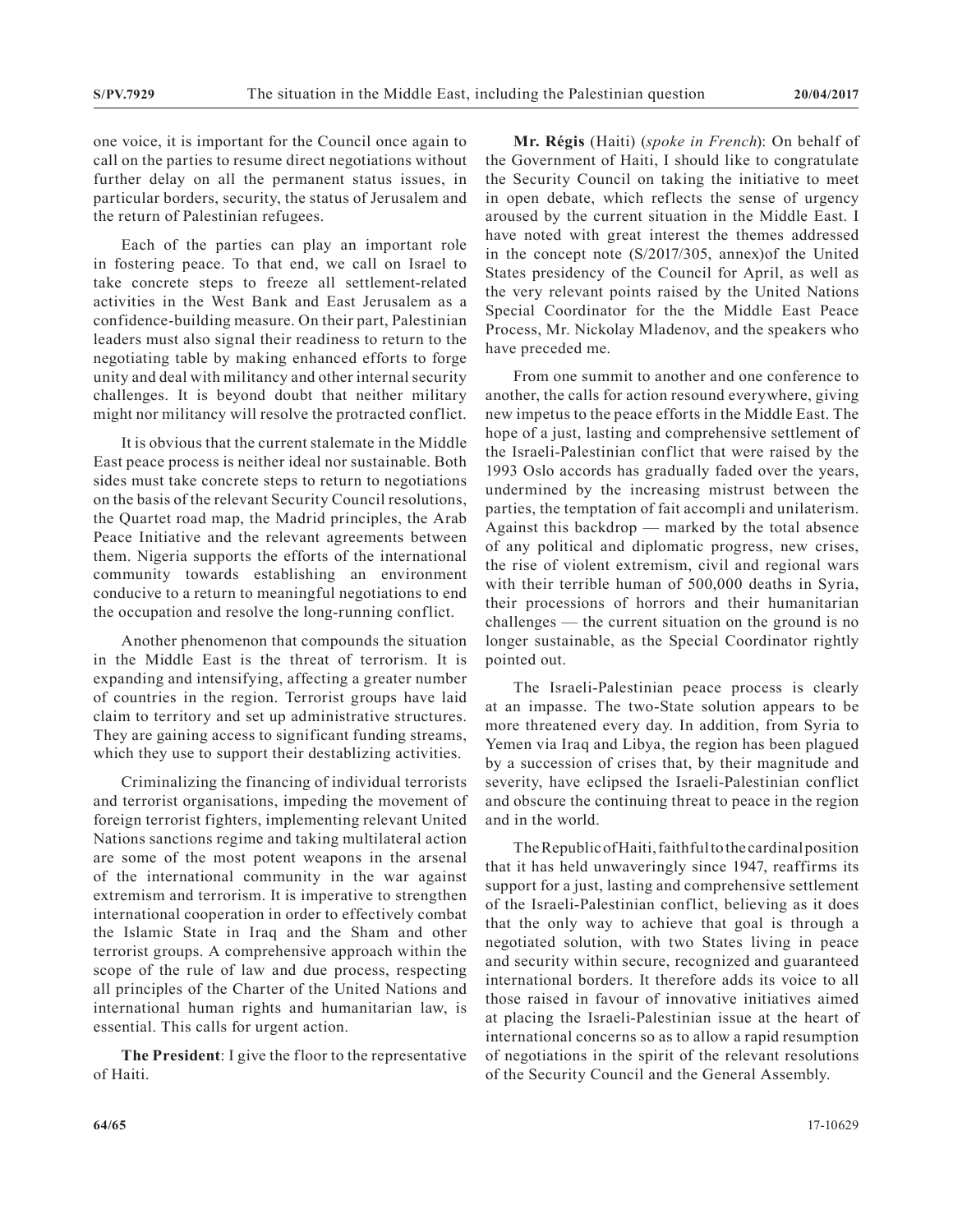one voice, it is important for the Council once again to call on the parties to resume direct negotiations without further delay on all the permanent status issues, in particular borders, security, the status of Jerusalem and the return of Palestinian refugees.

Each of the parties can play an important role in fostering peace. To that end, we call on Israel to take concrete steps to freeze all settlement-related activities in the West Bank and East Jerusalem as a confidence-building measure. On their part, Palestinian leaders must also signal their readiness to return to the negotiating table by making enhanced efforts to forge unity and deal with militancy and other internal security challenges. It is beyond doubt that neither military might nor militancy will resolve the protracted conflict.

It is obvious that the current stalemate in the Middle East peace process is neither ideal nor sustainable. Both sides must take concrete steps to return to negotiations on the basis of the relevant Security Council resolutions, the Quartet road map, the Madrid principles, the Arab Peace Initiative and the relevant agreements between them. Nigeria supports the efforts of the international community towards establishing an environment conducive to a return to meaningful negotiations to end the occupation and resolve the long-running conflict.

Another phenomenon that compounds the situation in the Middle East is the threat of terrorism. It is expanding and intensifying, affecting a greater number of countries in the region. Terrorist groups have laid claim to territory and set up administrative structures. They are gaining access to significant funding streams, which they use to support their destablizing activities.

Criminalizing the financing of individual terrorists and terrorist organisations, impeding the movement of foreign terrorist fighters, implementing relevant United Nations sanctions regime and taking multilateral action are some of the most potent weapons in the arsenal of the international community in the war against extremism and terrorism. It is imperative to strengthen international cooperation in order to effectively combat the Islamic State in Iraq and the Sham and other terrorist groups. A comprehensive approach within the scope of the rule of law and due process, respecting all principles of the Charter of the United Nations and international human rights and humanitarian law, is essential. This calls for urgent action.

**The President**: I give the floor to the representative of Haiti.

**Mr. Régis** (Haiti) (*spoke in French*): On behalf of the Government of Haiti, I should like to congratulate the Security Council on taking the initiative to meet in open debate, which reflects the sense of urgency aroused by the current situation in the Middle East. I have noted with great interest the themes addressed in the concept note (S/2017/305, annex)of the United States presidency of the Council for April, as well as the very relevant points raised by the United Nations Special Coordinator for the the Middle East Peace Process, Mr. Nickolay Mladenov, and the speakers who have preceded me.

From one summit to another and one conference to another, the calls for action resound everywhere, giving new impetus to the peace efforts in the Middle East. The hope of a just, lasting and comprehensive settlement of the Israeli-Palestinian conflict that were raised by the 1993 Oslo accords has gradually faded over the years, undermined by the increasing mistrust between the parties, the temptation of fait accompli and unilaterism. Against this backdrop — marked by the total absence of any political and diplomatic progress, new crises, the rise of violent extremism, civil and regional wars with their terrible human of 500,000 deaths in Syria, their processions of horrors and their humanitarian challenges — the current situation on the ground is no longer sustainable, as the Special Coordinator rightly pointed out.

The Israeli-Palestinian peace process is clearly at an impasse. The two-State solution appears to be more threatened every day. In addition, from Syria to Yemen via Iraq and Libya, the region has been plagued by a succession of crises that, by their magnitude and severity, have eclipsed the Israeli-Palestinian conflict and obscure the continuing threat to peace in the region and in the world.

The Republic of Haiti, faithful to the cardinal position that it has held unwaveringly since 1947, reaffirms its support for a just, lasting and comprehensive settlement of the Israeli-Palestinian conflict, believing as it does that the only way to achieve that goal is through a negotiated solution, with two States living in peace and security within secure, recognized and guaranteed international borders. It therefore adds its voice to all those raised in favour of innovative initiatives aimed at placing the Israeli-Palestinian issue at the heart of international concerns so as to allow a rapid resumption of negotiations in the spirit of the relevant resolutions of the Security Council and the General Assembly.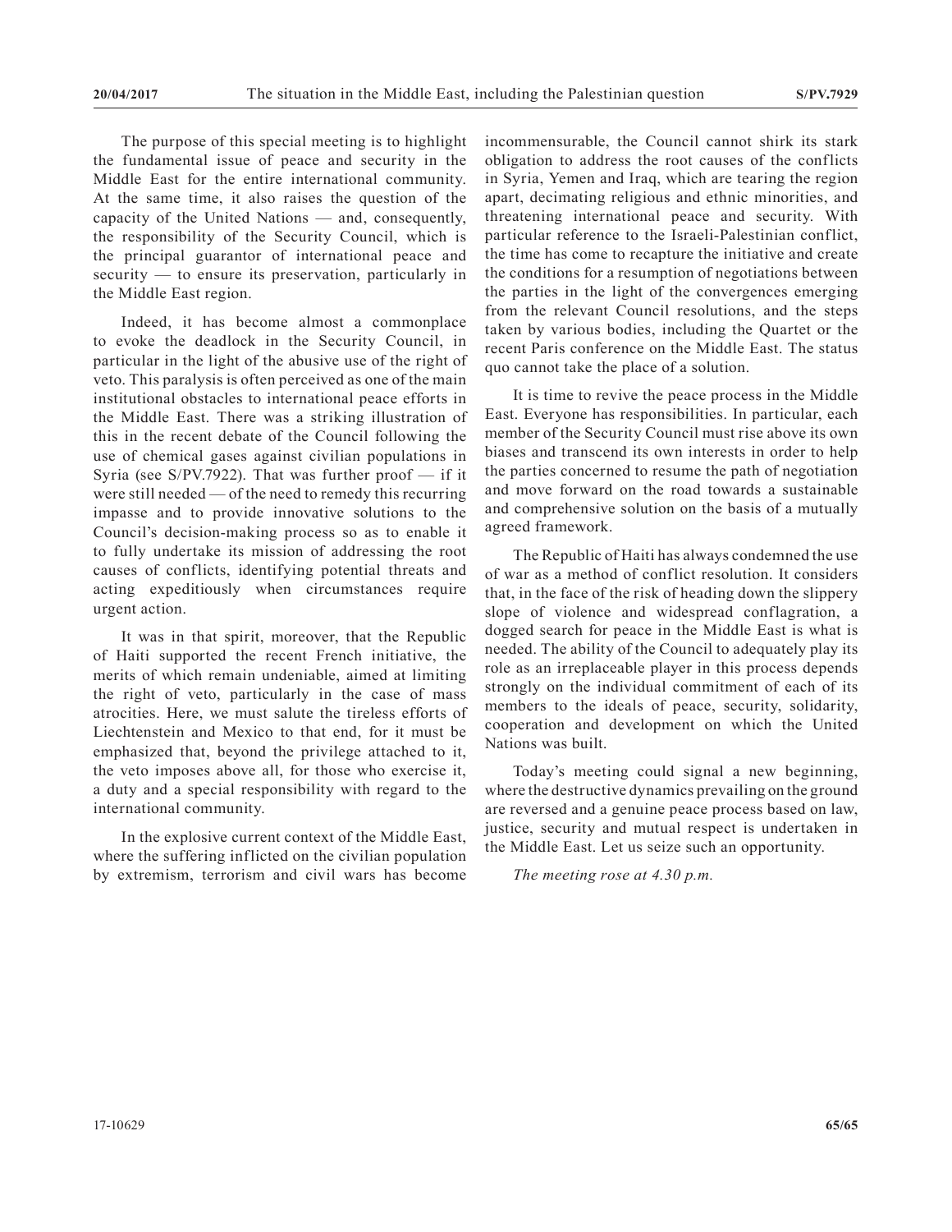The purpose of this special meeting is to highlight the fundamental issue of peace and security in the Middle East for the entire international community. At the same time, it also raises the question of the capacity of the United Nations — and, consequently, the responsibility of the Security Council, which is the principal guarantor of international peace and security — to ensure its preservation, particularly in the Middle East region.

Indeed, it has become almost a commonplace to evoke the deadlock in the Security Council, in particular in the light of the abusive use of the right of veto. This paralysis is often perceived as one of the main institutional obstacles to international peace efforts in the Middle East. There was a striking illustration of this in the recent debate of the Council following the use of chemical gases against civilian populations in Syria (see S/PV.7922). That was further proof — if it were still needed — of the need to remedy this recurring impasse and to provide innovative solutions to the Council's decision-making process so as to enable it to fully undertake its mission of addressing the root causes of conflicts, identifying potential threats and acting expeditiously when circumstances require urgent action.

It was in that spirit, moreover, that the Republic of Haiti supported the recent French initiative, the merits of which remain undeniable, aimed at limiting the right of veto, particularly in the case of mass atrocities. Here, we must salute the tireless efforts of Liechtenstein and Mexico to that end, for it must be emphasized that, beyond the privilege attached to it, the veto imposes above all, for those who exercise it, a duty and a special responsibility with regard to the international community.

In the explosive current context of the Middle East, where the suffering inflicted on the civilian population by extremism, terrorism and civil wars has become incommensurable, the Council cannot shirk its stark obligation to address the root causes of the conflicts in Syria, Yemen and Iraq, which are tearing the region apart, decimating religious and ethnic minorities, and threatening international peace and security. With particular reference to the Israeli-Palestinian conflict, the time has come to recapture the initiative and create the conditions for a resumption of negotiations between the parties in the light of the convergences emerging from the relevant Council resolutions, and the steps taken by various bodies, including the Quartet or the recent Paris conference on the Middle East. The status quo cannot take the place of a solution.

It is time to revive the peace process in the Middle East. Everyone has responsibilities. In particular, each member of the Security Council must rise above its own biases and transcend its own interests in order to help the parties concerned to resume the path of negotiation and move forward on the road towards a sustainable and comprehensive solution on the basis of a mutually agreed framework.

The Republic of Haiti has always condemned the use of war as a method of conflict resolution. It considers that, in the face of the risk of heading down the slippery slope of violence and widespread conflagration, a dogged search for peace in the Middle East is what is needed. The ability of the Council to adequately play its role as an irreplaceable player in this process depends strongly on the individual commitment of each of its members to the ideals of peace, security, solidarity, cooperation and development on which the United Nations was built.

Today's meeting could signal a new beginning, where the destructive dynamics prevailing on the ground are reversed and a genuine peace process based on law, justice, security and mutual respect is undertaken in the Middle East. Let us seize such an opportunity.

*The meeting rose at 4.30 p.m.*